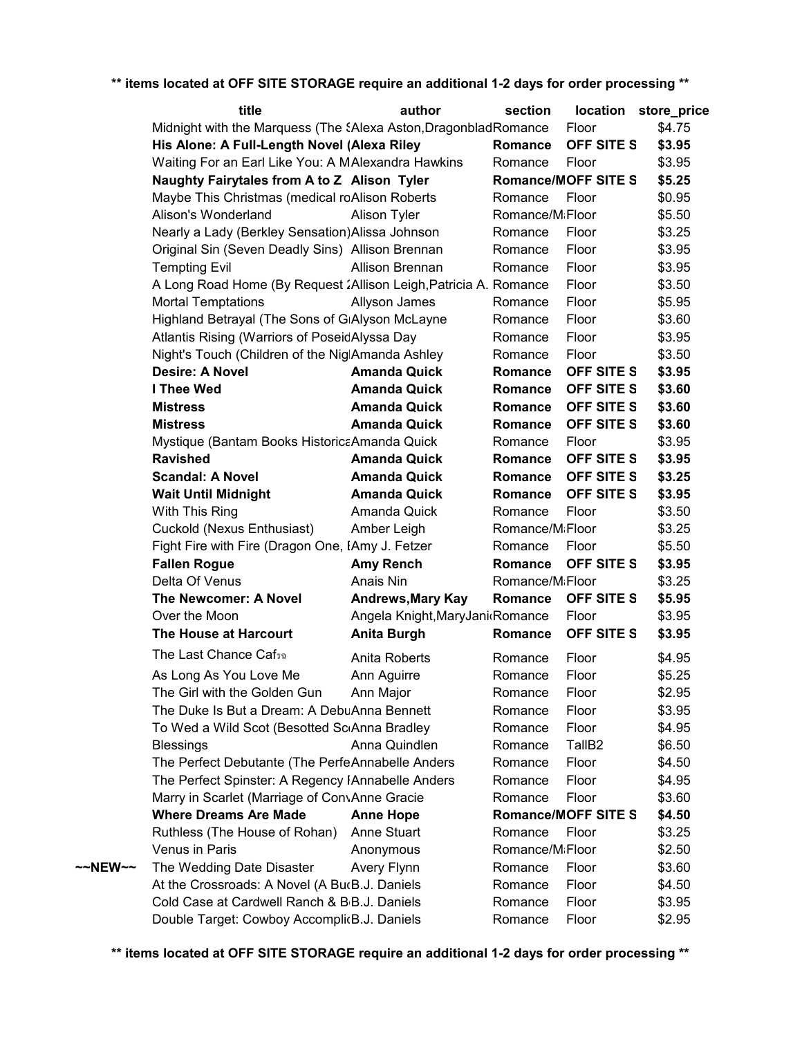**\*\* items located at OFF SITE STORAGE require an additional 1-2 days for order processing \*\***

| | title | author | section | location | store_price |
|---|---|---|---|---|---|
| | Midnight with the Marquess (The S | Alexa Aston,Dragonblad | Romance | Floor | $4.75 |
| | **His Alone: A Full-Length Novel (** | **Alexa Riley** | **Romance** | **OFF SITE S** | **$3.95** |
| | Waiting For an Earl Like You: A M | Alexandra Hawkins | Romance | Floor | $3.95 |
| | **Naughty Fairytales from A to Z** | **Alison Tyler** | **Romance/M** | **OFF SITE S** | **$5.25** |
| | Maybe This Christmas (medical ro | Alison Roberts | Romance | Floor | $0.95 |
| | Alison's Wonderland | Alison Tyler | Romance/M | Floor | $5.50 |
| | Nearly a Lady (Berkley Sensation) | Alissa Johnson | Romance | Floor | $3.25 |
| | Original Sin (Seven Deadly Sins) | Allison Brennan | Romance | Floor | $3.95 |
| | Tempting Evil | Allison Brennan | Romance | Floor | $3.95 |
| | A Long Road Home (By Request 2 | Allison Leigh,Patricia A. | Romance | Floor | $3.50 |
| | Mortal Temptations | Allyson James | Romance | Floor | $5.95 |
| | Highland Betrayal (The Sons of G | Alyson McLayne | Romance | Floor | $3.60 |
| | Atlantis Rising (Warriors of Poseid | Alyssa Day | Romance | Floor | $3.95 |
| | Night's Touch (Children of the Nig | Amanda Ashley | Romance | Floor | $3.50 |
| | **Desire: A Novel** | **Amanda Quick** | **Romance** | **OFF SITE S** | **$3.95** |
| | **I Thee Wed** | **Amanda Quick** | **Romance** | **OFF SITE S** | **$3.60** |
| | **Mistress** | **Amanda Quick** | **Romance** | **OFF SITE S** | **$3.60** |
| | **Mistress** | **Amanda Quick** | **Romance** | **OFF SITE S** | **$3.60** |
| | Mystique (Bantam Books Historica | Amanda Quick | Romance | Floor | $3.95 |
| | **Ravished** | **Amanda Quick** | **Romance** | **OFF SITE S** | **$3.95** |
| | **Scandal: A Novel** | **Amanda Quick** | **Romance** | **OFF SITE S** | **$3.25** |
| | **Wait Until Midnight** | **Amanda Quick** | **Romance** | **OFF SITE S** | **$3.95** |
| | With This Ring | Amanda Quick | Romance | Floor | $3.50 |
| | Cuckold (Nexus Enthusiast) | Amber Leigh | Romance/M | Floor | $3.25 |
| | Fight Fire with Fire (Dragon One, I | Amy J. Fetzer | Romance | Floor | $5.50 |
| | **Fallen Rogue** | **Amy Rench** | **Romance** | **OFF SITE S** | **$3.95** |
| | Delta Of Venus | Anais Nin | Romance/M | Floor | $3.25 |
| | **The Newcomer: A Novel** | **Andrews,Mary Kay** | **Romance** | **OFF SITE S** | **$5.95** |
| | Over the Moon | Angela Knight,MaryJani | Romance | Floor | $3.95 |
| | **The House at Harcourt** | **Anita Burgh** | **Romance** | **OFF SITE S** | **$3.95** |
| | The Last Chance Caf?? | Anita Roberts | Romance | Floor | $4.95 |
| | As Long As You Love Me | Ann Aguirre | Romance | Floor | $5.25 |
| | The Girl with the Golden Gun | Ann Major | Romance | Floor | $2.95 |
| | The Duke Is But a Dream: A Debu | Anna Bennett | Romance | Floor | $3.95 |
| | To Wed a Wild Scot (Besotted Sc | Anna Bradley | Romance | Floor | $4.95 |
| | Blessings | Anna Quindlen | Romance | TallB2 | $6.50 |
| | The Perfect Debutante (The Perfe | Annabelle Anders | Romance | Floor | $4.50 |
| | The Perfect Spinster: A Regency I | Annabelle Anders | Romance | Floor | $4.95 |
| | Marry in Scarlet (Marriage of Conv | Anne Gracie | Romance | Floor | $3.60 |
| | **Where Dreams Are Made** | **Anne Hope** | **Romance/M** | **OFF SITE S** | **$4.50** |
| | Ruthless (The House of Rohan) | Anne Stuart | Romance | Floor | $3.25 |
| | Venus in Paris | Anonymous | Romance/M | Floor | $2.50 |
| ~~NEW~~ | The Wedding Date Disaster | Avery Flynn | Romance | Floor | $3.60 |
| | At the Crossroads: A Novel (A Bu | B.J. Daniels | Romance | Floor | $4.50 |
| | Cold Case at Cardwell Ranch & B | B.J. Daniels | Romance | Floor | $3.95 |
| | Double Target: Cowboy Accompli | B.J. Daniels | Romance | Floor | $2.95 |

**\*\* items located at OFF SITE STORAGE require an additional 1-2 days for order processing \*\***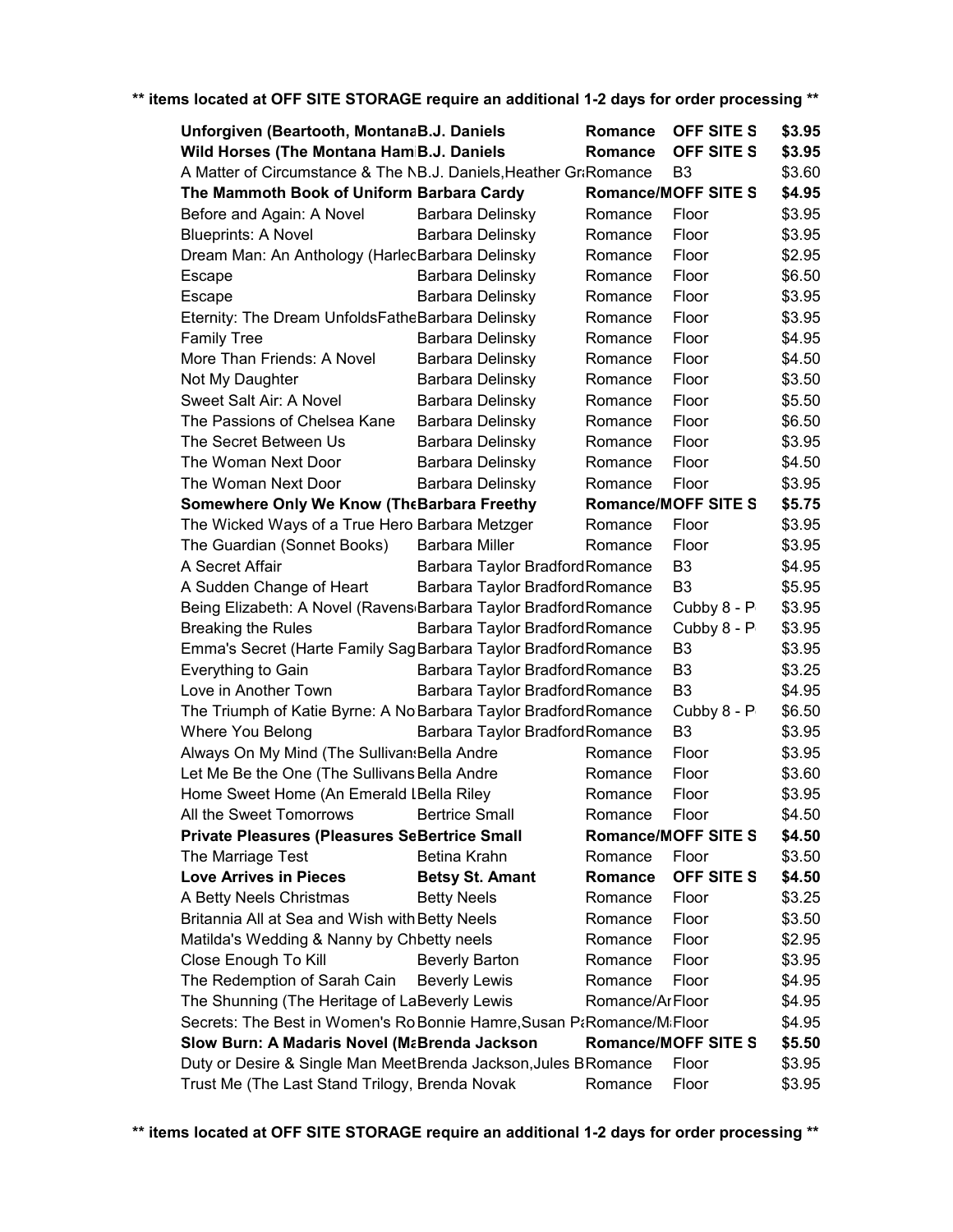** items located at OFF SITE STORAGE require an additional 1-2 days for order processing **

| Title | Author | Genre | Location | Price |
|---|---|---|---|---|
| **Unforgiven (Beartooth, Montana** | **B.J. Daniels** | **Romance** | **OFF SITE S** | **$3.95** |
| **Wild Horses (The Montana Ham** | **B.J. Daniels** | **Romance** | **OFF SITE S** | **$3.95** |
| A Matter of Circumstance & The N | B.J. Daniels,Heather Gr | Romance | B3 | $3.60 |
| **The Mammoth Book of Uniform** | **Barbara Cardy** | **Romance/M** | **OFF SITE S** | **$4.95** |
| Before and Again: A Novel | Barbara Delinsky | Romance | Floor | $3.95 |
| Blueprints: A Novel | Barbara Delinsky | Romance | Floor | $3.95 |
| Dream Man: An Anthology (Harlec | Barbara Delinsky | Romance | Floor | $2.95 |
| Escape | Barbara Delinsky | Romance | Floor | $6.50 |
| Escape | Barbara Delinsky | Romance | Floor | $3.95 |
| Eternity: The Dream UnfoldsFathe | Barbara Delinsky | Romance | Floor | $3.95 |
| Family Tree | Barbara Delinsky | Romance | Floor | $4.95 |
| More Than Friends: A Novel | Barbara Delinsky | Romance | Floor | $4.50 |
| Not My Daughter | Barbara Delinsky | Romance | Floor | $3.50 |
| Sweet Salt Air: A Novel | Barbara Delinsky | Romance | Floor | $5.50 |
| The Passions of Chelsea Kane | Barbara Delinsky | Romance | Floor | $6.50 |
| The Secret Between Us | Barbara Delinsky | Romance | Floor | $3.95 |
| The Woman Next Door | Barbara Delinsky | Romance | Floor | $4.50 |
| The Woman Next Door | Barbara Delinsky | Romance | Floor | $3.95 |
| **Somewhere Only We Know (The** | **Barbara Freethy** | **Romance/M** | **OFF SITE S** | **$5.75** |
| The Wicked Ways of a True Hero | Barbara Metzger | Romance | Floor | $3.95 |
| The Guardian (Sonnet Books) | Barbara Miller | Romance | Floor | $3.95 |
| A Secret Affair | Barbara Taylor Bradford | Romance | B3 | $4.95 |
| A Sudden Change of Heart | Barbara Taylor Bradford | Romance | B3 | $5.95 |
| Being Elizabeth: A Novel (Ravens | Barbara Taylor Bradford | Romance | Cubby 8 - P | $3.95 |
| Breaking the Rules | Barbara Taylor Bradford | Romance | Cubby 8 - P | $3.95 |
| Emma's Secret (Harte Family Sag | Barbara Taylor Bradford | Romance | B3 | $3.95 |
| Everything to Gain | Barbara Taylor Bradford | Romance | B3 | $3.25 |
| Love in Another Town | Barbara Taylor Bradford | Romance | B3 | $4.95 |
| The Triumph of Katie Byrne: A No | Barbara Taylor Bradford | Romance | Cubby 8 - P | $6.50 |
| Where You Belong | Barbara Taylor Bradford | Romance | B3 | $3.95 |
| Always On My Mind (The Sullivans | Bella Andre | Romance | Floor | $3.95 |
| Let Me Be the One (The Sullivans | Bella Andre | Romance | Floor | $3.60 |
| Home Sweet Home (An Emerald I | Bella Riley | Romance | Floor | $3.95 |
| All the Sweet Tomorrows | Bertrice Small | Romance | Floor | $4.50 |
| **Private Pleasures (Pleasures Se** | **Bertrice Small** | **Romance/M** | **OFF SITE S** | **$4.50** |
| The Marriage Test | Betina Krahn | Romance | Floor | $3.50 |
| **Love Arrives in Pieces** | **Betsy St. Amant** | **Romance** | **OFF SITE S** | **$4.50** |
| A Betty Neels Christmas | Betty Neels | Romance | Floor | $3.25 |
| Britannia All at Sea and Wish with | Betty Neels | Romance | Floor | $3.50 |
| Matilda's Wedding & Nanny by Ch | betty neels | Romance | Floor | $2.95 |
| Close Enough To Kill | Beverly Barton | Romance | Floor | $3.95 |
| The Redemption of Sarah Cain | Beverly Lewis | Romance | Floor | $4.95 |
| The Shunning (The Heritage of La | Beverly Lewis | Romance/Ar | Floor | $4.95 |
| Secrets: The Best in Women's Ro | Bonnie Hamre,Susan Pa | Romance/M | Floor | $4.95 |
| **Slow Burn: A Madaris Novel (Ma** | **Brenda Jackson** | **Romance/M** | **OFF SITE S** | **$5.50** |
| Duty or Desire & Single Man Meet | Brenda Jackson,Jules B | Romance | Floor | $3.95 |
| Trust Me (The Last Stand Trilogy, | Brenda Novak | Romance | Floor | $3.95 |

** items located at OFF SITE STORAGE require an additional 1-2 days for order processing **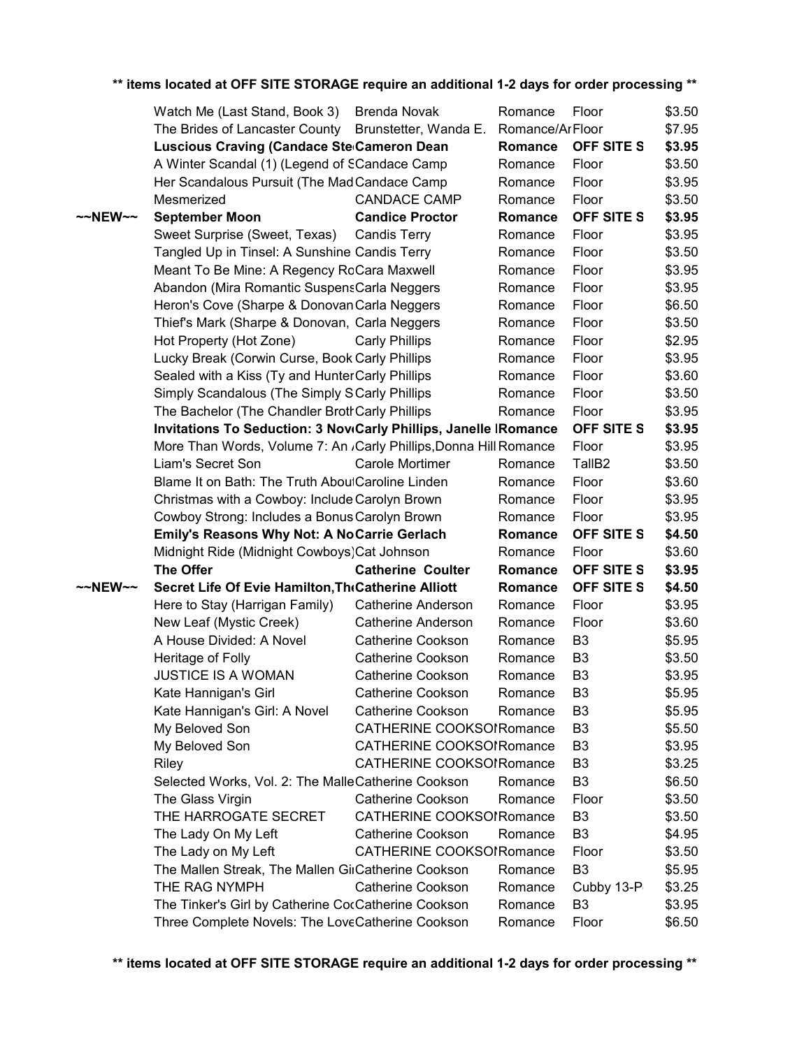** items located at OFF SITE STORAGE require an additional 1-2 days for order processing **

| | Title | Author | Genre | Location | Price |
|---|---|---|---|---|---|
| | Watch Me (Last Stand, Book 3) | Brenda Novak | Romance | Floor | $3.50 |
| | The Brides of Lancaster County | Brunstetter, Wanda E. | Romance/Ar | Floor | $7.95 |
| | **Luscious Craving (Candace Ste** | **Cameron Dean** | **Romance** | **OFF SITE S** | **$3.95** |
| | A Winter Scandal (1) (Legend of S | Candace Camp | Romance | Floor | $3.50 |
| | Her Scandalous Pursuit (The Mad | Candace Camp | Romance | Floor | $3.95 |
| | Mesmerized | CANDACE CAMP | Romance | Floor | $3.50 |
| **~~NEW~~** | **September Moon** | **Candice Proctor** | **Romance** | **OFF SITE S** | **$3.95** |
| | Sweet Surprise (Sweet, Texas) | Candis Terry | Romance | Floor | $3.95 |
| | Tangled Up in Tinsel: A Sunshine | Candis Terry | Romance | Floor | $3.50 |
| | Meant To Be Mine: A Regency Ro | Cara Maxwell | Romance | Floor | $3.95 |
| | Abandon (Mira Romantic Suspens | Carla Neggers | Romance | Floor | $3.95 |
| | Heron's Cove (Sharpe & Donovan | Carla Neggers | Romance | Floor | $6.50 |
| | Thief's Mark (Sharpe & Donovan, | Carla Neggers | Romance | Floor | $3.50 |
| | Hot Property (Hot Zone) | Carly Phillips | Romance | Floor | $2.95 |
| | Lucky Break (Corwin Curse, Book | Carly Phillips | Romance | Floor | $3.95 |
| | Sealed with a Kiss (Ty and Hunter | Carly Phillips | Romance | Floor | $3.60 |
| | Simply Scandalous (The Simply S | Carly Phillips | Romance | Floor | $3.50 |
| | The Bachelor (The Chandler Broth | Carly Phillips | Romance | Floor | $3.95 |
| | **Invitations To Seduction: 3 Nov** | **Carly Phillips, Janelle I** | **Romance** | **OFF SITE S** | **$3.95** |
| | More Than Words, Volume 7: An / | Carly Phillips,Donna Hill | Romance | Floor | $3.95 |
| | Liam's Secret Son | Carole Mortimer | Romance | TallB2 | $3.50 |
| | Blame It on Bath: The Truth Abou | Caroline Linden | Romance | Floor | $3.60 |
| | Christmas with a Cowboy: Include | Carolyn Brown | Romance | Floor | $3.95 |
| | Cowboy Strong: Includes a Bonus | Carolyn Brown | Romance | Floor | $3.95 |
| | **Emily's Reasons Why Not: A No** | **Carrie Gerlach** | **Romance** | **OFF SITE S** | **$4.50** |
| | Midnight Ride (Midnight Cowboys) | Cat Johnson | Romance | Floor | $3.60 |
| | **The Offer** | **Catherine Coulter** | **Romance** | **OFF SITE S** | **$3.95** |
| **~~NEW~~** | **Secret Life Of Evie Hamilton,Th** | **Catherine Alliott** | **Romance** | **OFF SITE S** | **$4.50** |
| | Here to Stay (Harrigan Family) | Catherine Anderson | Romance | Floor | $3.95 |
| | New Leaf (Mystic Creek) | Catherine Anderson | Romance | Floor | $3.60 |
| | A House Divided: A Novel | Catherine Cookson | Romance | B3 | $5.95 |
| | Heritage of Folly | Catherine Cookson | Romance | B3 | $3.50 |
| | JUSTICE IS A WOMAN | Catherine Cookson | Romance | B3 | $3.95 |
| | Kate Hannigan's Girl | Catherine Cookson | Romance | B3 | $5.95 |
| | Kate Hannigan's Girl: A Novel | Catherine Cookson | Romance | B3 | $5.95 |
| | My Beloved Son | CATHERINE COOKSOI | Romance | B3 | $5.50 |
| | My Beloved Son | CATHERINE COOKSOI | Romance | B3 | $3.95 |
| | Riley | CATHERINE COOKSOI | Romance | B3 | $3.25 |
| | Selected Works, Vol. 2: The Malle | Catherine Cookson | Romance | B3 | $6.50 |
| | The Glass Virgin | Catherine Cookson | Romance | Floor | $3.50 |
| | THE HARROGATE SECRET | CATHERINE COOKSOI | Romance | B3 | $3.50 |
| | The Lady On My Left | Catherine Cookson | Romance | B3 | $4.95 |
| | The Lady on My Left | CATHERINE COOKSOI | Romance | Floor | $3.50 |
| | The Mallen Streak, The Mallen Gi | Catherine Cookson | Romance | B3 | $5.95 |
| | THE RAG NYMPH | Catherine Cookson | Romance | Cubby 13-P | $3.25 |
| | The Tinker's Girl by Catherine Coo | Catherine Cookson | Romance | B3 | $3.95 |
| | Three Complete Novels: The Love | Catherine Cookson | Romance | Floor | $6.50 |

** items located at OFF SITE STORAGE require an additional 1-2 days for order processing **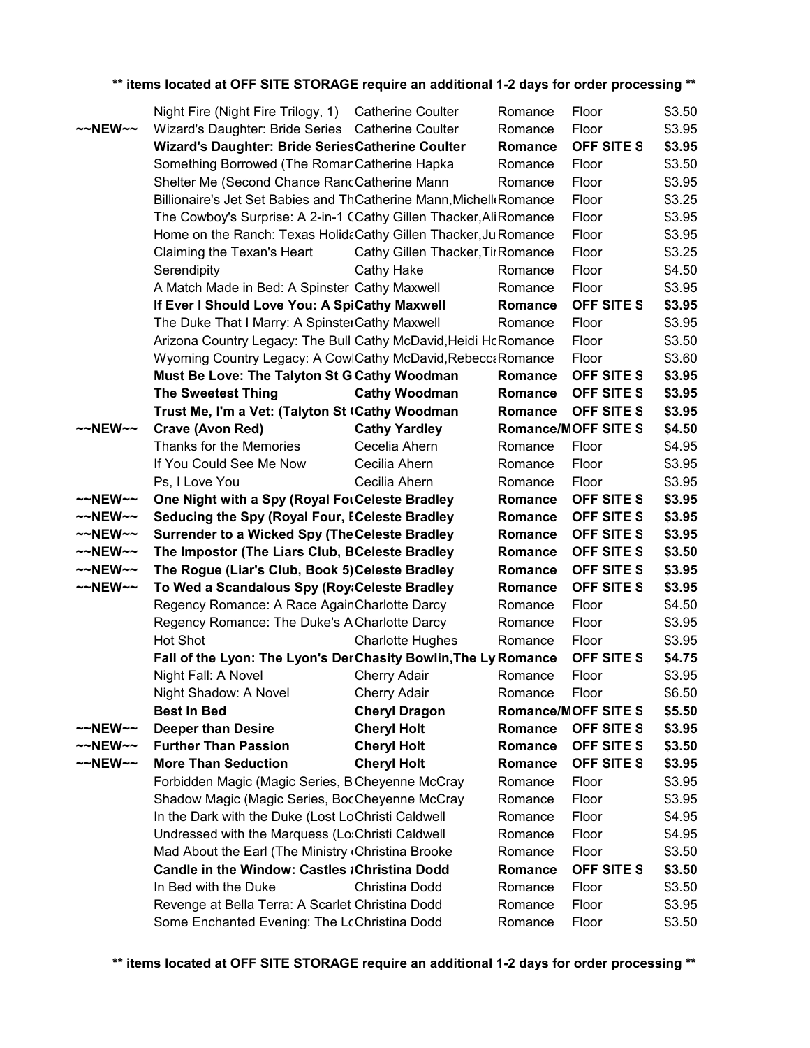**  items located at OFF SITE STORAGE require an additional 1-2 days for order processing  **

| | Title | Author | Genre | Location | Price |
|---|---|---|---|---|---|
| | Night Fire (Night Fire Trilogy, 1) | Catherine Coulter | Romance | Floor | $3.50 |
| ~~NEW~~ | Wizard's Daughter: Bride Series | Catherine Coulter | Romance | Floor | $3.95 |
| | **Wizard's Daughter: Bride Series** | **Catherine Coulter** | **Romance** | **OFF SITE S** | **$3.95** |
| | Something Borrowed (The Roman | Catherine Hapka | Romance | Floor | $3.50 |
| | Shelter Me (Second Chance Ranc | Catherine Mann | Romance | Floor | $3.95 |
| | Billionaire's Jet Set Babies and Th | Catherine Mann,Michell | Romance | Floor | $3.25 |
| | The Cowboy's Surprise: A 2-in-1 C | Cathy Gillen Thacker,Ali | Romance | Floor | $3.95 |
| | Home on the Ranch: Texas Holida | Cathy Gillen Thacker,Ju | Romance | Floor | $3.95 |
| | Claiming the Texan's Heart | Cathy Gillen Thacker,Tir | Romance | Floor | $3.25 |
| | Serendipity | Cathy Hake | Romance | Floor | $4.50 |
| | A Match Made in Bed: A Spinster | Cathy Maxwell | Romance | Floor | $3.95 |
| | **If Ever I Should Love You: A Spi** | **Cathy Maxwell** | **Romance** | **OFF SITE S** | **$3.95** |
| | The Duke That I Marry: A Spinster | Cathy Maxwell | Romance | Floor | $3.95 |
| | Arizona Country Legacy: The Bull | Cathy McDavid,Heidi Hc | Romance | Floor | $3.50 |
| | Wyoming Country Legacy: A Cowl | Cathy McDavid,Rebecca | Romance | Floor | $3.60 |
| | **Must Be Love: The Talyton St G** | **Cathy Woodman** | **Romance** | **OFF SITE S** | **$3.95** |
| | **The Sweetest Thing** | **Cathy Woodman** | **Romance** | **OFF SITE S** | **$3.95** |
| | **Trust Me, I'm a Vet: (Talyton St (** | **Cathy Woodman** | **Romance** | **OFF SITE S** | **$3.95** |
| ~~NEW~~ | **Crave (Avon Red)** | **Cathy Yardley** | **Romance/M** | **OFF SITE S** | **$4.50** |
| | Thanks for the Memories | Cecelia Ahern | Romance | Floor | $4.95 |
| | If You Could See Me Now | Cecilia Ahern | Romance | Floor | $3.95 |
| | Ps, I Love You | Cecilia Ahern | Romance | Floor | $3.95 |
| ~~NEW~~ | **One Night with a Spy (Royal Fo** | **Celeste Bradley** | **Romance** | **OFF SITE S** | **$3.95** |
| ~~NEW~~ | **Seducing the Spy (Royal Four, E** | **Celeste Bradley** | **Romance** | **OFF SITE S** | **$3.95** |
| ~~NEW~~ | **Surrender to a Wicked Spy (The** | **Celeste Bradley** | **Romance** | **OFF SITE S** | **$3.95** |
| ~~NEW~~ | **The Impostor (The Liars Club, B** | **Celeste Bradley** | **Romance** | **OFF SITE S** | **$3.50** |
| ~~NEW~~ | **The Rogue (Liar's Club, Book 5)** | **Celeste Bradley** | **Romance** | **OFF SITE S** | **$3.95** |
| ~~NEW~~ | **To Wed a Scandalous Spy (Roy** | **Celeste Bradley** | **Romance** | **OFF SITE S** | **$3.95** |
| | Regency Romance: A Race Again | Charlotte Darcy | Romance | Floor | $4.50 |
| | Regency Romance: The Duke's A | Charlotte Darcy | Romance | Floor | $3.95 |
| | Hot Shot | Charlotte Hughes | Romance | Floor | $3.95 |
| | **Fall of the Lyon: The Lyon's Der** | **Chasity Bowlin,The Ly** | **Romance** | **OFF SITE S** | **$4.75** |
| | Night Fall: A Novel | Cherry Adair | Romance | Floor | $3.95 |
| | Night Shadow: A Novel | Cherry Adair | Romance | Floor | $6.50 |
| | **Best In Bed** | **Cheryl Dragon** | **Romance/M** | **OFF SITE S** | **$5.50** |
| ~~NEW~~ | **Deeper than Desire** | **Cheryl Holt** | **Romance** | **OFF SITE S** | **$3.95** |
| ~~NEW~~ | **Further Than Passion** | **Cheryl Holt** | **Romance** | **OFF SITE S** | **$3.50** |
| ~~NEW~~ | **More Than Seduction** | **Cheryl Holt** | **Romance** | **OFF SITE S** | **$3.95** |
| | Forbidden Magic (Magic Series, B | Cheyenne McCray | Romance | Floor | $3.95 |
| | Shadow Magic (Magic Series, Boo | Cheyenne McCray | Romance | Floor | $3.95 |
| | In the Dark with the Duke (Lost Lo | Christi Caldwell | Romance | Floor | $4.95 |
| | Undressed with the Marquess (Lo | Christi Caldwell | Romance | Floor | $4.95 |
| | Mad About the Earl (The Ministry ( | Christina Brooke | Romance | Floor | $3.50 |
| | **Candle in the Window: Castles #** | **Christina Dodd** | **Romance** | **OFF SITE S** | **$3.50** |
| | In Bed with the Duke | Christina Dodd | Romance | Floor | $3.50 |
| | Revenge at Bella Terra: A Scarlet | Christina Dodd | Romance | Floor | $3.95 |
| | Some Enchanted Evening: The Lo | Christina Dodd | Romance | Floor | $3.50 |

**  items located at OFF SITE STORAGE require an additional 1-2 days for order processing  **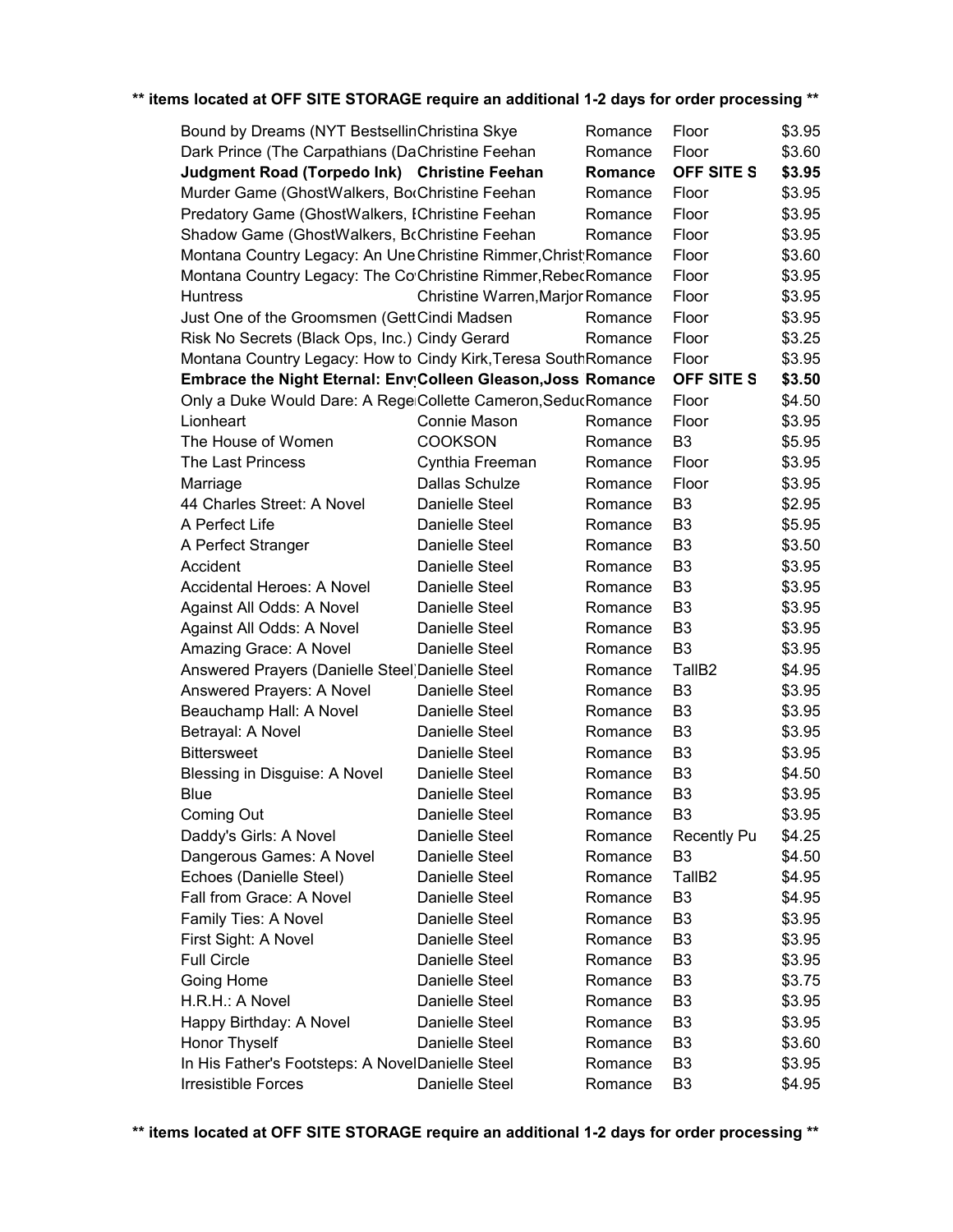** items located at OFF SITE STORAGE require an additional 1-2 days for order processing **

| | | | | |
|---|---|---|---|---|
| Bound by Dreams (NYT Bestsellin | Christina Skye | Romance | Floor | $3.95 |
| Dark Prince (The Carpathians (Da | Christine Feehan | Romance | Floor | $3.60 |
| **Judgment Road (Torpedo Ink)** | **Christine Feehan** | **Romance** | **OFF SITE S** | **$3.95** |
| Murder Game (GhostWalkers, Bo | Christine Feehan | Romance | Floor | $3.95 |
| Predatory Game (GhostWalkers, I | Christine Feehan | Romance | Floor | $3.95 |
| Shadow Game (GhostWalkers, B | Christine Feehan | Romance | Floor | $3.95 |
| Montana Country Legacy: An Une | Christine Rimmer,Christ | Romance | Floor | $3.60 |
| Montana Country Legacy: The Co | Christine Rimmer,Rebec | Romance | Floor | $3.95 |
| Huntress | Christine Warren,Marjor | Romance | Floor | $3.95 |
| Just One of the Groomsmen (Gett | Cindi Madsen | Romance | Floor | $3.95 |
| Risk No Secrets (Black Ops, Inc.) | Cindy Gerard | Romance | Floor | $3.25 |
| Montana Country Legacy: How to | Cindy Kirk,Teresa South | Romance | Floor | $3.95 |
| **Embrace the Night Eternal: Env** | **Colleen Gleason,Joss** | **Romance** | **OFF SITE S** | **$3.50** |
| Only a Duke Would Dare: A Rege | Collette Cameron,Seduc | Romance | Floor | $4.50 |
| Lionheart | Connie Mason | Romance | Floor | $3.95 |
| The House of Women | COOKSON | Romance | B3 | $5.95 |
| The Last Princess | Cynthia Freeman | Romance | Floor | $3.95 |
| Marriage | Dallas Schulze | Romance | Floor | $3.95 |
| 44 Charles Street: A Novel | Danielle Steel | Romance | B3 | $2.95 |
| A Perfect Life | Danielle Steel | Romance | B3 | $5.95 |
| A Perfect Stranger | Danielle Steel | Romance | B3 | $3.50 |
| Accident | Danielle Steel | Romance | B3 | $3.95 |
| Accidental Heroes: A Novel | Danielle Steel | Romance | B3 | $3.95 |
| Against All Odds: A Novel | Danielle Steel | Romance | B3 | $3.95 |
| Against All Odds: A Novel | Danielle Steel | Romance | B3 | $3.95 |
| Amazing Grace: A Novel | Danielle Steel | Romance | B3 | $3.95 |
| Answered Prayers (Danielle Steel) | Danielle Steel | Romance | TallB2 | $4.95 |
| Answered Prayers: A Novel | Danielle Steel | Romance | B3 | $3.95 |
| Beauchamp Hall: A Novel | Danielle Steel | Romance | B3 | $3.95 |
| Betrayal: A Novel | Danielle Steel | Romance | B3 | $3.95 |
| Bittersweet | Danielle Steel | Romance | B3 | $3.95 |
| Blessing in Disguise: A Novel | Danielle Steel | Romance | B3 | $4.50 |
| Blue | Danielle Steel | Romance | B3 | $3.95 |
| Coming Out | Danielle Steel | Romance | B3 | $3.95 |
| Daddy's Girls: A Novel | Danielle Steel | Romance | Recently Pu | $4.25 |
| Dangerous Games: A Novel | Danielle Steel | Romance | B3 | $4.50 |
| Echoes (Danielle Steel) | Danielle Steel | Romance | TallB2 | $4.95 |
| Fall from Grace: A Novel | Danielle Steel | Romance | B3 | $4.95 |
| Family Ties: A Novel | Danielle Steel | Romance | B3 | $3.95 |
| First Sight: A Novel | Danielle Steel | Romance | B3 | $3.95 |
| Full Circle | Danielle Steel | Romance | B3 | $3.95 |
| Going Home | Danielle Steel | Romance | B3 | $3.75 |
| H.R.H.: A Novel | Danielle Steel | Romance | B3 | $3.95 |
| Happy Birthday: A Novel | Danielle Steel | Romance | B3 | $3.95 |
| Honor Thyself | Danielle Steel | Romance | B3 | $3.60 |
| In His Father's Footsteps: A Novel | Danielle Steel | Romance | B3 | $3.95 |
| Irresistible Forces | Danielle Steel | Romance | B3 | $4.95 |

** items located at OFF SITE STORAGE require an additional 1-2 days for order processing **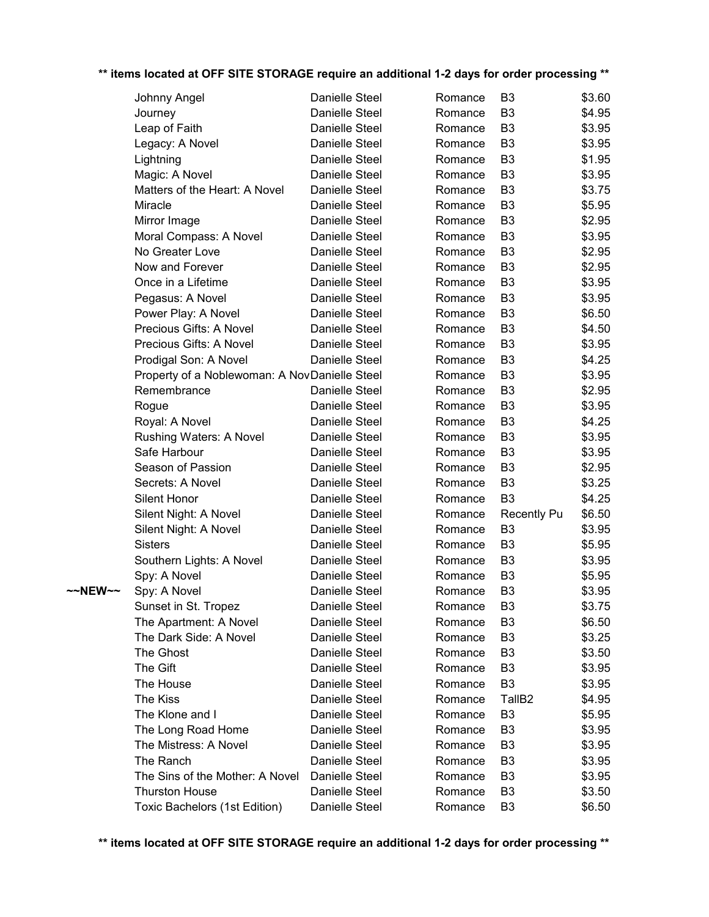** items located at OFF SITE STORAGE require an additional 1-2 days for order processing **

| | Title | Author | Genre | Location | Price |
|---|---|---|---|---|---|
| | Johnny Angel | Danielle Steel | Romance | B3 | $3.60 |
| | Journey | Danielle Steel | Romance | B3 | $4.95 |
| | Leap of Faith | Danielle Steel | Romance | B3 | $3.95 |
| | Legacy: A Novel | Danielle Steel | Romance | B3 | $3.95 |
| | Lightning | Danielle Steel | Romance | B3 | $1.95 |
| | Magic: A Novel | Danielle Steel | Romance | B3 | $3.95 |
| | Matters of the Heart: A Novel | Danielle Steel | Romance | B3 | $3.75 |
| | Miracle | Danielle Steel | Romance | B3 | $5.95 |
| | Mirror Image | Danielle Steel | Romance | B3 | $2.95 |
| | Moral Compass: A Novel | Danielle Steel | Romance | B3 | $3.95 |
| | No Greater Love | Danielle Steel | Romance | B3 | $2.95 |
| | Now and Forever | Danielle Steel | Romance | B3 | $2.95 |
| | Once in a Lifetime | Danielle Steel | Romance | B3 | $3.95 |
| | Pegasus: A Novel | Danielle Steel | Romance | B3 | $3.95 |
| | Power Play: A Novel | Danielle Steel | Romance | B3 | $6.50 |
| | Precious Gifts: A Novel | Danielle Steel | Romance | B3 | $4.50 |
| | Precious Gifts: A Novel | Danielle Steel | Romance | B3 | $3.95 |
| | Prodigal Son: A Novel | Danielle Steel | Romance | B3 | $4.25 |
| | Property of a Noblewoman: A Nov | Danielle Steel | Romance | B3 | $3.95 |
| | Remembrance | Danielle Steel | Romance | B3 | $2.95 |
| | Rogue | Danielle Steel | Romance | B3 | $3.95 |
| | Royal: A Novel | Danielle Steel | Romance | B3 | $4.25 |
| | Rushing Waters: A Novel | Danielle Steel | Romance | B3 | $3.95 |
| | Safe Harbour | Danielle Steel | Romance | B3 | $3.95 |
| | Season of Passion | Danielle Steel | Romance | B3 | $2.95 |
| | Secrets: A Novel | Danielle Steel | Romance | B3 | $3.25 |
| | Silent Honor | Danielle Steel | Romance | B3 | $4.25 |
| | Silent Night: A Novel | Danielle Steel | Romance | Recently Pu | $6.50 |
| | Silent Night: A Novel | Danielle Steel | Romance | B3 | $3.95 |
| | Sisters | Danielle Steel | Romance | B3 | $5.95 |
| | Southern Lights: A Novel | Danielle Steel | Romance | B3 | $3.95 |
| | Spy: A Novel | Danielle Steel | Romance | B3 | $5.95 |
| ~~NEW~~ | Spy: A Novel | Danielle Steel | Romance | B3 | $3.95 |
| | Sunset in St. Tropez | Danielle Steel | Romance | B3 | $3.75 |
| | The Apartment: A Novel | Danielle Steel | Romance | B3 | $6.50 |
| | The Dark Side: A Novel | Danielle Steel | Romance | B3 | $3.25 |
| | The Ghost | Danielle Steel | Romance | B3 | $3.50 |
| | The Gift | Danielle Steel | Romance | B3 | $3.95 |
| | The House | Danielle Steel | Romance | B3 | $3.95 |
| | The Kiss | Danielle Steel | Romance | TallB2 | $4.95 |
| | The Klone and I | Danielle Steel | Romance | B3 | $5.95 |
| | The Long Road Home | Danielle Steel | Romance | B3 | $3.95 |
| | The Mistress: A Novel | Danielle Steel | Romance | B3 | $3.95 |
| | The Ranch | Danielle Steel | Romance | B3 | $3.95 |
| | The Sins of the Mother: A Novel | Danielle Steel | Romance | B3 | $3.95 |
| | Thurston House | Danielle Steel | Romance | B3 | $3.50 |
| | Toxic Bachelors (1st Edition) | Danielle Steel | Romance | B3 | $6.50 |

** items located at OFF SITE STORAGE require an additional 1-2 days for order processing **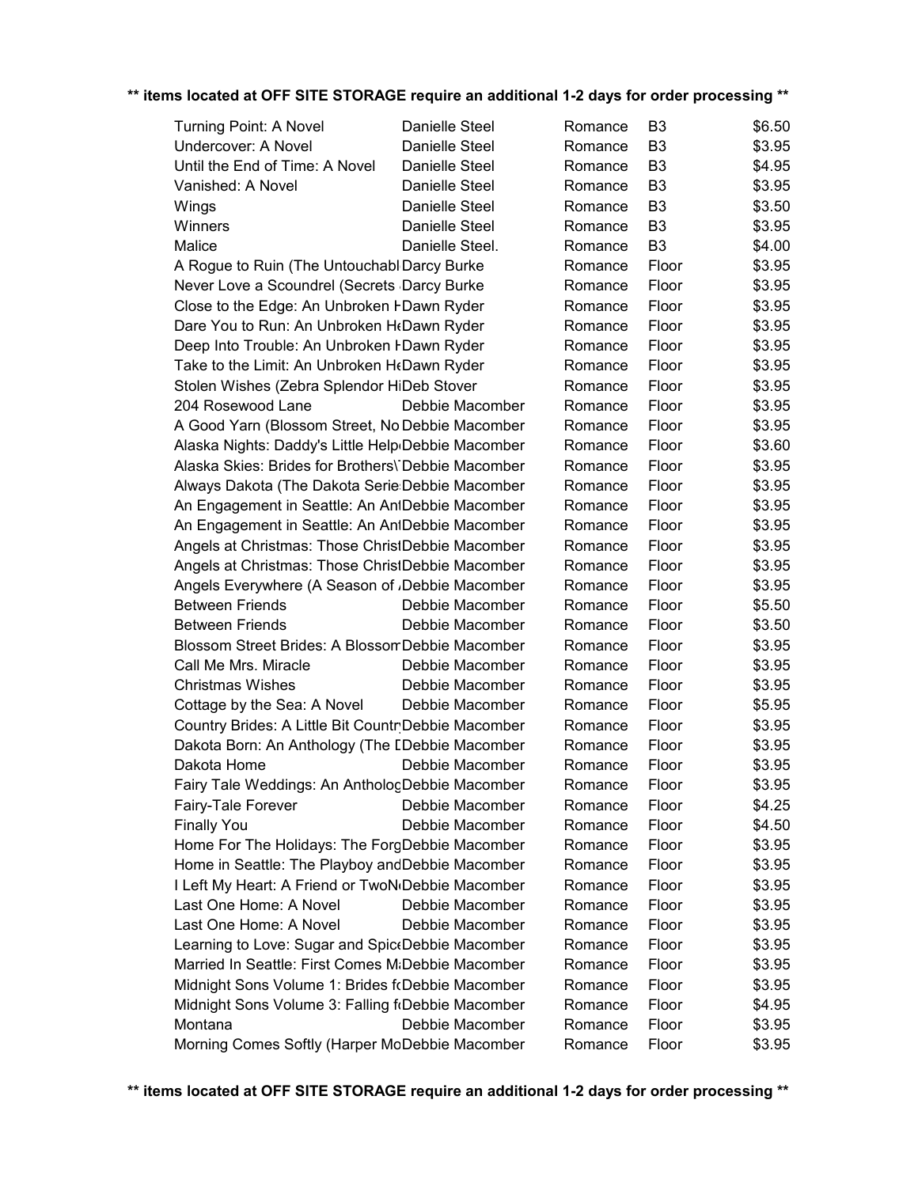** items located at OFF SITE STORAGE require an additional 1-2 days for order processing **

| Title | Author | Genre | Location | Price |
|---|---|---|---|---|
| Turning Point: A Novel | Danielle Steel | Romance | B3 | $6.50 |
| Undercover: A Novel | Danielle Steel | Romance | B3 | $3.95 |
| Until the End of Time: A Novel | Danielle Steel | Romance | B3 | $4.95 |
| Vanished: A Novel | Danielle Steel | Romance | B3 | $3.95 |
| Wings | Danielle Steel | Romance | B3 | $3.50 |
| Winners | Danielle Steel | Romance | B3 | $3.95 |
| Malice | Danielle Steel. | Romance | B3 | $4.00 |
| A Rogue to Ruin (The Untouchabl | Darcy Burke | Romance | Floor | $3.95 |
| Never Love a Scoundrel (Secrets | Darcy Burke | Romance | Floor | $3.95 |
| Close to the Edge: An Unbroken H | Dawn Ryder | Romance | Floor | $3.95 |
| Dare You to Run: An Unbroken He | Dawn Ryder | Romance | Floor | $3.95 |
| Deep Into Trouble: An Unbroken H | Dawn Ryder | Romance | Floor | $3.95 |
| Take to the Limit: An Unbroken He | Dawn Ryder | Romance | Floor | $3.95 |
| Stolen Wishes (Zebra Splendor Hi | Deb Stover | Romance | Floor | $3.95 |
| 204 Rosewood Lane | Debbie Macomber | Romance | Floor | $3.95 |
| A Good Yarn (Blossom Street, No | Debbie Macomber | Romance | Floor | $3.95 |
| Alaska Nights: Daddy's Little Help | Debbie Macomber | Romance | Floor | $3.60 |
| Alaska Skies: Brides for Brothers\ | Debbie Macomber | Romance | Floor | $3.95 |
| Always Dakota (The Dakota Serie | Debbie Macomber | Romance | Floor | $3.95 |
| An Engagement in Seattle: An An | Debbie Macomber | Romance | Floor | $3.95 |
| An Engagement in Seattle: An An | Debbie Macomber | Romance | Floor | $3.95 |
| Angels at Christmas: Those Christ | Debbie Macomber | Romance | Floor | $3.95 |
| Angels at Christmas: Those Christ | Debbie Macomber | Romance | Floor | $3.95 |
| Angels Everywhere (A Season of | Debbie Macomber | Romance | Floor | $3.95 |
| Between Friends | Debbie Macomber | Romance | Floor | $5.50 |
| Between Friends | Debbie Macomber | Romance | Floor | $3.50 |
| Blossom Street Brides: A Blossom | Debbie Macomber | Romance | Floor | $3.95 |
| Call Me Mrs. Miracle | Debbie Macomber | Romance | Floor | $3.95 |
| Christmas Wishes | Debbie Macomber | Romance | Floor | $3.95 |
| Cottage by the Sea: A Novel | Debbie Macomber | Romance | Floor | $5.95 |
| Country Brides: A Little Bit Countr | Debbie Macomber | Romance | Floor | $3.95 |
| Dakota Born: An Anthology (The D | Debbie Macomber | Romance | Floor | $3.95 |
| Dakota Home | Debbie Macomber | Romance | Floor | $3.95 |
| Fairy Tale Weddings: An Antholog | Debbie Macomber | Romance | Floor | $3.95 |
| Fairy-Tale Forever | Debbie Macomber | Romance | Floor | $4.25 |
| Finally You | Debbie Macomber | Romance | Floor | $4.50 |
| Home For The Holidays: The Forg | Debbie Macomber | Romance | Floor | $3.95 |
| Home in Seattle: The Playboy and | Debbie Macomber | Romance | Floor | $3.95 |
| I Left My Heart: A Friend or TwoN | Debbie Macomber | Romance | Floor | $3.95 |
| Last One Home: A Novel | Debbie Macomber | Romance | Floor | $3.95 |
| Last One Home: A Novel | Debbie Macomber | Romance | Floor | $3.95 |
| Learning to Love: Sugar and Spice | Debbie Macomber | Romance | Floor | $3.95 |
| Married In Seattle: First Comes Ma | Debbie Macomber | Romance | Floor | $3.95 |
| Midnight Sons Volume 1: Brides fo | Debbie Macomber | Romance | Floor | $3.95 |
| Midnight Sons Volume 3: Falling fo | Debbie Macomber | Romance | Floor | $4.95 |
| Montana | Debbie Macomber | Romance | Floor | $3.95 |
| Morning Comes Softly (Harper Mo | Debbie Macomber | Romance | Floor | $3.95 |

** items located at OFF SITE STORAGE require an additional 1-2 days for order processing **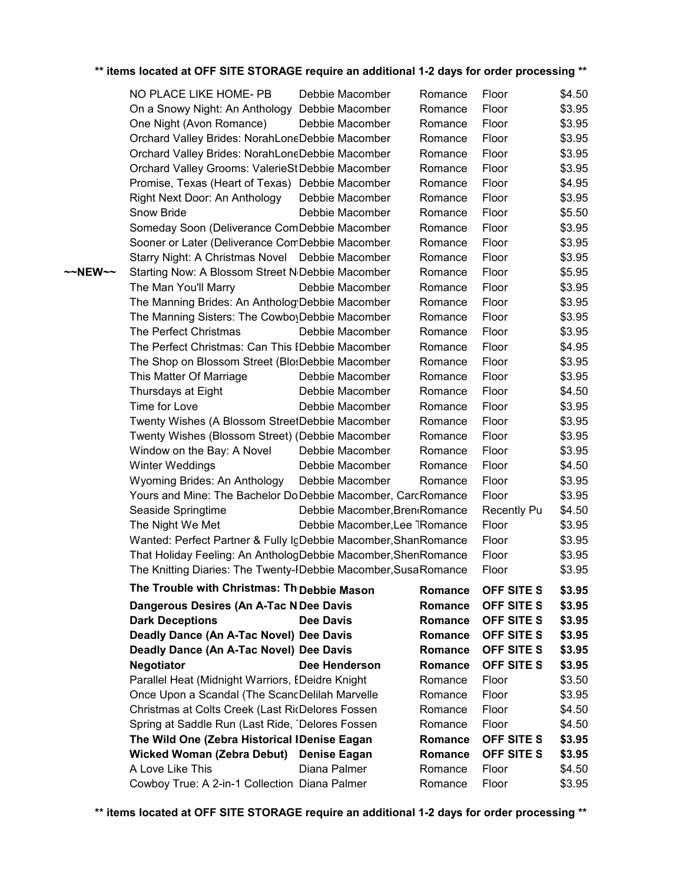** items located at OFF SITE STORAGE require an additional 1-2 days for order processing **

| | Title | Author | Genre | Location | Price |
|---|---|---|---|---|---|
| | NO PLACE LIKE HOME- PB | Debbie Macomber | Romance | Floor | $4.50 |
| | On a Snowy Night: An Anthology | Debbie Macomber | Romance | Floor | $3.95 |
| | One Night (Avon Romance) | Debbie Macomber | Romance | Floor | $3.95 |
| | Orchard Valley Brides: NorahLone | Debbie Macomber | Romance | Floor | $3.95 |
| | Orchard Valley Brides: NorahLone | Debbie Macomber | Romance | Floor | $3.95 |
| | Orchard Valley Grooms: ValerieSt | Debbie Macomber | Romance | Floor | $3.95 |
| | Promise, Texas (Heart of Texas) | Debbie Macomber | Romance | Floor | $4.95 |
| | Right Next Door: An Anthology | Debbie Macomber | Romance | Floor | $3.95 |
| | Snow Bride | Debbie Macomber | Romance | Floor | $5.50 |
| | Someday Soon (Deliverance Com | Debbie Macomber | Romance | Floor | $3.95 |
| | Sooner or Later (Deliverance Com | Debbie Macomber | Romance | Floor | $3.95 |
| | Starry Night: A Christmas Novel | Debbie Macomber | Romance | Floor | $3.95 |
| ~~NEW~~ | Starting Now: A Blossom Street N | Debbie Macomber | Romance | Floor | $5.95 |
| | The Man You'll Marry | Debbie Macomber | Romance | Floor | $3.95 |
| | The Manning Brides: An Antholog | Debbie Macomber | Romance | Floor | $3.95 |
| | The Manning Sisters: The Cowboy | Debbie Macomber | Romance | Floor | $3.95 |
| | The Perfect Christmas | Debbie Macomber | Romance | Floor | $3.95 |
| | The Perfect Christmas: Can This I | Debbie Macomber | Romance | Floor | $4.95 |
| | The Shop on Blossom Street (Blos | Debbie Macomber | Romance | Floor | $3.95 |
| | This Matter Of Marriage | Debbie Macomber | Romance | Floor | $3.95 |
| | Thursdays at Eight | Debbie Macomber | Romance | Floor | $4.50 |
| | Time for Love | Debbie Macomber | Romance | Floor | $3.95 |
| | Twenty Wishes (A Blossom Street | Debbie Macomber | Romance | Floor | $3.95 |
| | Twenty Wishes (Blossom Street) ( | Debbie Macomber | Romance | Floor | $3.95 |
| | Window on the Bay: A Novel | Debbie Macomber | Romance | Floor | $3.95 |
| | Winter Weddings | Debbie Macomber | Romance | Floor | $4.50 |
| | Wyoming Brides: An Anthology | Debbie Macomber | Romance | Floor | $3.95 |
| | Yours and Mine: The Bachelor Do | Debbie Macomber, Carc | Romance | Floor | $3.95 |
| | Seaside Springtime | Debbie Macomber,Bren | Romance | Recently Pu | $4.50 |
| | The Night We Met | Debbie Macomber,Lee T | Romance | Floor | $3.95 |
| | Wanted: Perfect Partner & Fully Ig | Debbie Macomber,Shan | Romance | Floor | $3.95 |
| | That Holiday Feeling: An Antholog | Debbie Macomber,Sheri | Romance | Floor | $3.95 |
| | The Knitting Diaries: The Twenty-F | Debbie Macomber,Susa | Romance | Floor | $3.95 |
| | **The Trouble with Christmas: Th** | **Debbie Mason** | **Romance** | **OFF SITE S** | **$3.95** |
| | **Dangerous Desires (An A-Tac N** | **Dee Davis** | **Romance** | **OFF SITE S** | **$3.95** |
| | **Dark Deceptions** | **Dee Davis** | **Romance** | **OFF SITE S** | **$3.95** |
| | **Deadly Dance (An A-Tac Novel)** | **Dee Davis** | **Romance** | **OFF SITE S** | **$3.95** |
| | **Deadly Dance (An A-Tac Novel)** | **Dee Davis** | **Romance** | **OFF SITE S** | **$3.95** |
| | **Negotiator** | **Dee Henderson** | **Romance** | **OFF SITE S** | **$3.95** |
| | Parallel Heat (Midnight Warriors, E | Deidre Knight | Romance | Floor | $3.50 |
| | Once Upon a Scandal (The Scand | Delilah Marvelle | Romance | Floor | $3.95 |
| | Christmas at Colts Creek (Last Ri | Delores Fossen | Romance | Floor | $4.50 |
| | Spring at Saddle Run (Last Ride, T | Delores Fossen | Romance | Floor | $4.50 |
| | **The Wild One (Zebra Historical I** | **Denise Eagan** | **Romance** | **OFF SITE S** | **$3.95** |
| | **Wicked Woman (Zebra Debut)** | **Denise Eagan** | **Romance** | **OFF SITE S** | **$3.95** |
| | A Love Like This | Diana Palmer | Romance | Floor | $4.50 |
| | Cowboy True: A 2-in-1 Collection | Diana Palmer | Romance | Floor | $3.95 |

** items located at OFF SITE STORAGE require an additional 1-2 days for order processing **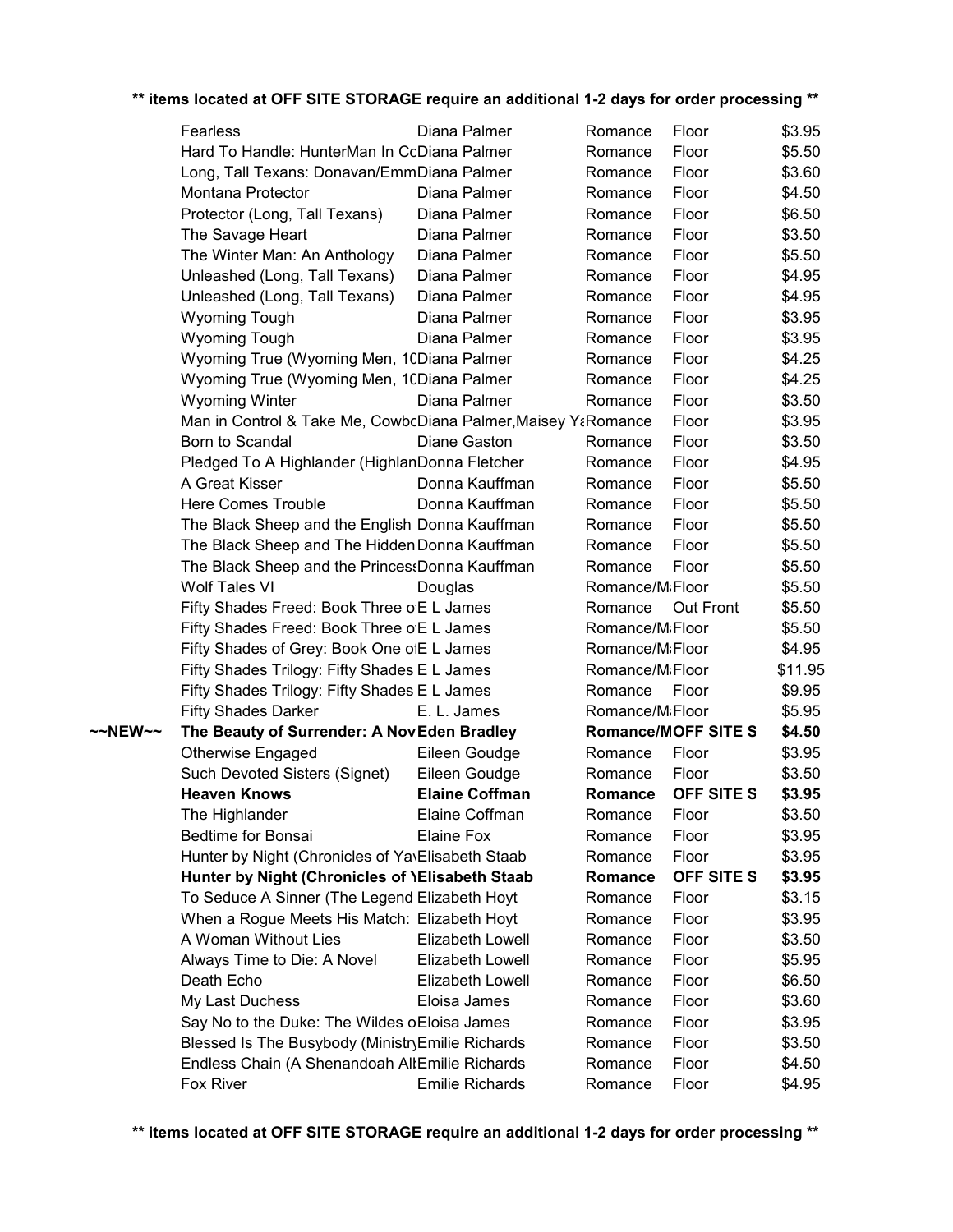** items located at OFF SITE STORAGE require an additional 1-2 days for order processing **

| | Title | Author | Genre | Location | Price |
|---|---|---|---|---|---|
| | Fearless | Diana Palmer | Romance | Floor | $3.95 |
| | Hard To Handle: HunterMan In CcDiana Palmer | | Romance | Floor | $5.50 |
| | Long, Tall Texans: Donavan/EmmDiana Palmer | | Romance | Floor | $3.60 |
| | Montana Protector | Diana Palmer | Romance | Floor | $4.50 |
| | Protector (Long, Tall Texans) | Diana Palmer | Romance | Floor | $6.50 |
| | The Savage Heart | Diana Palmer | Romance | Floor | $3.50 |
| | The Winter Man: An Anthology | Diana Palmer | Romance | Floor | $5.50 |
| | Unleashed (Long, Tall Texans) | Diana Palmer | Romance | Floor | $4.95 |
| | Unleashed (Long, Tall Texans) | Diana Palmer | Romance | Floor | $4.95 |
| | Wyoming Tough | Diana Palmer | Romance | Floor | $3.95 |
| | Wyoming Tough | Diana Palmer | Romance | Floor | $3.95 |
| | Wyoming True (Wyoming Men, 1(Diana Palmer | | Romance | Floor | $4.25 |
| | Wyoming True (Wyoming Men, 1(Diana Palmer | | Romance | Floor | $4.25 |
| | Wyoming Winter | Diana Palmer | Romance | Floor | $3.50 |
| | Man in Control & Take Me, CowbcDiana Palmer,Maisey Y‹Romance | | | Floor | $3.95 |
| | Born to Scandal | Diane Gaston | Romance | Floor | $3.50 |
| | Pledged To A Highlander (HighlanDonna Fletcher | | Romance | Floor | $4.95 |
| | A Great Kisser | Donna Kauffman | Romance | Floor | $5.50 |
| | Here Comes Trouble | Donna Kauffman | Romance | Floor | $5.50 |
| | The Black Sheep and the English Donna Kauffman | | Romance | Floor | $5.50 |
| | The Black Sheep and The Hidden Donna Kauffman | | Romance | Floor | $5.50 |
| | The Black Sheep and the PrincessDonna Kauffman | | Romance | Floor | $5.50 |
| | Wolf Tales VI | Douglas | Romance/M‹Floor | | $5.50 |
| | Fifty Shades Freed: Book Three oE L James | | Romance | Out Front | $5.50 |
| | Fifty Shades Freed: Book Three oE L James | | Romance/M‹Floor | | $5.50 |
| | Fifty Shades of Grey: Book One oE L James | | Romance/M‹Floor | | $4.95 |
| | Fifty Shades Trilogy: Fifty Shades E L James | | Romance/M‹Floor | | $11.95 |
| | Fifty Shades Trilogy: Fifty Shades E L James | | Romance | Floor | $9.95 |
| | Fifty Shades Darker | E. L. James | Romance/M‹Floor | | $5.95 |
| **~~NEW~~** | **The Beauty of Surrender: A NovEden Bradley** | | **Romance/MOFF SITE S** | | **$4.50** |
| | Otherwise Engaged | Eileen Goudge | Romance | Floor | $3.95 |
| | Such Devoted Sisters (Signet) | Eileen Goudge | Romance | Floor | $3.50 |
| | **Heaven Knows** | **Elaine Coffman** | **Romance** | **OFF SITE S** | **$3.95** |
| | The Highlander | Elaine Coffman | Romance | Floor | $3.50 |
| | Bedtime for Bonsai | Elaine Fox | Romance | Floor | $3.95 |
| | Hunter by Night (Chronicles of YaElisabeth Staab | | Romance | Floor | $3.95 |
| | **Hunter by Night (Chronicles of YElisabeth Staab** | | **Romance** | **OFF SITE S** | **$3.95** |
| | To Seduce A Sinner (The Legend Elizabeth Hoyt | | Romance | Floor | $3.15 |
| | When a Rogue Meets His Match: Elizabeth Hoyt | | Romance | Floor | $3.95 |
| | A Woman Without Lies | Elizabeth Lowell | Romance | Floor | $3.50 |
| | Always Time to Die: A Novel | Elizabeth Lowell | Romance | Floor | $5.95 |
| | Death Echo | Elizabeth Lowell | Romance | Floor | $6.50 |
| | My Last Duchess | Eloisa James | Romance | Floor | $3.60 |
| | Say No to the Duke: The Wildes oEloisa James | | Romance | Floor | $3.95 |
| | Blessed Is The Busybody (MinistryEmilie Richards | | Romance | Floor | $3.50 |
| | Endless Chain (A Shenandoah AllEmilie Richards | | Romance | Floor | $4.50 |
| | Fox River | Emilie Richards | Romance | Floor | $4.95 |

** items located at OFF SITE STORAGE require an additional 1-2 days for order processing **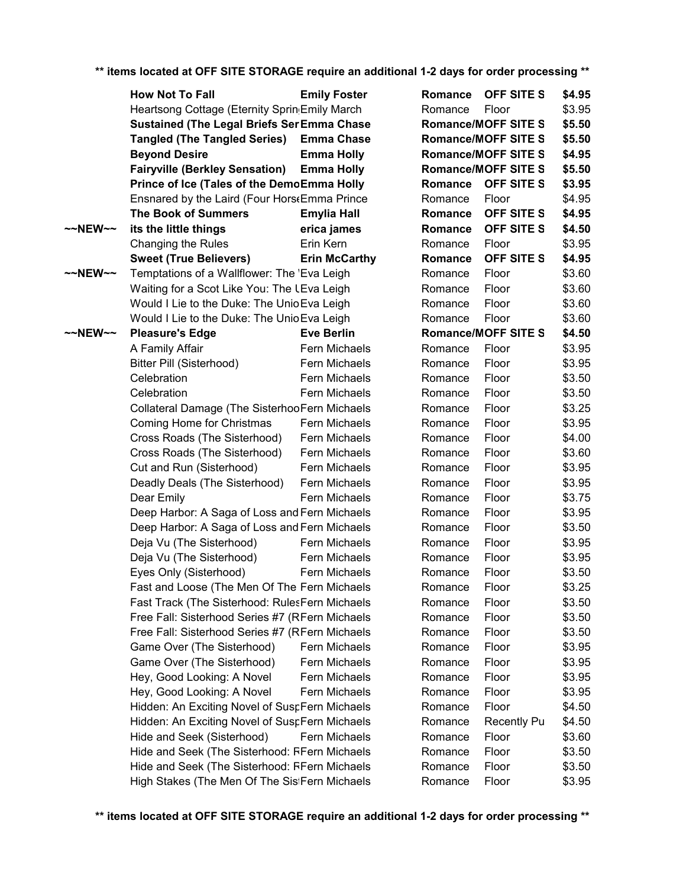** items located at OFF SITE STORAGE require an additional 1-2 days for order processing **

| | Title | Author | Genre | Location | Price |
|---|---|---|---|---|---|
| | **How Not To Fall** | **Emily Foster** | **Romance** | **OFF SITE S** | **$4.95** |
| | Heartsong Cottage (Eternity Sprin | Emily March | Romance | Floor | $3.95 |
| | **Sustained (The Legal Briefs Ser** | **Emma Chase** | **Romance/M** | **OFF SITE S** | **$5.50** |
| | **Tangled (The Tangled Series)** | **Emma Chase** | **Romance/M** | **OFF SITE S** | **$5.50** |
| | **Beyond Desire** | **Emma Holly** | **Romance/M** | **OFF SITE S** | **$4.95** |
| | **Fairyville (Berkley Sensation)** | **Emma Holly** | **Romance/M** | **OFF SITE S** | **$5.50** |
| | **Prince of Ice (Tales of the Demo** | **Emma Holly** | **Romance** | **OFF SITE S** | **$3.95** |
| | Ensnared by the Laird (Four Horse | Emma Prince | Romance | Floor | $4.95 |
| | **The Book of Summers** | **Emylia Hall** | **Romance** | **OFF SITE S** | **$4.95** |
| ~~NEW~~ | **its the little things** | **erica james** | **Romance** | **OFF SITE S** | **$4.50** |
| | Changing the Rules | Erin Kern | Romance | Floor | $3.95 |
| | **Sweet (True Believers)** | **Erin McCarthy** | **Romance** | **OFF SITE S** | **$4.95** |
| ~~NEW~~ | Temptations of a Wallflower: The | Eva Leigh | Romance | Floor | $3.60 |
| | Waiting for a Scot Like You: The U | Eva Leigh | Romance | Floor | $3.60 |
| | Would I Lie to the Duke: The Unio | Eva Leigh | Romance | Floor | $3.60 |
| | Would I Lie to the Duke: The Unio | Eva Leigh | Romance | Floor | $3.60 |
| ~~NEW~~ | **Pleasure's Edge** | **Eve Berlin** | **Romance/M** | **OFF SITE S** | **$4.50** |
| | A Family Affair | Fern Michaels | Romance | Floor | $3.95 |
| | Bitter Pill (Sisterhood) | Fern Michaels | Romance | Floor | $3.95 |
| | Celebration | Fern Michaels | Romance | Floor | $3.50 |
| | Celebration | Fern Michaels | Romance | Floor | $3.50 |
| | Collateral Damage (The Sisterhoo | Fern Michaels | Romance | Floor | $3.25 |
| | Coming Home for Christmas | Fern Michaels | Romance | Floor | $3.95 |
| | Cross Roads (The Sisterhood) | Fern Michaels | Romance | Floor | $4.00 |
| | Cross Roads (The Sisterhood) | Fern Michaels | Romance | Floor | $3.60 |
| | Cut and Run (Sisterhood) | Fern Michaels | Romance | Floor | $3.95 |
| | Deadly Deals (The Sisterhood) | Fern Michaels | Romance | Floor | $3.95 |
| | Dear Emily | Fern Michaels | Romance | Floor | $3.75 |
| | Deep Harbor: A Saga of Loss and | Fern Michaels | Romance | Floor | $3.95 |
| | Deep Harbor: A Saga of Loss and | Fern Michaels | Romance | Floor | $3.50 |
| | Deja Vu (The Sisterhood) | Fern Michaels | Romance | Floor | $3.95 |
| | Deja Vu (The Sisterhood) | Fern Michaels | Romance | Floor | $3.95 |
| | Eyes Only (Sisterhood) | Fern Michaels | Romance | Floor | $3.50 |
| | Fast and Loose (The Men Of The | Fern Michaels | Romance | Floor | $3.25 |
| | Fast Track (The Sisterhood: Rules | Fern Michaels | Romance | Floor | $3.50 |
| | Free Fall: Sisterhood Series #7 (R | Fern Michaels | Romance | Floor | $3.50 |
| | Free Fall: Sisterhood Series #7 (R | Fern Michaels | Romance | Floor | $3.50 |
| | Game Over (The Sisterhood) | Fern Michaels | Romance | Floor | $3.95 |
| | Game Over (The Sisterhood) | Fern Michaels | Romance | Floor | $3.95 |
| | Hey, Good Looking: A Novel | Fern Michaels | Romance | Floor | $3.95 |
| | Hey, Good Looking: A Novel | Fern Michaels | Romance | Floor | $3.95 |
| | Hidden: An Exciting Novel of Susp | Fern Michaels | Romance | Floor | $4.50 |
| | Hidden: An Exciting Novel of Susp | Fern Michaels | Romance | Recently Pu | $4.50 |
| | Hide and Seek (Sisterhood) | Fern Michaels | Romance | Floor | $3.60 |
| | Hide and Seek (The Sisterhood: R | Fern Michaels | Romance | Floor | $3.50 |
| | Hide and Seek (The Sisterhood: R | Fern Michaels | Romance | Floor | $3.50 |
| | High Stakes (The Men Of The Sis | Fern Michaels | Romance | Floor | $3.95 |

** items located at OFF SITE STORAGE require an additional 1-2 days for order processing **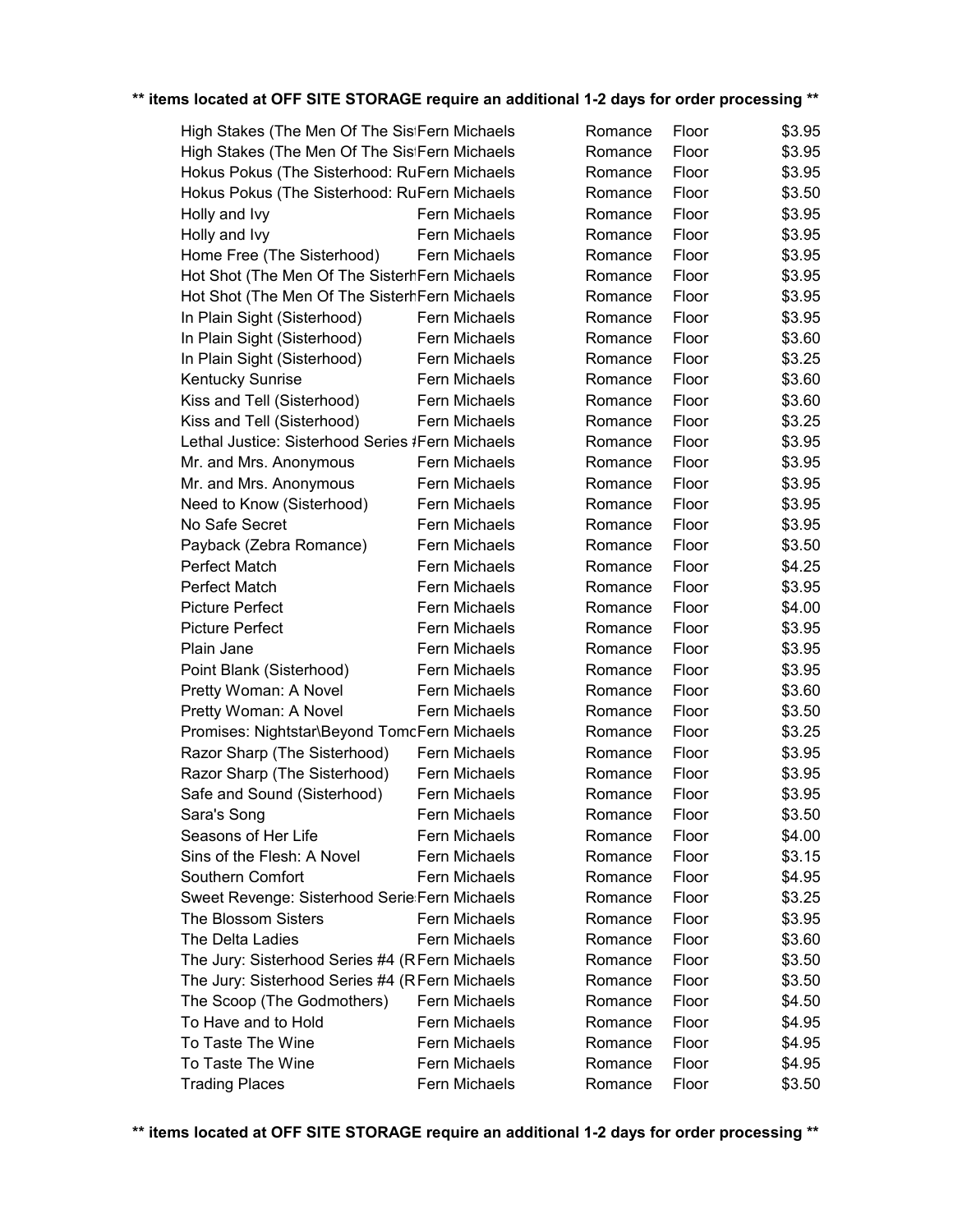**\*\* items located at OFF SITE STORAGE require an additional 1-2 days for order processing \*\***

| | | | | |
|---|---|---|---|---|
| High Stakes (The Men Of The Sis | Fern Michaels | Romance | Floor | $3.95 |
| High Stakes (The Men Of The Sis | Fern Michaels | Romance | Floor | $3.95 |
| Hokus Pokus (The Sisterhood: Ru | Fern Michaels | Romance | Floor | $3.95 |
| Hokus Pokus (The Sisterhood: Ru | Fern Michaels | Romance | Floor | $3.50 |
| Holly and Ivy | Fern Michaels | Romance | Floor | $3.95 |
| Holly and Ivy | Fern Michaels | Romance | Floor | $3.95 |
| Home Free (The Sisterhood) | Fern Michaels | Romance | Floor | $3.95 |
| Hot Shot (The Men Of The Sisterh | Fern Michaels | Romance | Floor | $3.95 |
| Hot Shot (The Men Of The Sisterh | Fern Michaels | Romance | Floor | $3.95 |
| In Plain Sight (Sisterhood) | Fern Michaels | Romance | Floor | $3.95 |
| In Plain Sight (Sisterhood) | Fern Michaels | Romance | Floor | $3.60 |
| In Plain Sight (Sisterhood) | Fern Michaels | Romance | Floor | $3.25 |
| Kentucky Sunrise | Fern Michaels | Romance | Floor | $3.60 |
| Kiss and Tell (Sisterhood) | Fern Michaels | Romance | Floor | $3.60 |
| Kiss and Tell (Sisterhood) | Fern Michaels | Romance | Floor | $3.25 |
| Lethal Justice: Sisterhood Series # | Fern Michaels | Romance | Floor | $3.95 |
| Mr. and Mrs. Anonymous | Fern Michaels | Romance | Floor | $3.95 |
| Mr. and Mrs. Anonymous | Fern Michaels | Romance | Floor | $3.95 |
| Need to Know (Sisterhood) | Fern Michaels | Romance | Floor | $3.95 |
| No Safe Secret | Fern Michaels | Romance | Floor | $3.95 |
| Payback (Zebra Romance) | Fern Michaels | Romance | Floor | $3.50 |
| Perfect Match | Fern Michaels | Romance | Floor | $4.25 |
| Perfect Match | Fern Michaels | Romance | Floor | $3.95 |
| Picture Perfect | Fern Michaels | Romance | Floor | $4.00 |
| Picture Perfect | Fern Michaels | Romance | Floor | $3.95 |
| Plain Jane | Fern Michaels | Romance | Floor | $3.95 |
| Point Blank (Sisterhood) | Fern Michaels | Romance | Floor | $3.95 |
| Pretty Woman: A Novel | Fern Michaels | Romance | Floor | $3.60 |
| Pretty Woman: A Novel | Fern Michaels | Romance | Floor | $3.50 |
| Promises: Nightstar\Beyond Tomo | Fern Michaels | Romance | Floor | $3.25 |
| Razor Sharp (The Sisterhood) | Fern Michaels | Romance | Floor | $3.95 |
| Razor Sharp (The Sisterhood) | Fern Michaels | Romance | Floor | $3.95 |
| Safe and Sound (Sisterhood) | Fern Michaels | Romance | Floor | $3.95 |
| Sara's Song | Fern Michaels | Romance | Floor | $3.50 |
| Seasons of Her Life | Fern Michaels | Romance | Floor | $4.00 |
| Sins of the Flesh: A Novel | Fern Michaels | Romance | Floor | $3.15 |
| Southern Comfort | Fern Michaels | Romance | Floor | $4.95 |
| Sweet Revenge: Sisterhood Serie | Fern Michaels | Romance | Floor | $3.25 |
| The Blossom Sisters | Fern Michaels | Romance | Floor | $3.95 |
| The Delta Ladies | Fern Michaels | Romance | Floor | $3.60 |
| The Jury: Sisterhood Series #4 (R | Fern Michaels | Romance | Floor | $3.50 |
| The Jury: Sisterhood Series #4 (R | Fern Michaels | Romance | Floor | $3.50 |
| The Scoop (The Godmothers) | Fern Michaels | Romance | Floor | $4.50 |
| To Have and to Hold | Fern Michaels | Romance | Floor | $4.95 |
| To Taste The Wine | Fern Michaels | Romance | Floor | $4.95 |
| To Taste The Wine | Fern Michaels | Romance | Floor | $4.95 |
| Trading Places | Fern Michaels | Romance | Floor | $3.50 |

**\*\* items located at OFF SITE STORAGE require an additional 1-2 days for order processing \*\***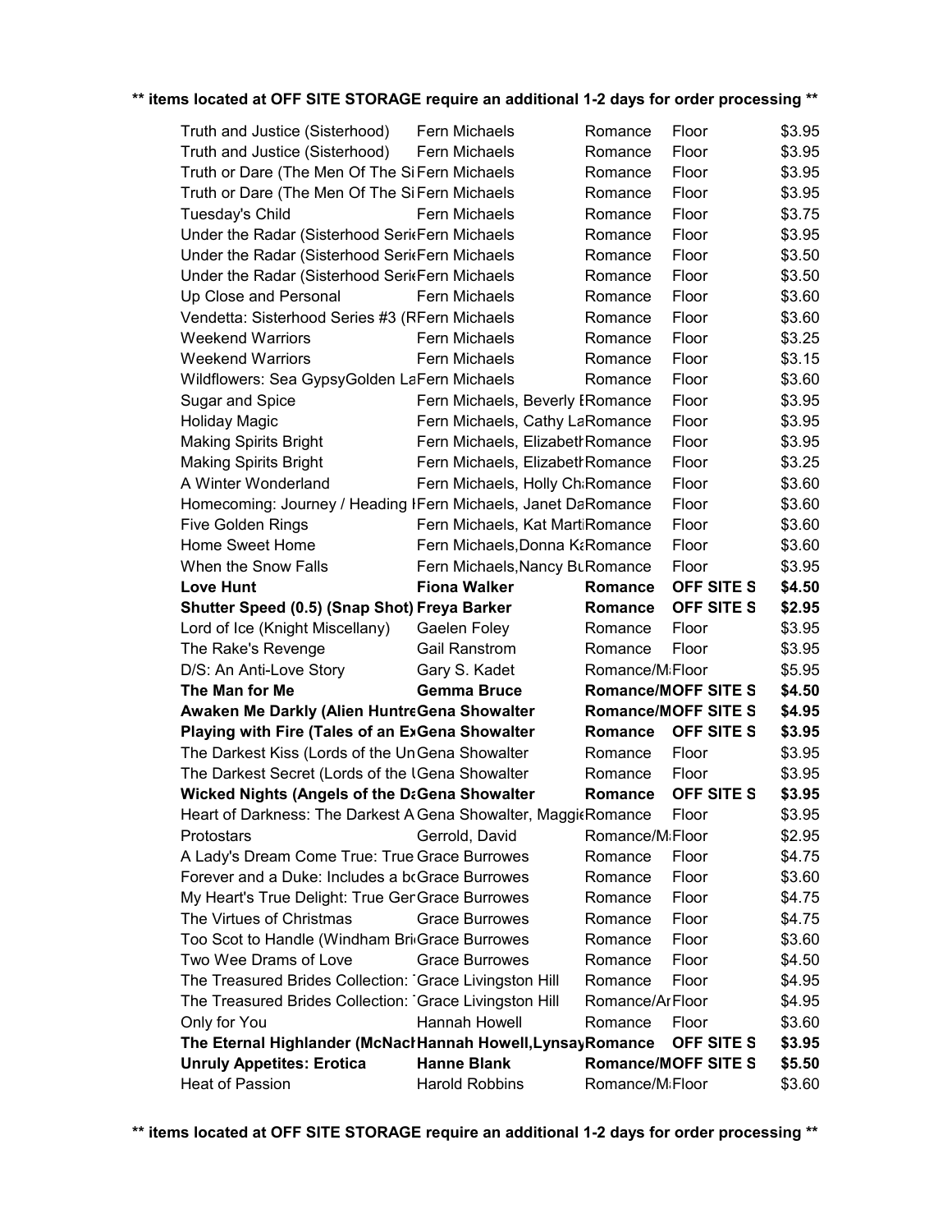**\*\* items located at OFF SITE STORAGE require an additional 1-2 days for order processing \*\***

| | | | | |
|---|---|---|---|---|
| Truth and Justice (Sisterhood) | Fern Michaels | Romance | Floor | $3.95 |
| Truth and Justice (Sisterhood) | Fern Michaels | Romance | Floor | $3.95 |
| Truth or Dare (The Men Of The Si | Fern Michaels | Romance | Floor | $3.95 |
| Truth or Dare (The Men Of The Si | Fern Michaels | Romance | Floor | $3.95 |
| Tuesday's Child | Fern Michaels | Romance | Floor | $3.75 |
| Under the Radar (Sisterhood Seri | Fern Michaels | Romance | Floor | $3.95 |
| Under the Radar (Sisterhood Seri | Fern Michaels | Romance | Floor | $3.50 |
| Under the Radar (Sisterhood Seri | Fern Michaels | Romance | Floor | $3.50 |
| Up Close and Personal | Fern Michaels | Romance | Floor | $3.60 |
| Vendetta: Sisterhood Series #3 (R | Fern Michaels | Romance | Floor | $3.60 |
| Weekend Warriors | Fern Michaels | Romance | Floor | $3.25 |
| Weekend Warriors | Fern Michaels | Romance | Floor | $3.15 |
| Wildflowers: Sea GypsyGolden La | Fern Michaels | Romance | Floor | $3.60 |
| Sugar and Spice | Fern Michaels, Beverly B | Romance | Floor | $3.95 |
| Holiday Magic | Fern Michaels, Cathy La | Romance | Floor | $3.95 |
| Making Spirits Bright | Fern Michaels, Elizabeth | Romance | Floor | $3.95 |
| Making Spirits Bright | Fern Michaels, Elizabeth | Romance | Floor | $3.25 |
| A Winter Wonderland | Fern Michaels, Holly Ch | Romance | Floor | $3.60 |
| Homecoming: Journey / Heading I | Fern Michaels, Janet Da | Romance | Floor | $3.60 |
| Five Golden Rings | Fern Michaels, Kat Marti | Romance | Floor | $3.60 |
| Home Sweet Home | Fern Michaels,Donna Ka | Romance | Floor | $3.60 |
| When the Snow Falls | Fern Michaels,Nancy Bu | Romance | Floor | $3.95 |
| **Love Hunt** | **Fiona Walker** | **Romance** | **OFF SITE S** | **$4.50** |
| **Shutter Speed (0.5) (Snap Shot)** | **Freya Barker** | **Romance** | **OFF SITE S** | **$2.95** |
| Lord of Ice (Knight Miscellany) | Gaelen Foley | Romance | Floor | $3.95 |
| The Rake's Revenge | Gail Ranstrom | Romance | Floor | $3.95 |
| D/S: An Anti-Love Story | Gary S. Kadet | Romance/M | Floor | $5.95 |
| **The Man for Me** | **Gemma Bruce** | **Romance/M** | **OFF SITE S** | **$4.50** |
| **Awaken Me Darkly (Alien Huntre** | **Gena Showalter** | **Romance/M** | **OFF SITE S** | **$4.95** |
| **Playing with Fire (Tales of an Ex** | **Gena Showalter** | **Romance** | **OFF SITE S** | **$3.95** |
| The Darkest Kiss (Lords of the Un | Gena Showalter | Romance | Floor | $3.95 |
| The Darkest Secret (Lords of the U | Gena Showalter | Romance | Floor | $3.95 |
| **Wicked Nights (Angels of the Da** | **Gena Showalter** | **Romance** | **OFF SITE S** | **$3.95** |
| Heart of Darkness: The Darkest A | Gena Showalter, Maggie | Romance | Floor | $3.95 |
| Protostars | Gerrold, David | Romance/M | Floor | $2.95 |
| A Lady's Dream Come True: True | Grace Burrowes | Romance | Floor | $4.75 |
| Forever and a Duke: Includes a b | Grace Burrowes | Romance | Floor | $3.60 |
| My Heart's True Delight: True Ger | Grace Burrowes | Romance | Floor | $4.75 |
| The Virtues of Christmas | Grace Burrowes | Romance | Floor | $4.75 |
| Too Scot to Handle (Windham Bri | Grace Burrowes | Romance | Floor | $3.60 |
| Two Wee Drams of Love | Grace Burrowes | Romance | Floor | $4.50 |
| The Treasured Brides Collection: T | Grace Livingston Hill | Romance | Floor | $4.95 |
| The Treasured Brides Collection: T | Grace Livingston Hill | Romance/Ar | Floor | $4.95 |
| Only for You | Hannah Howell | Romance | Floor | $3.60 |
| **The Eternal Highlander (McNach** | **Hannah Howell,Lynsay** | **Romance** | **OFF SITE S** | **$3.95** |
| **Unruly Appetites: Erotica** | **Hanne Blank** | **Romance/M** | **OFF SITE S** | **$5.50** |
| Heat of Passion | Harold Robbins | Romance/M | Floor | $3.60 |

**\*\* items located at OFF SITE STORAGE require an additional 1-2 days for order processing \*\***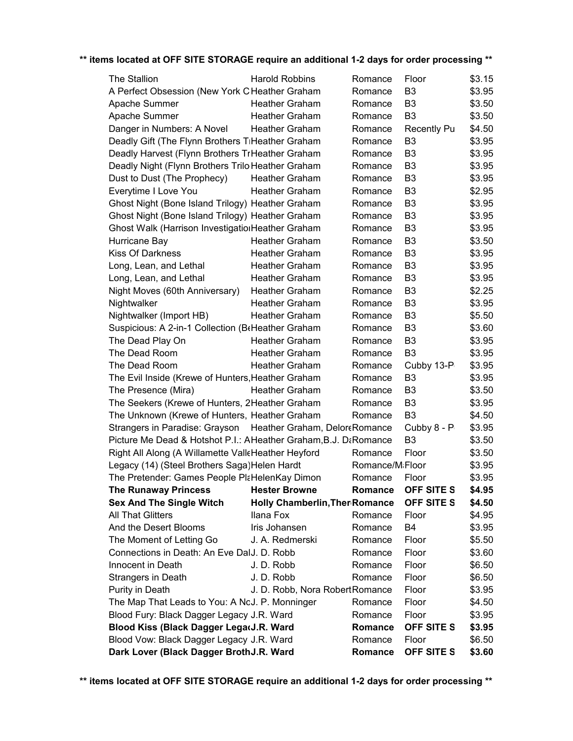**\*\* items located at OFF SITE STORAGE require an additional 1-2 days for order processing \*\***

| Title | Author | Genre | Location | Price |
|---|---|---|---|---|
| The Stallion | Harold Robbins | Romance | Floor | $3.15 |
| A Perfect Obsession (New York C | Heather Graham | Romance | B3 | $3.95 |
| Apache Summer | Heather Graham | Romance | B3 | $3.50 |
| Apache Summer | Heather Graham | Romance | B3 | $3.50 |
| Danger in Numbers: A Novel | Heather Graham | Romance | Recently Pu | $4.50 |
| Deadly Gift (The Flynn Brothers T | Heather Graham | Romance | B3 | $3.95 |
| Deadly Harvest (Flynn Brothers Tr | Heather Graham | Romance | B3 | $3.95 |
| Deadly Night (Flynn Brothers Trilo | Heather Graham | Romance | B3 | $3.95 |
| Dust to Dust (The Prophecy) | Heather Graham | Romance | B3 | $3.95 |
| Everytime I Love You | Heather Graham | Romance | B3 | $2.95 |
| Ghost Night (Bone Island Trilogy) | Heather Graham | Romance | B3 | $3.95 |
| Ghost Night (Bone Island Trilogy) | Heather Graham | Romance | B3 | $3.95 |
| Ghost Walk (Harrison Investigatio | Heather Graham | Romance | B3 | $3.95 |
| Hurricane Bay | Heather Graham | Romance | B3 | $3.50 |
| Kiss Of Darkness | Heather Graham | Romance | B3 | $3.95 |
| Long, Lean, and Lethal | Heather Graham | Romance | B3 | $3.95 |
| Long, Lean, and Lethal | Heather Graham | Romance | B3 | $3.95 |
| Night Moves (60th Anniversary) | Heather Graham | Romance | B3 | $2.25 |
| Nightwalker | Heather Graham | Romance | B3 | $3.95 |
| Nightwalker (Import HB) | Heather Graham | Romance | B3 | $5.50 |
| Suspicious: A 2-in-1 Collection (B | Heather Graham | Romance | B3 | $3.60 |
| The Dead Play On | Heather Graham | Romance | B3 | $3.95 |
| The Dead Room | Heather Graham | Romance | B3 | $3.95 |
| The Dead Room | Heather Graham | Romance | Cubby 13-P | $3.95 |
| The Evil Inside (Krewe of Hunters, | Heather Graham | Romance | B3 | $3.95 |
| The Presence (Mira) | Heather Graham | Romance | B3 | $3.50 |
| The Seekers (Krewe of Hunters, 2 | Heather Graham | Romance | B3 | $3.95 |
| The Unknown (Krewe of Hunters, | Heather Graham | Romance | B3 | $4.50 |
| Strangers in Paradise: Grayson | Heather Graham, Delore | Romance | Cubby 8 - P | $3.95 |
| Picture Me Dead & Hotshot P.I.: A | Heather Graham,B.J. Da | Romance | B3 | $3.50 |
| Right All Along (A Willamette Vall | Heather Heyford | Romance | Floor | $3.50 |
| Legacy (14) (Steel Brothers Saga) | Helen Hardt | Romance/M | Floor | $3.95 |
| The Pretender: Games People Pl | HelenKay Dimon | Romance | Floor | $3.95 |
| **The Runaway Princess** | **Hester Browne** | **Romance** | **OFF SITE S** | **$4.95** |
| **Sex And The Single Witch** | **Holly Chamberlin,Ther** | **Romance** | **OFF SITE S** | **$4.50** |
| All That Glitters | Ilana Fox | Romance | Floor | $4.95 |
| And the Desert Blooms | Iris Johansen | Romance | B4 | $3.95 |
| The Moment of Letting Go | J. A. Redmerski | Romance | Floor | $5.50 |
| Connections in Death: An Eve Dal | J. D. Robb | Romance | Floor | $3.60 |
| Innocent in Death | J. D. Robb | Romance | Floor | $6.50 |
| Strangers in Death | J. D. Robb | Romance | Floor | $6.50 |
| Purity in Death | J. D. Robb, Nora Robert | Romance | Floor | $3.95 |
| The Map That Leads to You: A No | J. P. Monninger | Romance | Floor | $4.50 |
| Blood Fury: Black Dagger Legacy | J.R. Ward | Romance | Floor | $3.95 |
| **Blood Kiss (Black Dagger Lega** | **J.R. Ward** | **Romance** | **OFF SITE S** | **$3.95** |
| Blood Vow: Black Dagger Legacy | J.R. Ward | Romance | Floor | $6.50 |
| **Dark Lover (Black Dagger Broth** | **J.R. Ward** | **Romance** | **OFF SITE S** | **$3.60** |

**\*\* items located at OFF SITE STORAGE require an additional 1-2 days for order processing \*\***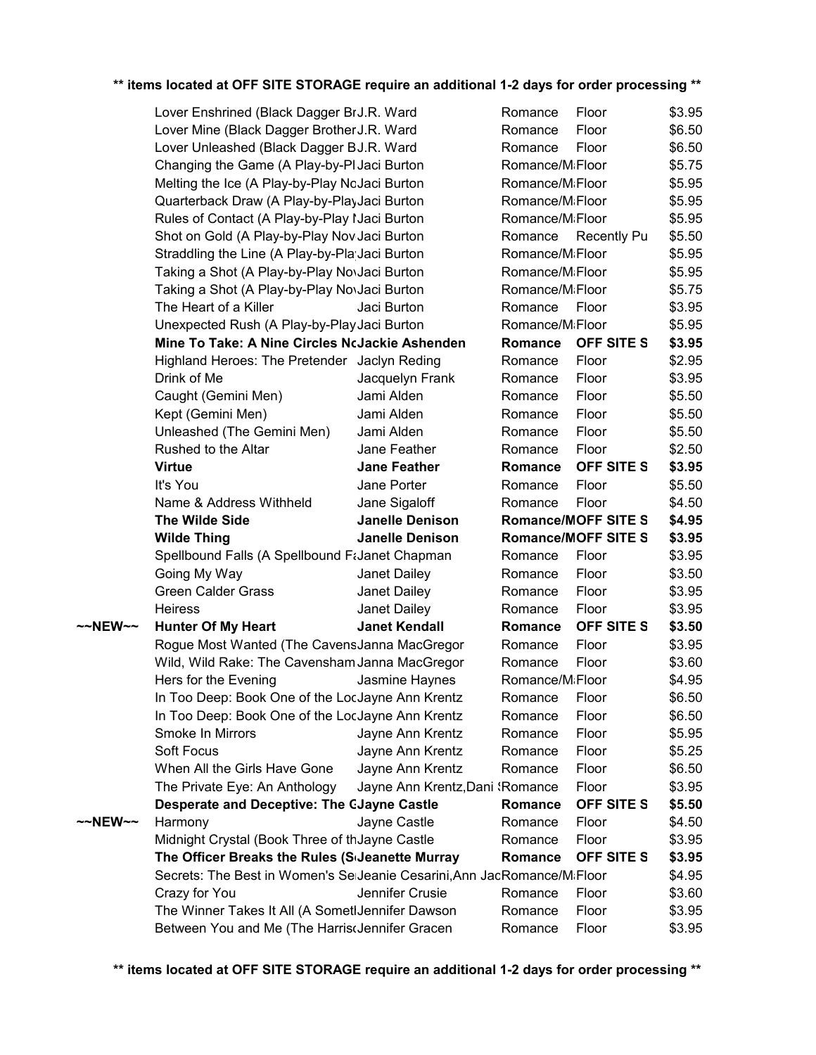**\*\* items located at OFF SITE STORAGE require an additional 1-2 days for order processing \*\***

| | Title | Author | Genre | Location | Price |
|---|---|---|---|---|---|
| | Lover Enshrined (Black Dagger Br | J.R. Ward | Romance | Floor | $3.95 |
| | Lover Mine (Black Dagger Brother | J.R. Ward | Romance | Floor | $6.50 |
| | Lover Unleashed (Black Dagger B | J.R. Ward | Romance | Floor | $6.50 |
| | Changing the Game (A Play-by-Pl | Jaci Burton | Romance/M | Floor | $5.75 |
| | Melting the Ice (A Play-by-Play No | Jaci Burton | Romance/M | Floor | $5.95 |
| | Quarterback Draw (A Play-by-Play | Jaci Burton | Romance/M | Floor | $5.95 |
| | Rules of Contact (A Play-by-Play N | Jaci Burton | Romance/M | Floor | $5.95 |
| | Shot on Gold (A Play-by-Play Nov | Jaci Burton | Romance | Recently Pu | $5.50 |
| | Straddling the Line (A Play-by-Pla | Jaci Burton | Romance/M | Floor | $5.95 |
| | Taking a Shot (A Play-by-Play No | Jaci Burton | Romance/M | Floor | $5.95 |
| | Taking a Shot (A Play-by-Play No | Jaci Burton | Romance/M | Floor | $5.75 |
| | The Heart of a Killer | Jaci Burton | Romance | Floor | $3.95 |
| | Unexpected Rush (A Play-by-Play | Jaci Burton | Romance/M | Floor | $5.95 |
| | **Mine To Take: A Nine Circles N** | **Jackie Ashenden** | **Romance** | **OFF SITE S** | **$3.95** |
| | Highland Heroes: The Pretender | Jaclyn Reding | Romance | Floor | $2.95 |
| | Drink of Me | Jacquelyn Frank | Romance | Floor | $3.95 |
| | Caught (Gemini Men) | Jami Alden | Romance | Floor | $5.50 |
| | Kept (Gemini Men) | Jami Alden | Romance | Floor | $5.50 |
| | Unleashed (The Gemini Men) | Jami Alden | Romance | Floor | $5.50 |
| | Rushed to the Altar | Jane Feather | Romance | Floor | $2.50 |
| | **Virtue** | **Jane Feather** | **Romance** | **OFF SITE S** | **$3.95** |
| | It's You | Jane Porter | Romance | Floor | $5.50 |
| | Name & Address Withheld | Jane Sigaloff | Romance | Floor | $4.50 |
| | **The Wilde Side** | **Janelle Denison** | **Romance/M** | **OFF SITE S** | **$4.95** |
| | **Wilde Thing** | **Janelle Denison** | **Romance/M** | **OFF SITE S** | **$3.95** |
| | Spellbound Falls (A Spellbound F | Janet Chapman | Romance | Floor | $3.95 |
| | Going My Way | Janet Dailey | Romance | Floor | $3.50 |
| | Green Calder Grass | Janet Dailey | Romance | Floor | $3.95 |
| | Heiress | Janet Dailey | Romance | Floor | $3.95 |
| ~~NEW~~ | **Hunter Of My Heart** | **Janet Kendall** | **Romance** | **OFF SITE S** | **$3.50** |
| | Rogue Most Wanted (The Cavens | Janna MacGregor | Romance | Floor | $3.95 |
| | Wild, Wild Rake: The Cavensham | Janna MacGregor | Romance | Floor | $3.60 |
| | Hers for the Evening | Jasmine Haynes | Romance/M | Floor | $4.95 |
| | In Too Deep: Book One of the Loc | Jayne Ann Krentz | Romance | Floor | $6.50 |
| | In Too Deep: Book One of the Loc | Jayne Ann Krentz | Romance | Floor | $6.50 |
| | Smoke In Mirrors | Jayne Ann Krentz | Romance | Floor | $5.95 |
| | Soft Focus | Jayne Ann Krentz | Romance | Floor | $5.25 |
| | When All the Girls Have Gone | Jayne Ann Krentz | Romance | Floor | $6.50 |
| | The Private Eye: An Anthology | Jayne Ann Krentz,Dani S | Romance | Floor | $3.95 |
| | **Desperate and Deceptive: The C** | **Jayne Castle** | **Romance** | **OFF SITE S** | **$5.50** |
| ~~NEW~~ | Harmony | Jayne Castle | Romance | Floor | $4.50 |
| | Midnight Crystal (Book Three of th | Jayne Castle | Romance | Floor | $3.95 |
| | **The Officer Breaks the Rules (S** | **Jeanette Murray** | **Romance** | **OFF SITE S** | **$3.95** |
| | Secrets: The Best in Women's Se | Jeanie Cesarini,Ann Jac | Romance/M | Floor | $4.95 |
| | Crazy for You | Jennifer Crusie | Romance | Floor | $3.60 |
| | The Winner Takes It All (A Somet | Jennifer Dawson | Romance | Floor | $3.95 |
| | Between You and Me (The Harris | Jennifer Gracen | Romance | Floor | $3.95 |

**\*\* items located at OFF SITE STORAGE require an additional 1-2 days for order processing \*\***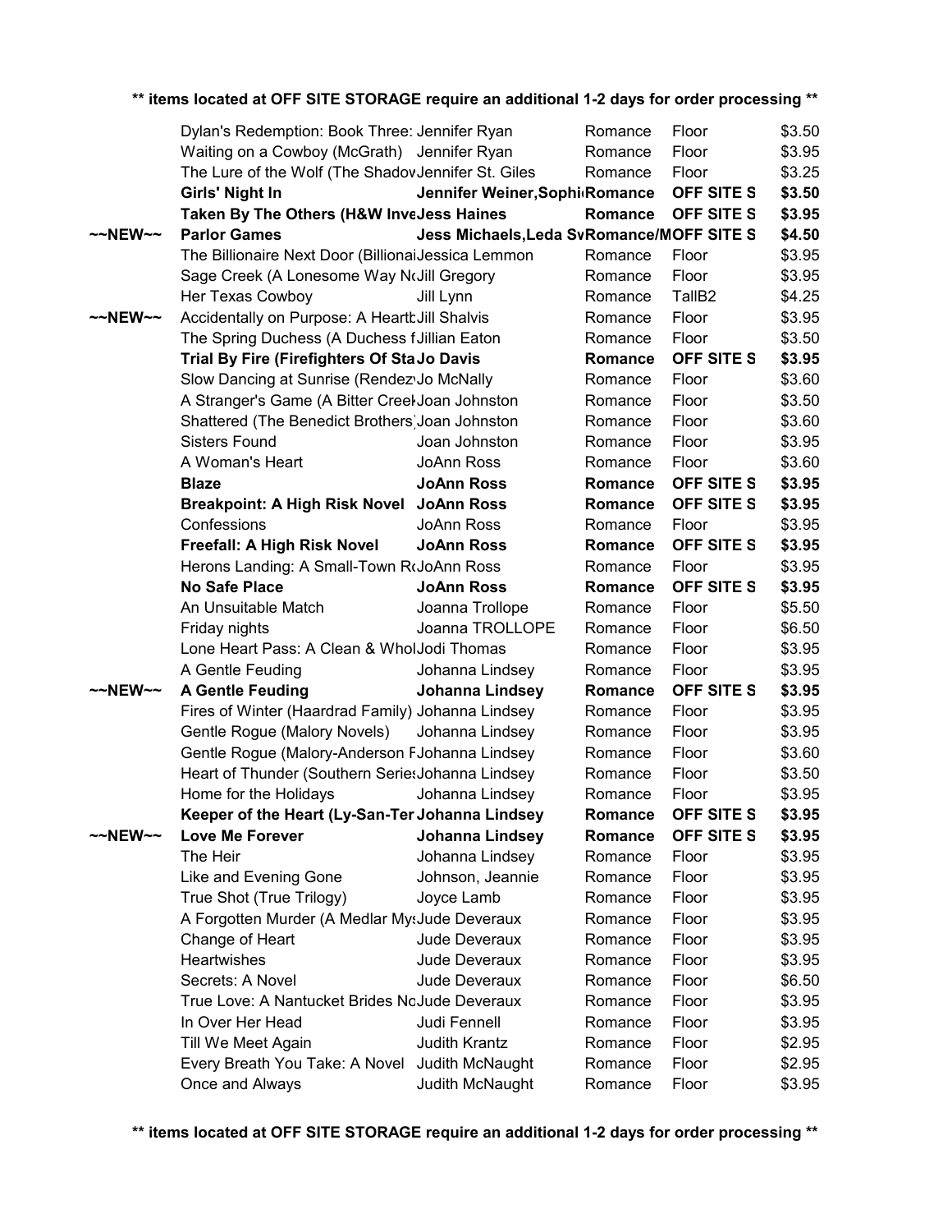** items located at OFF SITE STORAGE require an additional 1-2 days for order processing **

| | | | | | |
|---|---|---|---|---|---|
| | Dylan's Redemption: Book Three: | Jennifer Ryan | Romance | Floor | $3.50 |
| | Waiting on a Cowboy (McGrath) | Jennifer Ryan | Romance | Floor | $3.95 |
| | The Lure of the Wolf (The Shadov | Jennifer St. Giles | Romance | Floor | $3.25 |
| | **Girls' Night In** | **Jennifer Weiner,Sophi** | **Romance** | **OFF SITE S** | **$3.50** |
| | **Taken By The Others (H&W Inve** | **Jess Haines** | **Romance** | **OFF SITE S** | **$3.95** |
| ~~NEW~~ | **Parlor Games** | **Jess Michaels,Leda Sv** | **Romance/M** | **OFF SITE S** | **$4.50** |
| | The Billionaire Next Door (Billiona | Jessica Lemmon | Romance | Floor | $3.95 |
| | Sage Creek (A Lonesome Way N | Jill Gregory | Romance | Floor | $3.95 |
| | Her Texas Cowboy | Jill Lynn | Romance | TallB2 | $4.25 |
| ~~NEW~~ | Accidentally on Purpose: A Heartb | Jill Shalvis | Romance | Floor | $3.95 |
| | The Spring Duchess (A Duchess f | Jillian Eaton | Romance | Floor | $3.50 |
| | **Trial By Fire (Firefighters Of Sta** | **Jo Davis** | **Romance** | **OFF SITE S** | **$3.95** |
| | Slow Dancing at Sunrise (Rendez | Jo McNally | Romance | Floor | $3.60 |
| | A Stranger's Game (A Bitter Creel | Joan Johnston | Romance | Floor | $3.50 |
| | Shattered (The Benedict Brothers) | Joan Johnston | Romance | Floor | $3.60 |
| | Sisters Found | Joan Johnston | Romance | Floor | $3.95 |
| | A Woman's Heart | JoAnn Ross | Romance | Floor | $3.60 |
| | **Blaze** | **JoAnn Ross** | **Romance** | **OFF SITE S** | **$3.95** |
| | **Breakpoint: A High Risk Novel** | **JoAnn Ross** | **Romance** | **OFF SITE S** | **$3.95** |
| | Confessions | JoAnn Ross | Romance | Floor | $3.95 |
| | **Freefall: A High Risk Novel** | **JoAnn Ross** | **Romance** | **OFF SITE S** | **$3.95** |
| | Herons Landing: A Small-Town R | JoAnn Ross | Romance | Floor | $3.95 |
| | **No Safe Place** | **JoAnn Ross** | **Romance** | **OFF SITE S** | **$3.95** |
| | An Unsuitable Match | Joanna Trollope | Romance | Floor | $5.50 |
| | Friday nights | Joanna TROLLOPE | Romance | Floor | $6.50 |
| | Lone Heart Pass: A Clean & Whol | Jodi Thomas | Romance | Floor | $3.95 |
| | A Gentle Feuding | Johanna Lindsey | Romance | Floor | $3.95 |
| ~~NEW~~ | **A Gentle Feuding** | **Johanna Lindsey** | **Romance** | **OFF SITE S** | **$3.95** |
| | Fires of Winter (Haardrad Family) | Johanna Lindsey | Romance | Floor | $3.95 |
| | Gentle Rogue (Malory Novels) | Johanna Lindsey | Romance | Floor | $3.95 |
| | Gentle Rogue (Malory-Anderson F | Johanna Lindsey | Romance | Floor | $3.60 |
| | Heart of Thunder (Southern Series | Johanna Lindsey | Romance | Floor | $3.50 |
| | Home for the Holidays | Johanna Lindsey | Romance | Floor | $3.95 |
| | **Keeper of the Heart (Ly-San-Ter** | **Johanna Lindsey** | **Romance** | **OFF SITE S** | **$3.95** |
| ~~NEW~~ | **Love Me Forever** | **Johanna Lindsey** | **Romance** | **OFF SITE S** | **$3.95** |
| | The Heir | Johanna Lindsey | Romance | Floor | $3.95 |
| | Like and Evening Gone | Johnson, Jeannie | Romance | Floor | $3.95 |
| | True Shot (True Trilogy) | Joyce Lamb | Romance | Floor | $3.95 |
| | A Forgotten Murder (A Medlar My | Jude Deveraux | Romance | Floor | $3.95 |
| | Change of Heart | Jude Deveraux | Romance | Floor | $3.95 |
| | Heartwishes | Jude Deveraux | Romance | Floor | $3.95 |
| | Secrets: A Novel | Jude Deveraux | Romance | Floor | $6.50 |
| | True Love: A Nantucket Brides N | Jude Deveraux | Romance | Floor | $3.95 |
| | In Over Her Head | Judi Fennell | Romance | Floor | $3.95 |
| | Till We Meet Again | Judith Krantz | Romance | Floor | $2.95 |
| | Every Breath You Take: A Novel | Judith McNaught | Romance | Floor | $2.95 |
| | Once and Always | Judith McNaught | Romance | Floor | $3.95 |

** items located at OFF SITE STORAGE require an additional 1-2 days for order processing **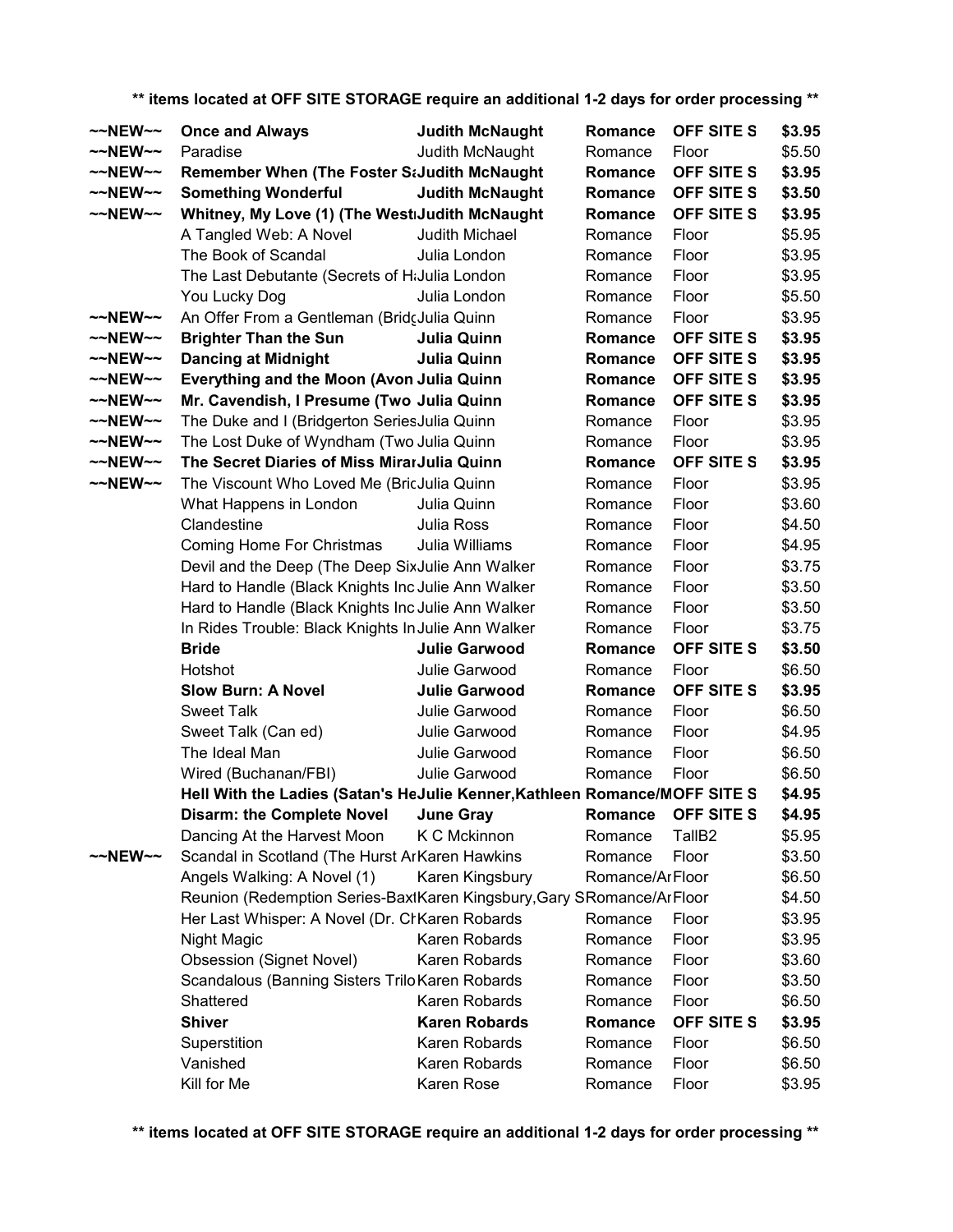** items located at OFF SITE STORAGE require an additional 1-2 days for order processing **

| | | | | | |
|---|---|---|---|---|---|
| ~~NEW~~ | **Once and Always** | **Judith McNaught** | **Romance** | **OFF SITE S** | **$3.95** |
| ~~NEW~~ | Paradise | Judith McNaught | Romance | Floor | $5.50 |
| ~~NEW~~ | **Remember When (The Foster S** | **Judith McNaught** | **Romance** | **OFF SITE S** | **$3.95** |
| ~~NEW~~ | **Something Wonderful** | **Judith McNaught** | **Romance** | **OFF SITE S** | **$3.50** |
| ~~NEW~~ | **Whitney, My Love (1) (The West** | **Judith McNaught** | **Romance** | **OFF SITE S** | **$3.95** |
| | A Tangled Web: A Novel | Judith Michael | Romance | Floor | $5.95 |
| | The Book of Scandal | Julia London | Romance | Floor | $3.95 |
| | The Last Debutante (Secrets of H | Julia London | Romance | Floor | $3.95 |
| | You Lucky Dog | Julia London | Romance | Floor | $5.50 |
| ~~NEW~~ | An Offer From a Gentleman (Bridg | Julia Quinn | Romance | Floor | $3.95 |
| ~~NEW~~ | **Brighter Than the Sun** | **Julia Quinn** | **Romance** | **OFF SITE S** | **$3.95** |
| ~~NEW~~ | **Dancing at Midnight** | **Julia Quinn** | **Romance** | **OFF SITE S** | **$3.95** |
| ~~NEW~~ | **Everything and the Moon (Avon** | **Julia Quinn** | **Romance** | **OFF SITE S** | **$3.95** |
| ~~NEW~~ | **Mr. Cavendish, I Presume (Two** | **Julia Quinn** | **Romance** | **OFF SITE S** | **$3.95** |
| ~~NEW~~ | The Duke and I (Bridgerton Series | Julia Quinn | Romance | Floor | $3.95 |
| ~~NEW~~ | The Lost Duke of Wyndham (Two | Julia Quinn | Romance | Floor | $3.95 |
| ~~NEW~~ | **The Secret Diaries of Miss Mirar** | **Julia Quinn** | **Romance** | **OFF SITE S** | **$3.95** |
| ~~NEW~~ | The Viscount Who Loved Me (Bric | Julia Quinn | Romance | Floor | $3.95 |
| | What Happens in London | Julia Quinn | Romance | Floor | $3.60 |
| | Clandestine | Julia Ross | Romance | Floor | $4.50 |
| | Coming Home For Christmas | Julia Williams | Romance | Floor | $4.95 |
| | Devil and the Deep (The Deep Six | Julie Ann Walker | Romance | Floor | $3.75 |
| | Hard to Handle (Black Knights Inc | Julie Ann Walker | Romance | Floor | $3.50 |
| | Hard to Handle (Black Knights Inc | Julie Ann Walker | Romance | Floor | $3.50 |
| | In Rides Trouble: Black Knights In | Julie Ann Walker | Romance | Floor | $3.75 |
| | **Bride** | **Julie Garwood** | **Romance** | **OFF SITE S** | **$3.50** |
| | Hotshot | Julie Garwood | Romance | Floor | $6.50 |
| | **Slow Burn: A Novel** | **Julie Garwood** | **Romance** | **OFF SITE S** | **$3.95** |
| | Sweet Talk | Julie Garwood | Romance | Floor | $6.50 |
| | Sweet Talk (Can ed) | Julie Garwood | Romance | Floor | $4.95 |
| | The Ideal Man | Julie Garwood | Romance | Floor | $6.50 |
| | Wired (Buchanan/FBI) | Julie Garwood | Romance | Floor | $6.50 |
| | **Hell With the Ladies (Satan's He** | **Julie Kenner,Kathleen** | **Romance/M** | **OFF SITE S** | **$4.95** |
| | **Disarm: the Complete Novel** | **June Gray** | **Romance** | **OFF SITE S** | **$4.95** |
| | Dancing At the Harvest Moon | K C Mckinnon | Romance | TallB2 | $5.95 |
| ~~NEW~~ | Scandal in Scotland (The Hurst Ar | Karen Hawkins | Romance | Floor | $3.50 |
| | Angels Walking: A Novel (1) | Karen Kingsbury | Romance/Ar | Floor | $6.50 |
| | Reunion (Redemption Series-Baxt | Karen Kingsbury,Gary S | Romance/Ar | Floor | $4.50 |
| | Her Last Whisper: A Novel (Dr. Ch | Karen Robards | Romance | Floor | $3.95 |
| | Night Magic | Karen Robards | Romance | Floor | $3.95 |
| | Obsession (Signet Novel) | Karen Robards | Romance | Floor | $3.60 |
| | Scandalous (Banning Sisters Trilo | Karen Robards | Romance | Floor | $3.50 |
| | Shattered | Karen Robards | Romance | Floor | $6.50 |
| | **Shiver** | **Karen Robards** | **Romance** | **OFF SITE S** | **$3.95** |
| | Superstition | Karen Robards | Romance | Floor | $6.50 |
| | Vanished | Karen Robards | Romance | Floor | $6.50 |
| | Kill for Me | Karen Rose | Romance | Floor | $3.95 |

** items located at OFF SITE STORAGE require an additional 1-2 days for order processing **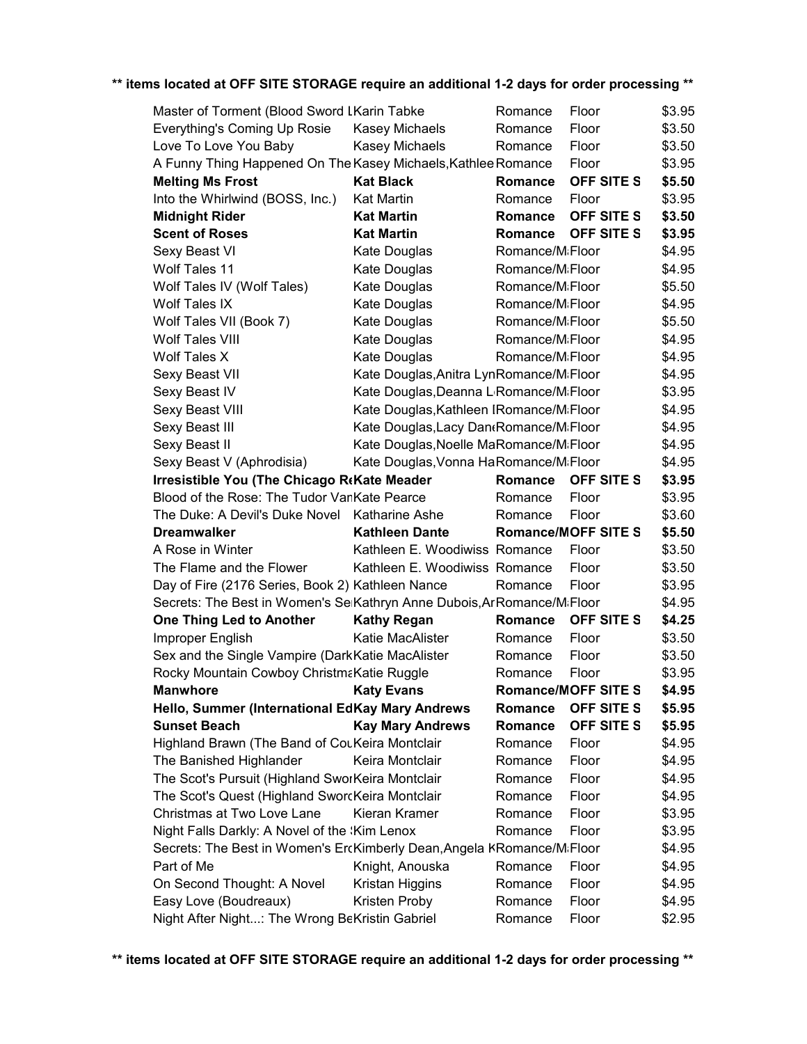**\*\* items located at OFF SITE STORAGE require an additional 1-2 days for order processing \*\***

| Title | Author | Genre | Location | Price |
|---|---|---|---|---|
| Master of Torment (Blood Sword L | Karin Tabke | Romance | Floor | $3.95 |
| Everything's Coming Up Rosie | Kasey Michaels | Romance | Floor | $3.50 |
| Love To Love You Baby | Kasey Michaels | Romance | Floor | $3.50 |
| A Funny Thing Happened On The | Kasey Michaels,Kathlee | Romance | Floor | $3.95 |
| **Melting Ms Frost** | **Kat Black** | **Romance** | **OFF SITE S** | **$5.50** |
| Into the Whirlwind (BOSS, Inc.) | Kat Martin | Romance | Floor | $3.95 |
| **Midnight Rider** | **Kat Martin** | **Romance** | **OFF SITE S** | **$3.50** |
| **Scent of Roses** | **Kat Martin** | **Romance** | **OFF SITE S** | **$3.95** |
| Sexy Beast VI | Kate Douglas | Romance/M | Floor | $4.95 |
| Wolf Tales 11 | Kate Douglas | Romance/M | Floor | $4.95 |
| Wolf Tales IV (Wolf Tales) | Kate Douglas | Romance/M | Floor | $5.50 |
| Wolf Tales IX | Kate Douglas | Romance/M | Floor | $4.95 |
| Wolf Tales VII (Book 7) | Kate Douglas | Romance/M | Floor | $5.50 |
| Wolf Tales VIII | Kate Douglas | Romance/M | Floor | $4.95 |
| Wolf Tales X | Kate Douglas | Romance/M | Floor | $4.95 |
| Sexy Beast VII | Kate Douglas,Anitra Lyn | Romance/M | Floor | $4.95 |
| Sexy Beast IV | Kate Douglas,Deanna L | Romance/M | Floor | $3.95 |
| Sexy Beast VIII | Kate Douglas,Kathleen I | Romance/M | Floor | $4.95 |
| Sexy Beast III | Kate Douglas,Lacy Dan | Romance/M | Floor | $4.95 |
| Sexy Beast II | Kate Douglas,Noelle Ma | Romance/M | Floor | $4.95 |
| Sexy Beast V (Aphrodisia) | Kate Douglas,Vonna Ha | Romance/M | Floor | $4.95 |
| **Irresistible You (The Chicago R** | **Kate Meader** | **Romance** | **OFF SITE S** | **$3.95** |
| Blood of the Rose: The Tudor Var | Kate Pearce | Romance | Floor | $3.95 |
| The Duke: A Devil's Duke Novel | Katharine Ashe | Romance | Floor | $3.60 |
| **Dreamwalker** | **Kathleen Dante** | **Romance/M** | **OFF SITE S** | **$5.50** |
| A Rose in Winter | Kathleen E. Woodiwiss | Romance | Floor | $3.50 |
| The Flame and the Flower | Kathleen E. Woodiwiss | Romance | Floor | $3.50 |
| Day of Fire (2176 Series, Book 2) | Kathleen Nance | Romance | Floor | $3.95 |
| Secrets: The Best in Women's Se | Kathryn Anne Dubois,Ar | Romance/M | Floor | $4.95 |
| **One Thing Led to Another** | **Kathy Regan** | **Romance** | **OFF SITE S** | **$4.25** |
| Improper English | Katie MacAlister | Romance | Floor | $3.50 |
| Sex and the Single Vampire (Dark | Katie MacAlister | Romance | Floor | $3.50 |
| Rocky Mountain Cowboy Christma | Katie Ruggle | Romance | Floor | $3.95 |
| **Manwhore** | **Katy Evans** | **Romance/M** | **OFF SITE S** | **$4.95** |
| **Hello, Summer (International Ed** | **Kay Mary Andrews** | **Romance** | **OFF SITE S** | **$5.95** |
| **Sunset Beach** | **Kay Mary Andrews** | **Romance** | **OFF SITE S** | **$5.95** |
| Highland Brawn (The Band of Cou | Keira Montclair | Romance | Floor | $4.95 |
| The Banished Highlander | Keira Montclair | Romance | Floor | $4.95 |
| The Scot's Pursuit (Highland Swor | Keira Montclair | Romance | Floor | $4.95 |
| The Scot's Quest (Highland Sword | Keira Montclair | Romance | Floor | $4.95 |
| Christmas at Two Love Lane | Kieran Kramer | Romance | Floor | $3.95 |
| Night Falls Darkly: A Novel of the | Kim Lenox | Romance | Floor | $3.95 |
| Secrets: The Best in Women's Er | Kimberly Dean,Angela K | Romance/M | Floor | $4.95 |
| Part of Me | Knight, Anouska | Romance | Floor | $4.95 |
| On Second Thought: A Novel | Kristan Higgins | Romance | Floor | $4.95 |
| Easy Love (Boudreaux) | Kristen Proby | Romance | Floor | $4.95 |
| Night After Night...: The Wrong Be | Kristin Gabriel | Romance | Floor | $2.95 |

**\*\* items located at OFF SITE STORAGE require an additional 1-2 days for order processing \*\***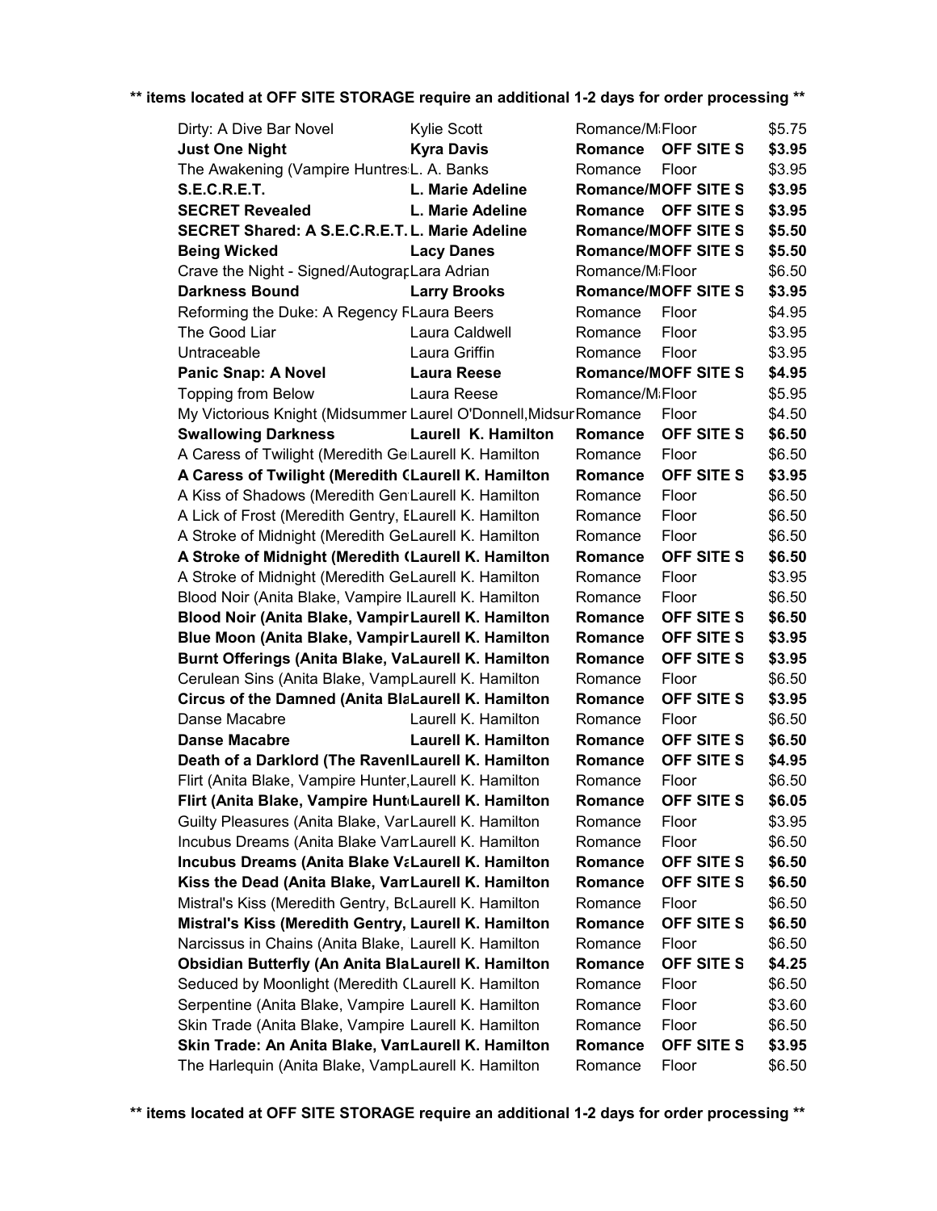**\*\* items located at OFF SITE STORAGE require an additional 1-2 days for order processing \*\***

| Title | Author | Genre | Location | Price |
|---|---|---|---|---|
| Dirty: A Dive Bar Novel | Kylie Scott | Romance/M | Floor | $5.75 |
| **Just One Night** | **Kyra Davis** | **Romance** | **OFF SITE S** | **$3.95** |
| The Awakening (Vampire Huntres | L. A. Banks | Romance | Floor | $3.95 |
| **S.E.C.R.E.T.** | **L. Marie Adeline** | **Romance/M** | **OFF SITE S** | **$3.95** |
| **SECRET Revealed** | **L. Marie Adeline** | **Romance** | **OFF SITE S** | **$3.95** |
| **SECRET Shared: A S.E.C.R.E.T.** | **L. Marie Adeline** | **Romance/M** | **OFF SITE S** | **$5.50** |
| **Being Wicked** | **Lacy Danes** | **Romance/M** | **OFF SITE S** | **$5.50** |
| Crave the Night - Signed/Autograp | Lara Adrian | Romance/M | Floor | $6.50 |
| **Darkness Bound** | **Larry Brooks** | **Romance/M** | **OFF SITE S** | **$3.95** |
| Reforming the Duke: A Regency F | Laura Beers | Romance | Floor | $4.95 |
| The Good Liar | Laura Caldwell | Romance | Floor | $3.95 |
| Untraceable | Laura Griffin | Romance | Floor | $3.95 |
| **Panic Snap: A Novel** | **Laura Reese** | **Romance/M** | **OFF SITE S** | **$4.95** |
| Topping from Below | Laura Reese | Romance/M | Floor | $5.95 |
| My Victorious Knight (Midsummer | Laurel O'Donnell,Midsur | Romance | Floor | $4.50 |
| **Swallowing Darkness** | **Laurell K. Hamilton** | **Romance** | **OFF SITE S** | **$6.50** |
| A Caress of Twilight (Meredith Ge | Laurell K. Hamilton | Romance | Floor | $6.50 |
| **A Caress of Twilight (Meredith (** | **Laurell K. Hamilton** | **Romance** | **OFF SITE S** | **$3.95** |
| A Kiss of Shadows (Meredith Gen | Laurell K. Hamilton | Romance | Floor | $6.50 |
| A Lick of Frost (Meredith Gentry, E | Laurell K. Hamilton | Romance | Floor | $6.50 |
| A Stroke of Midnight (Meredith Ge | Laurell K. Hamilton | Romance | Floor | $6.50 |
| **A Stroke of Midnight (Meredith (** | **Laurell K. Hamilton** | **Romance** | **OFF SITE S** | **$6.50** |
| A Stroke of Midnight (Meredith Ge | Laurell K. Hamilton | Romance | Floor | $3.95 |
| Blood Noir (Anita Blake, Vampire I | Laurell K. Hamilton | Romance | Floor | $6.50 |
| **Blood Noir (Anita Blake, Vampir** | **Laurell K. Hamilton** | **Romance** | **OFF SITE S** | **$6.50** |
| **Blue Moon (Anita Blake, Vampir** | **Laurell K. Hamilton** | **Romance** | **OFF SITE S** | **$3.95** |
| **Burnt Offerings (Anita Blake, Va** | **Laurell K. Hamilton** | **Romance** | **OFF SITE S** | **$3.95** |
| Cerulean Sins (Anita Blake, Vamp | Laurell K. Hamilton | Romance | Floor | $6.50 |
| **Circus of the Damned (Anita Bla** | **Laurell K. Hamilton** | **Romance** | **OFF SITE S** | **$3.95** |
| Danse Macabre | Laurell K. Hamilton | Romance | Floor | $6.50 |
| **Danse Macabre** | **Laurell K. Hamilton** | **Romance** | **OFF SITE S** | **$6.50** |
| **Death of a Darklord (The Raven** | **Laurell K. Hamilton** | **Romance** | **OFF SITE S** | **$4.95** |
| Flirt (Anita Blake, Vampire Hunter, | Laurell K. Hamilton | Romance | Floor | $6.50 |
| **Flirt (Anita Blake, Vampire Hunt** | **Laurell K. Hamilton** | **Romance** | **OFF SITE S** | **$6.05** |
| Guilty Pleasures (Anita Blake, Var | Laurell K. Hamilton | Romance | Floor | $3.95 |
| Incubus Dreams (Anita Blake Vam | Laurell K. Hamilton | Romance | Floor | $6.50 |
| **Incubus Dreams (Anita Blake Va** | **Laurell K. Hamilton** | **Romance** | **OFF SITE S** | **$6.50** |
| **Kiss the Dead (Anita Blake, Van** | **Laurell K. Hamilton** | **Romance** | **OFF SITE S** | **$6.50** |
| Mistral's Kiss (Meredith Gentry, Bo | Laurell K. Hamilton | Romance | Floor | $6.50 |
| **Mistral's Kiss (Meredith Gentry,** | **Laurell K. Hamilton** | **Romance** | **OFF SITE S** | **$6.50** |
| Narcissus in Chains (Anita Blake, | Laurell K. Hamilton | Romance | Floor | $6.50 |
| **Obsidian Butterfly (An Anita Bla** | **Laurell K. Hamilton** | **Romance** | **OFF SITE S** | **$4.25** |
| Seduced by Moonlight (Meredith ( | Laurell K. Hamilton | Romance | Floor | $6.50 |
| Serpentine (Anita Blake, Vampire | Laurell K. Hamilton | Romance | Floor | $3.60 |
| Skin Trade (Anita Blake, Vampire | Laurell K. Hamilton | Romance | Floor | $6.50 |
| **Skin Trade: An Anita Blake, Van** | **Laurell K. Hamilton** | **Romance** | **OFF SITE S** | **$3.95** |
| The Harlequin (Anita Blake, Vamp | Laurell K. Hamilton | Romance | Floor | $6.50 |

**\*\* items located at OFF SITE STORAGE require an additional 1-2 days for order processing \*\***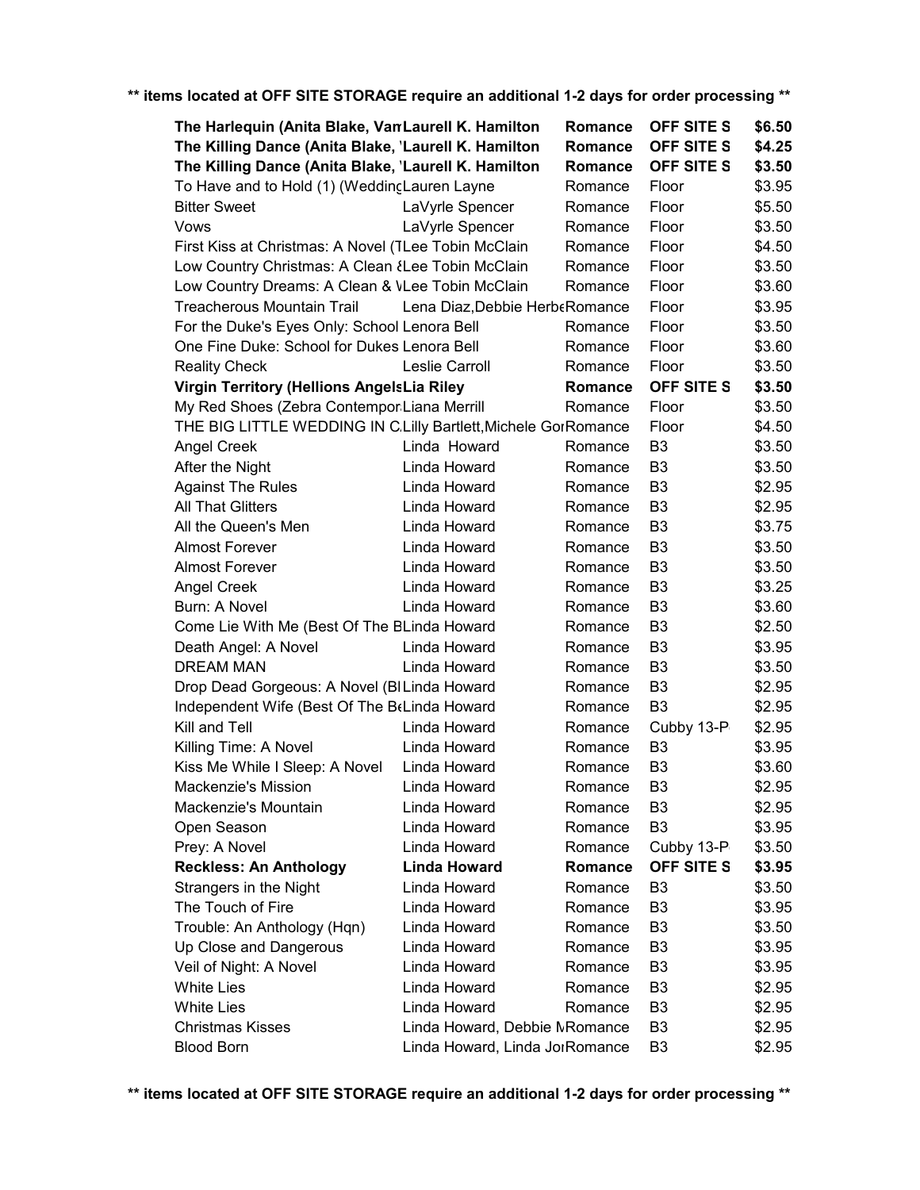**** items located at OFF SITE STORAGE require an additional 1-2 days for order processing ****

| Title | Author | Genre | Location | Price |
|---|---|---|---|---|
| **The Harlequin (Anita Blake, Van** | **Laurell K. Hamilton** | **Romance** | **OFF SITE S** | **$6.50** |
| **The Killing Dance (Anita Blake, '** | **Laurell K. Hamilton** | **Romance** | **OFF SITE S** | **$4.25** |
| **The Killing Dance (Anita Blake, '** | **Laurell K. Hamilton** | **Romance** | **OFF SITE S** | **$3.50** |
| To Have and to Hold (1) (Wedding | Lauren Layne | Romance | Floor | $3.95 |
| Bitter Sweet | LaVyrle Spencer | Romance | Floor | $5.50 |
| Vows | LaVyrle Spencer | Romance | Floor | $3.50 |
| First Kiss at Christmas: A Novel (T | Lee Tobin McClain | Romance | Floor | $4.50 |
| Low Country Christmas: A Clean & | Lee Tobin McClain | Romance | Floor | $3.50 |
| Low Country Dreams: A Clean & W | Lee Tobin McClain | Romance | Floor | $3.60 |
| Treacherous Mountain Trail | Lena Diaz,Debbie Herbe | Romance | Floor | $3.95 |
| For the Duke's Eyes Only: School | Lenora Bell | Romance | Floor | $3.50 |
| One Fine Duke: School for Dukes | Lenora Bell | Romance | Floor | $3.60 |
| Reality Check | Leslie Carroll | Romance | Floor | $3.50 |
| **Virgin Territory (Hellions Angels** | **Lia Riley** | **Romance** | **OFF SITE S** | **$3.50** |
| My Red Shoes (Zebra Contempor | Liana Merrill | Romance | Floor | $3.50 |
| THE BIG LITTLE WEDDING IN C | Lilly Bartlett,Michele Gor | Romance | Floor | $4.50 |
| Angel Creek | Linda Howard | Romance | B3 | $3.50 |
| After the Night | Linda Howard | Romance | B3 | $3.50 |
| Against The Rules | Linda Howard | Romance | B3 | $2.95 |
| All That Glitters | Linda Howard | Romance | B3 | $2.95 |
| All the Queen's Men | Linda Howard | Romance | B3 | $3.75 |
| Almost Forever | Linda Howard | Romance | B3 | $3.50 |
| Almost Forever | Linda Howard | Romance | B3 | $3.50 |
| Angel Creek | Linda Howard | Romance | B3 | $3.25 |
| Burn: A Novel | Linda Howard | Romance | B3 | $3.60 |
| Come Lie With Me (Best Of The B | Linda Howard | Romance | B3 | $2.50 |
| Death Angel: A Novel | Linda Howard | Romance | B3 | $3.95 |
| DREAM MAN | Linda Howard | Romance | B3 | $3.50 |
| Drop Dead Gorgeous: A Novel (Bl | Linda Howard | Romance | B3 | $2.95 |
| Independent Wife (Best Of The Be | Linda Howard | Romance | B3 | $2.95 |
| Kill and Tell | Linda Howard | Romance | Cubby 13-P | $2.95 |
| Killing Time: A Novel | Linda Howard | Romance | B3 | $3.95 |
| Kiss Me While I Sleep: A Novel | Linda Howard | Romance | B3 | $3.60 |
| Mackenzie's Mission | Linda Howard | Romance | B3 | $2.95 |
| Mackenzie's Mountain | Linda Howard | Romance | B3 | $2.95 |
| Open Season | Linda Howard | Romance | B3 | $3.95 |
| Prey: A Novel | Linda Howard | Romance | Cubby 13-P | $3.50 |
| **Reckless: An Anthology** | **Linda Howard** | **Romance** | **OFF SITE S** | **$3.95** |
| Strangers in the Night | Linda Howard | Romance | B3 | $3.50 |
| The Touch of Fire | Linda Howard | Romance | B3 | $3.95 |
| Trouble: An Anthology (Hqn) | Linda Howard | Romance | B3 | $3.50 |
| Up Close and Dangerous | Linda Howard | Romance | B3 | $3.95 |
| Veil of Night: A Novel | Linda Howard | Romance | B3 | $3.95 |
| White Lies | Linda Howard | Romance | B3 | $2.95 |
| White Lies | Linda Howard | Romance | B3 | $2.95 |
| Christmas Kisses | Linda Howard, Debbie M | Romance | B3 | $2.95 |
| Blood Born | Linda Howard, Linda Jo | Romance | B3 | $2.95 |

**** items located at OFF SITE STORAGE require an additional 1-2 days for order processing ****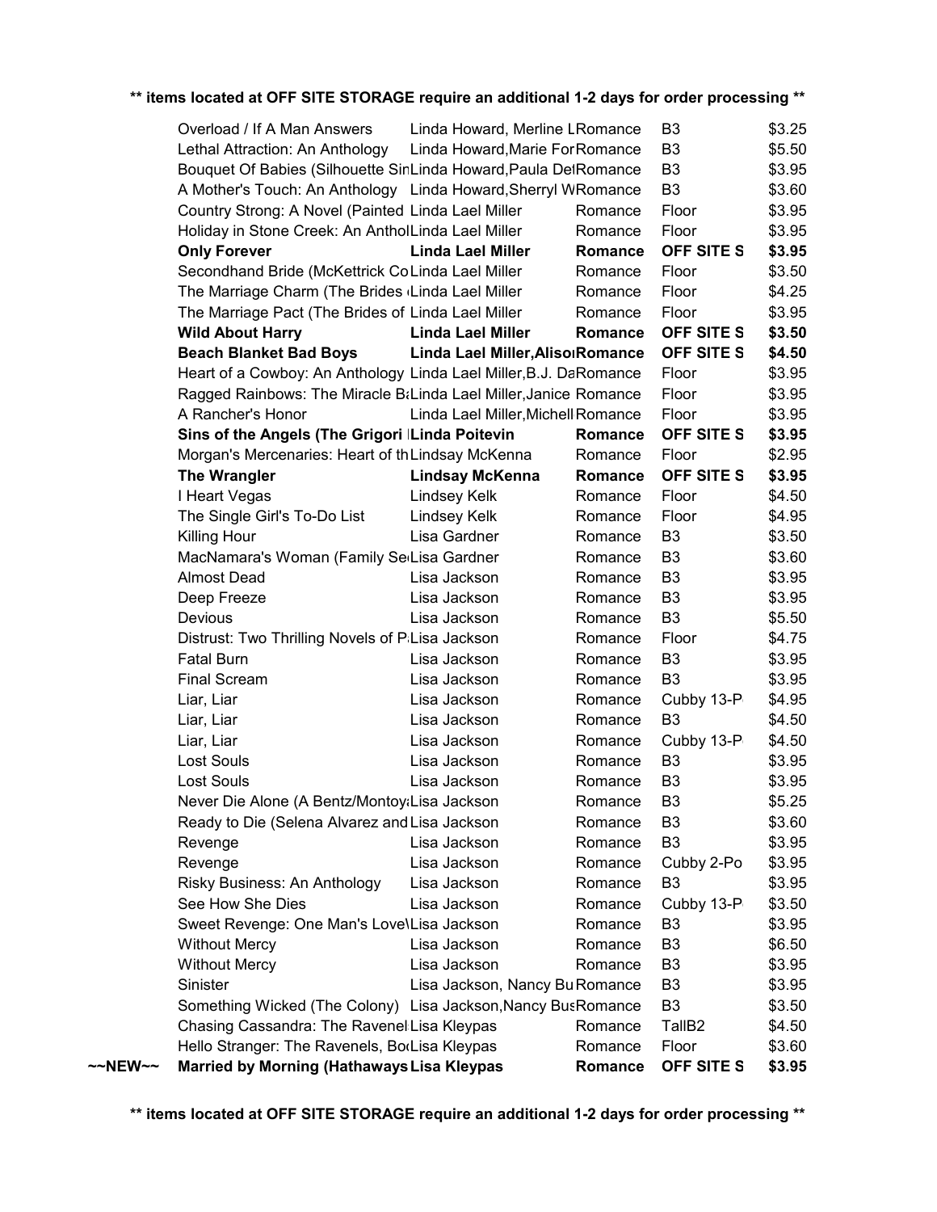** items located at OFF SITE STORAGE require an additional 1-2 days for order processing **

| | Title | Author | Genre | Location | Price |
|---|---|---|---|---|---|
| | Overload / If A Man Answers | Linda Howard, Merline L | Romance | B3 | $3.25 |
| | Lethal Attraction: An Anthology | Linda Howard,Marie For | Romance | B3 | $5.50 |
| | Bouquet Of Babies (Silhouette Sin | Linda Howard,Paula Det | Romance | B3 | $3.95 |
| | A Mother's Touch: An Anthology | Linda Howard,Sherryl W | Romance | B3 | $3.60 |
| | Country Strong: A Novel (Painted | Linda Lael Miller | Romance | Floor | $3.95 |
| | Holiday in Stone Creek: An Anthol | Linda Lael Miller | Romance | Floor | $3.95 |
| | **Only Forever** | **Linda Lael Miller** | **Romance** | **OFF SITE S** | **$3.95** |
| | Secondhand Bride (McKettrick Co | Linda Lael Miller | Romance | Floor | $3.50 |
| | The Marriage Charm (The Brides | Linda Lael Miller | Romance | Floor | $4.25 |
| | The Marriage Pact (The Brides of | Linda Lael Miller | Romance | Floor | $3.95 |
| | **Wild About Harry** | **Linda Lael Miller** | **Romance** | **OFF SITE S** | **$3.50** |
| | **Beach Blanket Bad Boys** | **Linda Lael Miller,Aliso** | **Romance** | **OFF SITE S** | **$4.50** |
| | Heart of a Cowboy: An Anthology | Linda Lael Miller,B.J. Da | Romance | Floor | $3.95 |
| | Ragged Rainbows: The Miracle Ba | Linda Lael Miller,Janice | Romance | Floor | $3.95 |
| | A Rancher's Honor | Linda Lael Miller,Michell | Romance | Floor | $3.95 |
| | **Sins of the Angels (The Grigori** | **Linda Poitevin** | **Romance** | **OFF SITE S** | **$3.95** |
| | Morgan's Mercenaries: Heart of th | Lindsay McKenna | Romance | Floor | $2.95 |
| | **The Wrangler** | **Lindsay McKenna** | **Romance** | **OFF SITE S** | **$3.95** |
| | I Heart Vegas | Lindsey Kelk | Romance | Floor | $4.50 |
| | The Single Girl's To-Do List | Lindsey Kelk | Romance | Floor | $4.95 |
| | Killing Hour | Lisa Gardner | Romance | B3 | $3.50 |
| | MacNamara's Woman (Family Se | Lisa Gardner | Romance | B3 | $3.60 |
| | Almost Dead | Lisa Jackson | Romance | B3 | $3.95 |
| | Deep Freeze | Lisa Jackson | Romance | B3 | $3.95 |
| | Devious | Lisa Jackson | Romance | B3 | $5.50 |
| | Distrust: Two Thrilling Novels of P | Lisa Jackson | Romance | Floor | $4.75 |
| | Fatal Burn | Lisa Jackson | Romance | B3 | $3.95 |
| | Final Scream | Lisa Jackson | Romance | B3 | $3.95 |
| | Liar, Liar | Lisa Jackson | Romance | Cubby 13-P | $4.95 |
| | Liar, Liar | Lisa Jackson | Romance | B3 | $4.50 |
| | Liar, Liar | Lisa Jackson | Romance | Cubby 13-P | $4.50 |
| | Lost Souls | Lisa Jackson | Romance | B3 | $3.95 |
| | Lost Souls | Lisa Jackson | Romance | B3 | $3.95 |
| | Never Die Alone (A Bentz/Montoya | Lisa Jackson | Romance | B3 | $5.25 |
| | Ready to Die (Selena Alvarez and | Lisa Jackson | Romance | B3 | $3.60 |
| | Revenge | Lisa Jackson | Romance | B3 | $3.95 |
| | Revenge | Lisa Jackson | Romance | Cubby 2-Po | $3.95 |
| | Risky Business: An Anthology | Lisa Jackson | Romance | B3 | $3.95 |
| | See How She Dies | Lisa Jackson | Romance | Cubby 13-P | $3.50 |
| | Sweet Revenge: One Man's Love\ | Lisa Jackson | Romance | B3 | $3.95 |
| | Without Mercy | Lisa Jackson | Romance | B3 | $6.50 |
| | Without Mercy | Lisa Jackson | Romance | B3 | $3.95 |
| | Sinister | Lisa Jackson, Nancy Bu | Romance | B3 | $3.95 |
| | Something Wicked (The Colony) | Lisa Jackson,Nancy Bus | Romance | B3 | $3.50 |
| | Chasing Cassandra: The Ravenel | Lisa Kleypas | Romance | TallB2 | $4.50 |
| | Hello Stranger: The Ravenels, Bo | Lisa Kleypas | Romance | Floor | $3.60 |
| ~~NEW~~ | **Married by Morning (Hathaways** | **Lisa Kleypas** | **Romance** | **OFF SITE S** | **$3.95** |

** items located at OFF SITE STORAGE require an additional 1-2 days for order processing **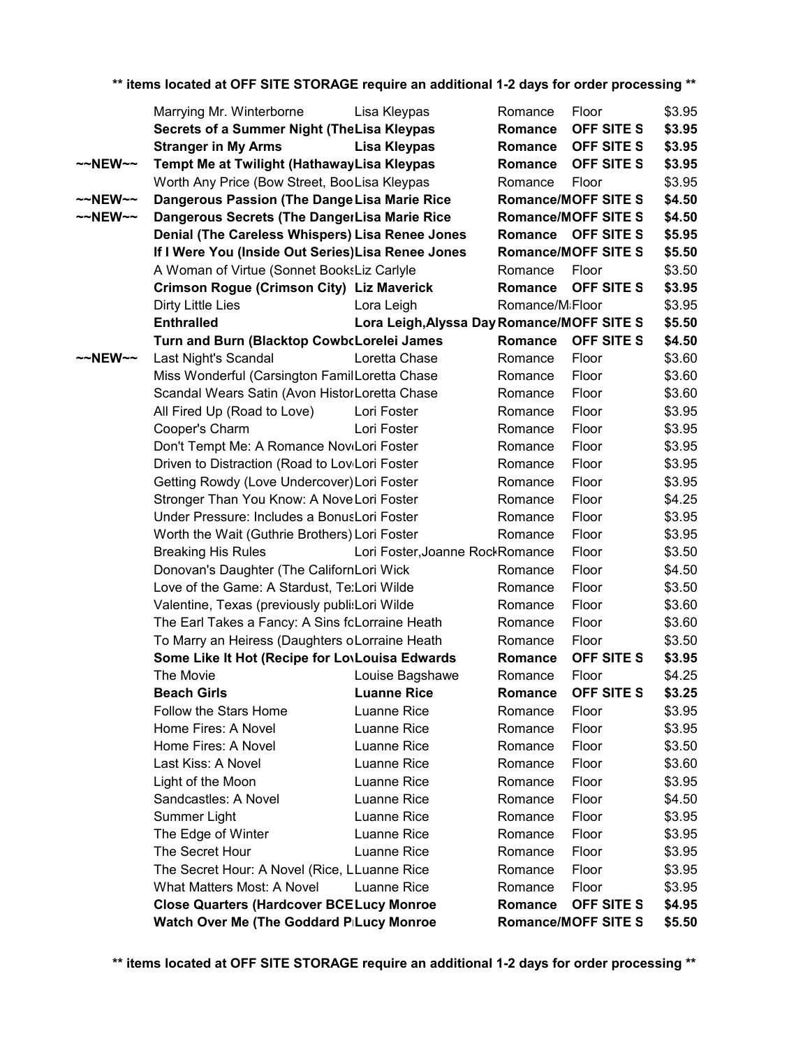** items located at OFF SITE STORAGE require an additional 1-2 days for order processing **

| | Title | Author | Genre | Location | Price |
|---|---|---|---|---|---|
| | Marrying Mr. Winterborne | Lisa Kleypas | Romance | Floor | $3.95 |
| | **Secrets of a Summer Night (The** | **Lisa Kleypas** | **Romance** | **OFF SITE S** | **$3.95** |
| | **Stranger in My Arms** | **Lisa Kleypas** | **Romance** | **OFF SITE S** | **$3.95** |
| ~~NEW~~ | **Tempt Me at Twilight (Hathaway** | **Lisa Kleypas** | **Romance** | **OFF SITE S** | **$3.95** |
| | Worth Any Price (Bow Street, Boo | Lisa Kleypas | Romance | Floor | $3.95 |
| ~~NEW~~ | **Dangerous Passion (The Dange** | **Lisa Marie Rice** | **Romance/M** | **OFF SITE S** | **$4.50** |
| ~~NEW~~ | **Dangerous Secrets (The Dange** | **Lisa Marie Rice** | **Romance/M** | **OFF SITE S** | **$4.50** |
| | **Denial (The Careless Whispers)** | **Lisa Renee Jones** | **Romance** | **OFF SITE S** | **$5.95** |
| | **If I Were You (Inside Out Series)** | **Lisa Renee Jones** | **Romance/M** | **OFF SITE S** | **$5.50** |
| | A Woman of Virtue (Sonnet Books | Liz Carlyle | Romance | Floor | $3.50 |
| | **Crimson Rogue (Crimson City)** | **Liz Maverick** | **Romance** | **OFF SITE S** | **$3.95** |
| | Dirty Little Lies | Lora Leigh | Romance/M | Floor | $3.95 |
| | **Enthralled** | **Lora Leigh,Alyssa Day** | **Romance/M** | **OFF SITE S** | **$5.50** |
| | **Turn and Burn (Blacktop Cowbo** | **Lorelei James** | **Romance** | **OFF SITE S** | **$4.50** |
| ~~NEW~~ | Last Night's Scandal | Loretta Chase | Romance | Floor | $3.60 |
| | Miss Wonderful (Carsington Famil | Loretta Chase | Romance | Floor | $3.60 |
| | Scandal Wears Satin (Avon Histor | Loretta Chase | Romance | Floor | $3.60 |
| | All Fired Up (Road to Love) | Lori Foster | Romance | Floor | $3.95 |
| | Cooper's Charm | Lori Foster | Romance | Floor | $3.95 |
| | Don't Tempt Me: A Romance Nov | Lori Foster | Romance | Floor | $3.95 |
| | Driven to Distraction (Road to Lov | Lori Foster | Romance | Floor | $3.95 |
| | Getting Rowdy (Love Undercover) | Lori Foster | Romance | Floor | $3.95 |
| | Stronger Than You Know: A Nove | Lori Foster | Romance | Floor | $4.25 |
| | Under Pressure: Includes a Bonus | Lori Foster | Romance | Floor | $3.95 |
| | Worth the Wait (Guthrie Brothers) | Lori Foster | Romance | Floor | $3.95 |
| | Breaking His Rules | Lori Foster,Joanne Rock | Romance | Floor | $3.50 |
| | Donovan's Daughter (The Californ | Lori Wick | Romance | Floor | $4.50 |
| | Love of the Game: A Stardust, Te | Lori Wilde | Romance | Floor | $3.50 |
| | Valentine, Texas (previously publi | Lori Wilde | Romance | Floor | $3.60 |
| | The Earl Takes a Fancy: A Sins fo | Lorraine Heath | Romance | Floor | $3.60 |
| | To Marry an Heiress (Daughters o | Lorraine Heath | Romance | Floor | $3.50 |
| | **Some Like It Hot (Recipe for Lov** | **Louisa Edwards** | **Romance** | **OFF SITE S** | **$3.95** |
| | The Movie | Louise Bagshawe | Romance | Floor | $4.25 |
| | **Beach Girls** | **Luanne Rice** | **Romance** | **OFF SITE S** | **$3.25** |
| | Follow the Stars Home | Luanne Rice | Romance | Floor | $3.95 |
| | Home Fires: A Novel | Luanne Rice | Romance | Floor | $3.95 |
| | Home Fires: A Novel | Luanne Rice | Romance | Floor | $3.50 |
| | Last Kiss: A Novel | Luanne Rice | Romance | Floor | $3.60 |
| | Light of the Moon | Luanne Rice | Romance | Floor | $3.95 |
| | Sandcastles: A Novel | Luanne Rice | Romance | Floor | $4.50 |
| | Summer Light | Luanne Rice | Romance | Floor | $3.95 |
| | The Edge of Winter | Luanne Rice | Romance | Floor | $3.95 |
| | The Secret Hour | Luanne Rice | Romance | Floor | $3.95 |
| | The Secret Hour: A Novel (Rice, L | Luanne Rice | Romance | Floor | $3.95 |
| | What Matters Most: A Novel | Luanne Rice | Romance | Floor | $3.95 |
| | **Close Quarters (Hardcover BCE** | **Lucy Monroe** | **Romance** | **OFF SITE S** | **$4.95** |
| | **Watch Over Me (The Goddard P** | **Lucy Monroe** | **Romance/M** | **OFF SITE S** | **$5.50** |

** items located at OFF SITE STORAGE require an additional 1-2 days for order processing **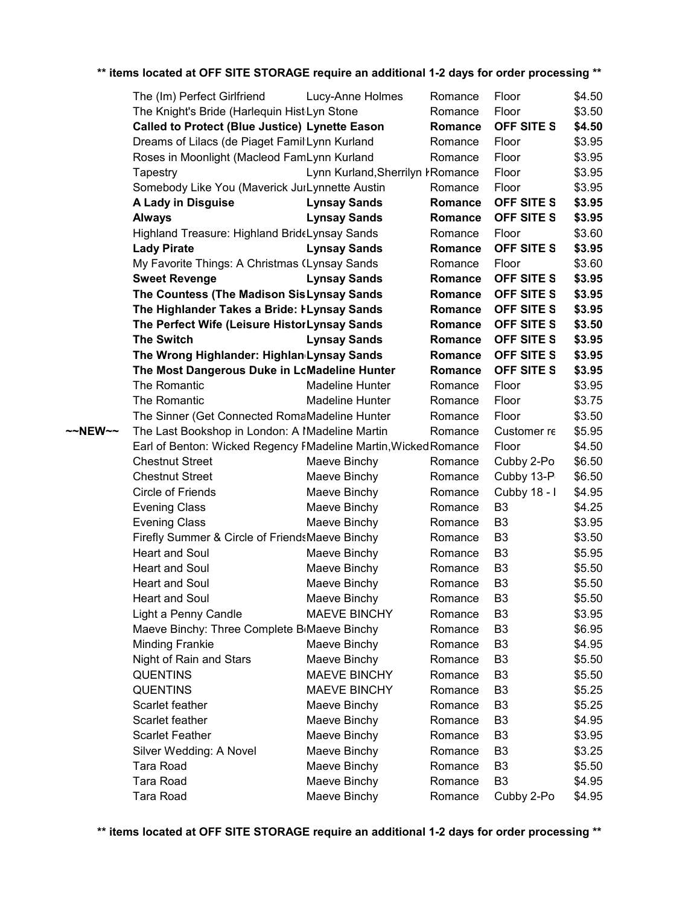** items located at OFF SITE STORAGE require an additional 1-2 days for order processing **

| | | | | | |
|---|---|---|---|---|---|
| | The (Im) Perfect Girlfriend | Lucy-Anne Holmes | Romance | Floor | $4.50 |
| | The Knight's Bride (Harlequin Hist Lyn Stone | | Romance | Floor | $3.50 |
| | **Called to Protect (Blue Justice)** | **Lynette Eason** | **Romance** | **OFF SITE S** | **$4.50** |
| | Dreams of Lilacs (de Piaget Famil Lynn Kurland | | Romance | Floor | $3.95 |
| | Roses in Moonlight (Macleod Fam Lynn Kurland | | Romance | Floor | $3.95 |
| | Tapestry | Lynn Kurland,Sherrilyn K Romance | | Floor | $3.95 |
| | Somebody Like You (Maverick Ju Lynnette Austin | | Romance | Floor | $3.95 |
| | **A Lady in Disguise** | **Lynsay Sands** | **Romance** | **OFF SITE S** | **$3.95** |
| | **Always** | **Lynsay Sands** | **Romance** | **OFF SITE S** | **$3.95** |
| | Highland Treasure: Highland Bride Lynsay Sands | | Romance | Floor | $3.60 |
| | **Lady Pirate** | **Lynsay Sands** | **Romance** | **OFF SITE S** | **$3.95** |
| | My Favorite Things: A Christmas (Lynsay Sands | | Romance | Floor | $3.60 |
| | **Sweet Revenge** | **Lynsay Sands** | **Romance** | **OFF SITE S** | **$3.95** |
| | **The Countess (The Madison Sis Lynsay Sands** | | **Romance** | **OFF SITE S** | **$3.95** |
| | **The Highlander Takes a Bride: H Lynsay Sands** | | **Romance** | **OFF SITE S** | **$3.95** |
| | **The Perfect Wife (Leisure Histor Lynsay Sands** | | **Romance** | **OFF SITE S** | **$3.50** |
| | **The Switch** | **Lynsay Sands** | **Romance** | **OFF SITE S** | **$3.95** |
| | **The Wrong Highlander: Highlan Lynsay Sands** | | **Romance** | **OFF SITE S** | **$3.95** |
| | **The Most Dangerous Duke in Lc Madeline Hunter** | | **Romance** | **OFF SITE S** | **$3.95** |
| | The Romantic | Madeline Hunter | Romance | Floor | $3.95 |
| | The Romantic | Madeline Hunter | Romance | Floor | $3.75 |
| | The Sinner (Get Connected Roma Madeline Hunter | | Romance | Floor | $3.50 |
| ~~NEW~~ | The Last Bookshop in London: A I Madeline Martin | | Romance | Customer re | $5.95 |
| | Earl of Benton: Wicked Regency F Madeline Martin,Wicked Romance | | | Floor | $4.50 |
| | Chestnut Street | Maeve Binchy | Romance | Cubby 2-Po | $6.50 |
| | Chestnut Street | Maeve Binchy | Romance | Cubby 13-P | $6.50 |
| | Circle of Friends | Maeve Binchy | Romance | Cubby 18 - I | $4.95 |
| | Evening Class | Maeve Binchy | Romance | B3 | $4.25 |
| | Evening Class | Maeve Binchy | Romance | B3 | $3.95 |
| | Firefly Summer & Circle of Friends Maeve Binchy | | Romance | B3 | $3.50 |
| | Heart and Soul | Maeve Binchy | Romance | B3 | $5.95 |
| | Heart and Soul | Maeve Binchy | Romance | B3 | $5.50 |
| | Heart and Soul | Maeve Binchy | Romance | B3 | $5.50 |
| | Heart and Soul | Maeve Binchy | Romance | B3 | $5.50 |
| | Light a Penny Candle | MAEVE BINCHY | Romance | B3 | $3.95 |
| | Maeve Binchy: Three Complete B Maeve Binchy | | Romance | B3 | $6.95 |
| | Minding Frankie | Maeve Binchy | Romance | B3 | $4.95 |
| | Night of Rain and Stars | Maeve Binchy | Romance | B3 | $5.50 |
| | QUENTINS | MAEVE BINCHY | Romance | B3 | $5.50 |
| | QUENTINS | MAEVE BINCHY | Romance | B3 | $5.25 |
| | Scarlet feather | Maeve Binchy | Romance | B3 | $5.25 |
| | Scarlet feather | Maeve Binchy | Romance | B3 | $4.95 |
| | Scarlet Feather | Maeve Binchy | Romance | B3 | $3.95 |
| | Silver Wedding: A Novel | Maeve Binchy | Romance | B3 | $3.25 |
| | Tara Road | Maeve Binchy | Romance | B3 | $5.50 |
| | Tara Road | Maeve Binchy | Romance | B3 | $4.95 |
| | Tara Road | Maeve Binchy | Romance | Cubby 2-Po | $4.95 |

** items located at OFF SITE STORAGE require an additional 1-2 days for order processing **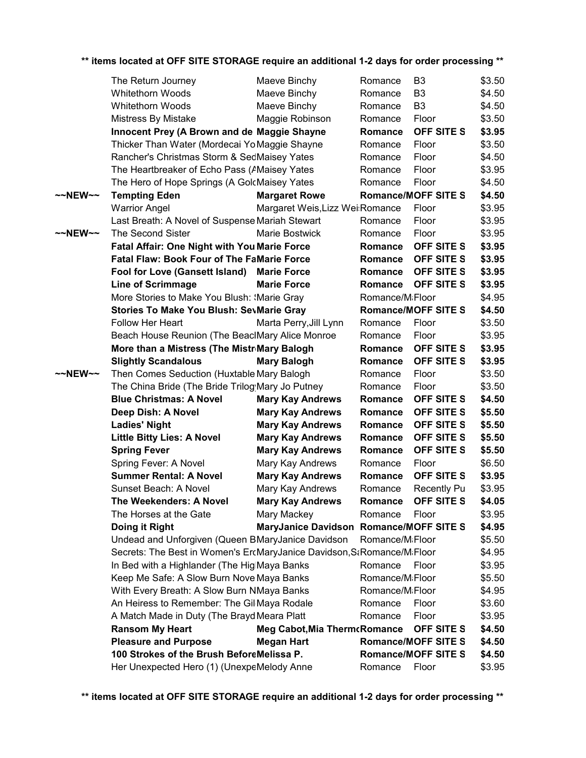**\*\* items located at OFF SITE STORAGE require an additional 1-2 days for order processing \*\***

| | Title | Author | Genre | Location | Price |
|---|---|---|---|---|---|
| | The Return Journey | Maeve Binchy | Romance | B3 | $3.50 |
| | Whitethorn Woods | Maeve Binchy | Romance | B3 | $4.50 |
| | Whitethorn Woods | Maeve Binchy | Romance | B3 | $4.50 |
| | Mistress By Mistake | Maggie Robinson | Romance | Floor | $3.50 |
| | **Innocent Prey (A Brown and de** | **Maggie Shayne** | **Romance** | **OFF SITE S** | **$3.95** |
| | Thicker Than Water (Mordecai Yo | Maggie Shayne | Romance | Floor | $3.50 |
| | Rancher's Christmas Storm & Sed | Maisey Yates | Romance | Floor | $4.50 |
| | The Heartbreaker of Echo Pass (A | Maisey Yates | Romance | Floor | $3.95 |
| | The Hero of Hope Springs (A Gold | Maisey Yates | Romance | Floor | $4.50 |
| **~~NEW~~** | **Tempting Eden** | **Margaret Rowe** | **Romance/M** | **OFF SITE S** | **$4.50** |
| | Warrior Angel | Margaret Weis,Lizz Wei | Romance | Floor | $3.95 |
| | Last Breath: A Novel of Suspense | Mariah Stewart | Romance | Floor | $3.95 |
| **~~NEW~~** | The Second Sister | Marie Bostwick | Romance | Floor | $3.95 |
| | **Fatal Affair: One Night with You** | **Marie Force** | **Romance** | **OFF SITE S** | **$3.95** |
| | **Fatal Flaw: Book Four of The Fa** | **Marie Force** | **Romance** | **OFF SITE S** | **$3.95** |
| | **Fool for Love (Gansett Island)** | **Marie Force** | **Romance** | **OFF SITE S** | **$3.95** |
| | **Line of Scrimmage** | **Marie Force** | **Romance** | **OFF SITE S** | **$3.95** |
| | More Stories to Make You Blush: ( | Marie Gray | Romance/M | Floor | $4.95 |
| | **Stories To Make You Blush: Sev** | **Marie Gray** | **Romance/M** | **OFF SITE S** | **$4.50** |
| | Follow Her Heart | Marta Perry,Jill Lynn | Romance | Floor | $3.50 |
| | Beach House Reunion (The Beach | Mary Alice Monroe | Romance | Floor | $3.95 |
| | **More than a Mistress (The Mistr** | **Mary Balogh** | **Romance** | **OFF SITE S** | **$3.95** |
| | **Slightly Scandalous** | **Mary Balogh** | **Romance** | **OFF SITE S** | **$3.95** |
| **~~NEW~~** | Then Comes Seduction (Huxtable | Mary Balogh | Romance | Floor | $3.50 |
| | The China Bride (The Bride Trilog | Mary Jo Putney | Romance | Floor | $3.50 |
| | **Blue Christmas: A Novel** | **Mary Kay Andrews** | **Romance** | **OFF SITE S** | **$4.50** |
| | **Deep Dish: A Novel** | **Mary Kay Andrews** | **Romance** | **OFF SITE S** | **$5.50** |
| | **Ladies' Night** | **Mary Kay Andrews** | **Romance** | **OFF SITE S** | **$5.50** |
| | **Little Bitty Lies: A Novel** | **Mary Kay Andrews** | **Romance** | **OFF SITE S** | **$5.50** |
| | **Spring Fever** | **Mary Kay Andrews** | **Romance** | **OFF SITE S** | **$5.50** |
| | Spring Fever: A Novel | Mary Kay Andrews | Romance | Floor | $6.50 |
| | **Summer Rental: A Novel** | **Mary Kay Andrews** | **Romance** | **OFF SITE S** | **$3.95** |
| | Sunset Beach: A Novel | Mary Kay Andrews | Romance | Recently Pu | $3.95 |
| | **The Weekenders: A Novel** | **Mary Kay Andrews** | **Romance** | **OFF SITE S** | **$4.05** |
| | The Horses at the Gate | Mary Mackey | Romance | Floor | $3.95 |
| | **Doing it Right** | **MaryJanice Davidson** | **Romance/M** | **OFF SITE S** | **$4.95** |
| | Undead and Unforgiven (Queen B | MaryJanice Davidson | Romance/M | Floor | $5.50 |
| | Secrets: The Best in Women's Ero | MaryJanice Davidson,Sa | Romance/M | Floor | $4.95 |
| | In Bed with a Highlander (The Hig | Maya Banks | Romance | Floor | $3.95 |
| | Keep Me Safe: A Slow Burn Nove | Maya Banks | Romance/M | Floor | $5.50 |
| | With Every Breath: A Slow Burn N | Maya Banks | Romance/M | Floor | $4.95 |
| | An Heiress to Remember: The Gil | Maya Rodale | Romance | Floor | $3.60 |
| | A Match Made in Duty (The Brayd | Meara Platt | Romance | Floor | $3.95 |
| | **Ransom My Heart** | **Meg Cabot,Mia Thermo** | **Romance** | **OFF SITE S** | **$4.50** |
| | **Pleasure and Purpose** | **Megan Hart** | **Romance/M** | **OFF SITE S** | **$4.50** |
| | **100 Strokes of the Brush Before** | **Melissa P.** | **Romance/M** | **OFF SITE S** | **$4.50** |
| | Her Unexpected Hero (1) (Unexpe | Melody Anne | Romance | Floor | $3.95 |

**\*\* items located at OFF SITE STORAGE require an additional 1-2 days for order processing \*\***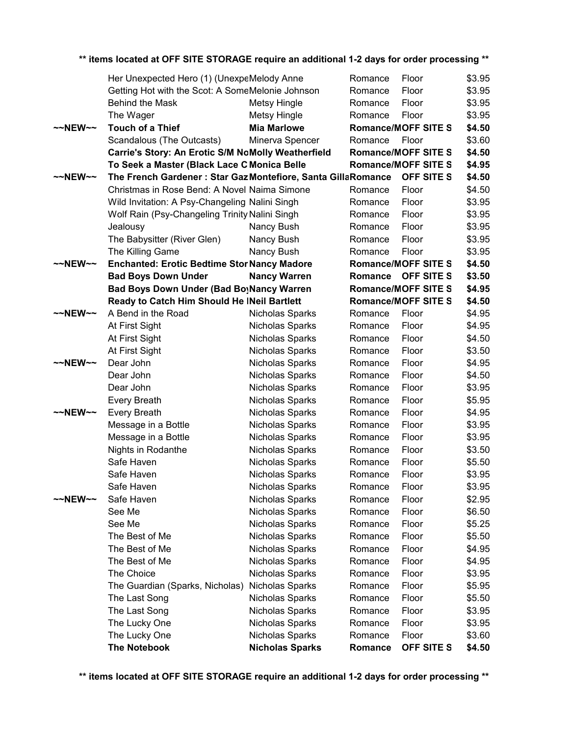** items located at OFF SITE STORAGE require an additional 1-2 days for order processing **

| | Title | Author | Genre | Location | Price |
|---|---|---|---|---|---|
| | Her Unexpected Hero (1) (Unexpe | Melody Anne | Romance | Floor | $3.95 |
| | Getting Hot with the Scot: A Some | Melonie Johnson | Romance | Floor | $3.95 |
| | Behind the Mask | Metsy Hingle | Romance | Floor | $3.95 |
| | The Wager | Metsy Hingle | Romance | Floor | $3.95 |
| **~~NEW~~** | **Touch of a Thief** | **Mia Marlowe** | **Romance/M** | **OFF SITE S** | **$4.50** |
| | Scandalous (The Outcasts) | Minerva Spencer | Romance | Floor | $3.60 |
| | **Carrie's Story: An Erotic S/M No** | **Molly Weatherfield** | **Romance/M** | **OFF SITE S** | **$4.50** |
| | **To Seek a Master (Black Lace C** | **Monica Belle** | **Romance/M** | **OFF SITE S** | **$4.95** |
| **~~NEW~~** | **The French Gardener : Star Gaz** | **Montefiore, Santa Gilla** | **Romance** | **OFF SITE S** | **$4.50** |
| | Christmas in Rose Bend: A Novel | Naima Simone | Romance | Floor | $4.50 |
| | Wild Invitation: A Psy-Changeling | Nalini Singh | Romance | Floor | $3.95 |
| | Wolf Rain (Psy-Changeling Trinity | Nalini Singh | Romance | Floor | $3.95 |
| | Jealousy | Nancy Bush | Romance | Floor | $3.95 |
| | The Babysitter (River Glen) | Nancy Bush | Romance | Floor | $3.95 |
| | The Killing Game | Nancy Bush | Romance | Floor | $3.95 |
| **~~NEW~~** | **Enchanted: Erotic Bedtime Stor** | **Nancy Madore** | **Romance/M** | **OFF SITE S** | **$4.50** |
| | **Bad Boys Down Under** | **Nancy Warren** | **Romance** | **OFF SITE S** | **$3.50** |
| | **Bad Boys Down Under (Bad Boy** | **Nancy Warren** | **Romance/M** | **OFF SITE S** | **$4.95** |
| | **Ready to Catch Him Should He I** | **Neil Bartlett** | **Romance/M** | **OFF SITE S** | **$4.50** |
| ~~NEW~~ | A Bend in the Road | Nicholas Sparks | Romance | Floor | $4.95 |
| | At First Sight | Nicholas Sparks | Romance | Floor | $4.95 |
| | At First Sight | Nicholas Sparks | Romance | Floor | $4.50 |
| | At First Sight | Nicholas Sparks | Romance | Floor | $3.50 |
| ~~NEW~~ | Dear John | Nicholas Sparks | Romance | Floor | $4.95 |
| | Dear John | Nicholas Sparks | Romance | Floor | $4.50 |
| | Dear John | Nicholas Sparks | Romance | Floor | $3.95 |
| | Every Breath | Nicholas Sparks | Romance | Floor | $5.95 |
| ~~NEW~~ | Every Breath | Nicholas Sparks | Romance | Floor | $4.95 |
| | Message in a Bottle | Nicholas Sparks | Romance | Floor | $3.95 |
| | Message in a Bottle | Nicholas Sparks | Romance | Floor | $3.95 |
| | Nights in Rodanthe | Nicholas Sparks | Romance | Floor | $3.50 |
| | Safe Haven | Nicholas Sparks | Romance | Floor | $5.50 |
| | Safe Haven | Nicholas Sparks | Romance | Floor | $3.95 |
| | Safe Haven | Nicholas Sparks | Romance | Floor | $3.95 |
| ~~NEW~~ | Safe Haven | Nicholas Sparks | Romance | Floor | $2.95 |
| | See Me | Nicholas Sparks | Romance | Floor | $6.50 |
| | See Me | Nicholas Sparks | Romance | Floor | $5.25 |
| | The Best of Me | Nicholas Sparks | Romance | Floor | $5.50 |
| | The Best of Me | Nicholas Sparks | Romance | Floor | $4.95 |
| | The Best of Me | Nicholas Sparks | Romance | Floor | $4.95 |
| | The Choice | Nicholas Sparks | Romance | Floor | $3.95 |
| | The Guardian (Sparks, Nicholas) | Nicholas Sparks | Romance | Floor | $5.95 |
| | The Last Song | Nicholas Sparks | Romance | Floor | $5.50 |
| | The Last Song | Nicholas Sparks | Romance | Floor | $3.95 |
| | The Lucky One | Nicholas Sparks | Romance | Floor | $3.95 |
| | The Lucky One | Nicholas Sparks | Romance | Floor | $3.60 |
| | **The Notebook** | **Nicholas Sparks** | **Romance** | **OFF SITE S** | **$4.50** |

** items located at OFF SITE STORAGE require an additional 1-2 days for order processing **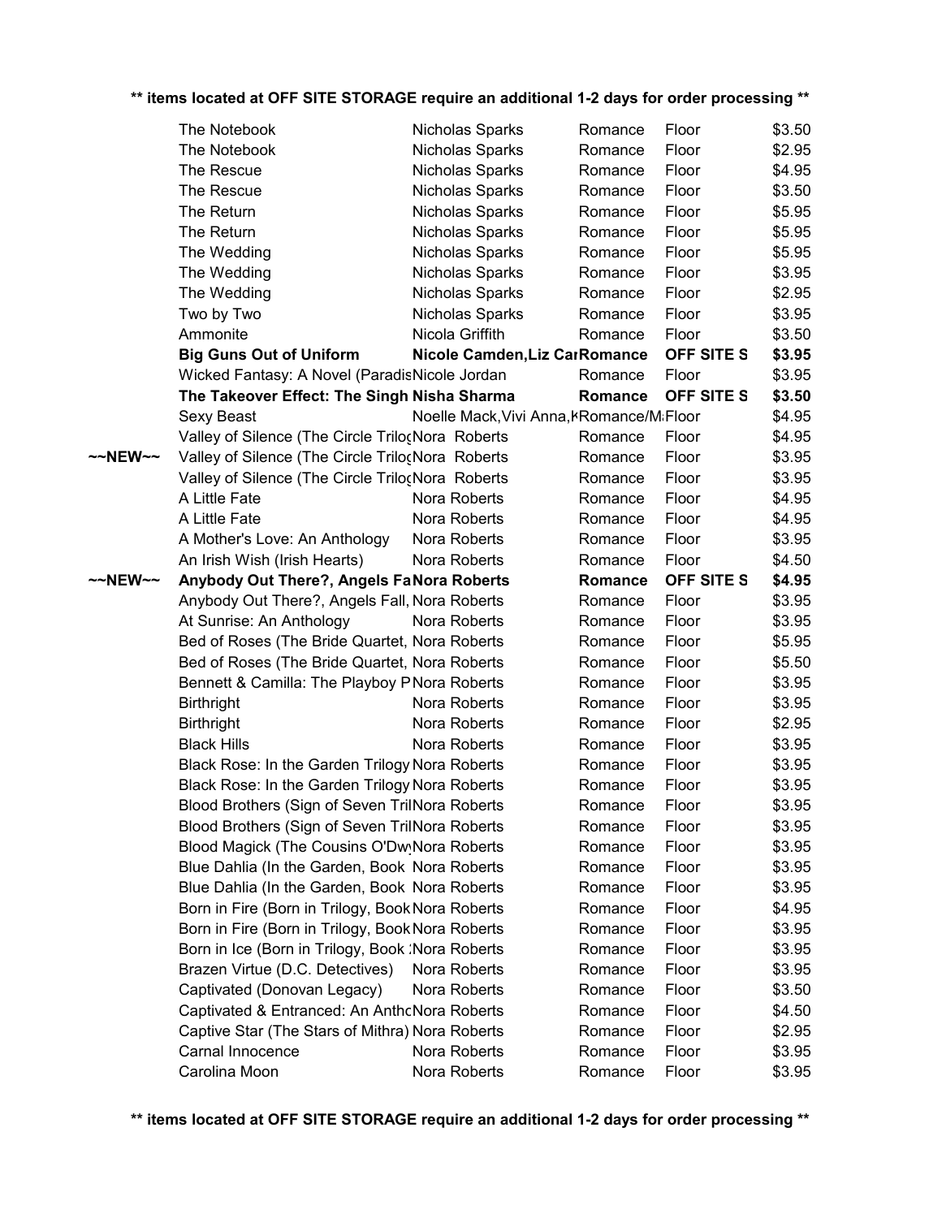** items located at OFF SITE STORAGE require an additional 1-2 days for order processing **

| | | | | | |
|---|---|---|---|---|---|
| | The Notebook | Nicholas Sparks | Romance | Floor | $3.50 |
| | The Notebook | Nicholas Sparks | Romance | Floor | $2.95 |
| | The Rescue | Nicholas Sparks | Romance | Floor | $4.95 |
| | The Rescue | Nicholas Sparks | Romance | Floor | $3.50 |
| | The Return | Nicholas Sparks | Romance | Floor | $5.95 |
| | The Return | Nicholas Sparks | Romance | Floor | $5.95 |
| | The Wedding | Nicholas Sparks | Romance | Floor | $5.95 |
| | The Wedding | Nicholas Sparks | Romance | Floor | $3.95 |
| | The Wedding | Nicholas Sparks | Romance | Floor | $2.95 |
| | Two by Two | Nicholas Sparks | Romance | Floor | $3.95 |
| | Ammonite | Nicola Griffith | Romance | Floor | $3.50 |
| | **Big Guns Out of Uniform** | **Nicole Camden,Liz Car** | **Romance** | **OFF SITE S** | **$3.95** |
| | Wicked Fantasy: A Novel (Paradis | Nicole Jordan | Romance | Floor | $3.95 |
| | **The Takeover Effect: The Singh** | **Nisha Sharma** | **Romance** | **OFF SITE S** | **$3.50** |
| | Sexy Beast | Noelle Mack,Vivi Anna,K | Romance/M | Floor | $4.95 |
| | Valley of Silence (The Circle Trilo | Nora Roberts | Romance | Floor | $4.95 |
| ~~NEW~~ | Valley of Silence (The Circle Trilo | Nora Roberts | Romance | Floor | $3.95 |
| | Valley of Silence (The Circle Trilo | Nora Roberts | Romance | Floor | $3.95 |
| | A Little Fate | Nora Roberts | Romance | Floor | $4.95 |
| | A Little Fate | Nora Roberts | Romance | Floor | $4.95 |
| | A Mother's Love: An Anthology | Nora Roberts | Romance | Floor | $3.95 |
| | An Irish Wish (Irish Hearts) | Nora Roberts | Romance | Floor | $4.50 |
| **~~NEW~~** | **Anybody Out There?, Angels Fa** | **Nora Roberts** | **Romance** | **OFF SITE S** | **$4.95** |
| | Anybody Out There?, Angels Fall, | Nora Roberts | Romance | Floor | $3.95 |
| | At Sunrise: An Anthology | Nora Roberts | Romance | Floor | $3.95 |
| | Bed of Roses (The Bride Quartet, | Nora Roberts | Romance | Floor | $5.95 |
| | Bed of Roses (The Bride Quartet, | Nora Roberts | Romance | Floor | $5.50 |
| | Bennett & Camilla: The Playboy P | Nora Roberts | Romance | Floor | $3.95 |
| | Birthright | Nora Roberts | Romance | Floor | $3.95 |
| | Birthright | Nora Roberts | Romance | Floor | $2.95 |
| | Black Hills | Nora Roberts | Romance | Floor | $3.95 |
| | Black Rose: In the Garden Trilogy | Nora Roberts | Romance | Floor | $3.95 |
| | Black Rose: In the Garden Trilogy | Nora Roberts | Romance | Floor | $3.95 |
| | Blood Brothers (Sign of Seven Tril | Nora Roberts | Romance | Floor | $3.95 |
| | Blood Brothers (Sign of Seven Tril | Nora Roberts | Romance | Floor | $3.95 |
| | Blood Magick (The Cousins O'Dw | Nora Roberts | Romance | Floor | $3.95 |
| | Blue Dahlia (In the Garden, Book | Nora Roberts | Romance | Floor | $3.95 |
| | Blue Dahlia (In the Garden, Book | Nora Roberts | Romance | Floor | $3.95 |
| | Born in Fire (Born in Trilogy, Book | Nora Roberts | Romance | Floor | $4.95 |
| | Born in Fire (Born in Trilogy, Book | Nora Roberts | Romance | Floor | $3.95 |
| | Born in Ice (Born in Trilogy, Book | Nora Roberts | Romance | Floor | $3.95 |
| | Brazen Virtue (D.C. Detectives) | Nora Roberts | Romance | Floor | $3.95 |
| | Captivated (Donovan Legacy) | Nora Roberts | Romance | Floor | $3.50 |
| | Captivated & Entranced: An Antho | Nora Roberts | Romance | Floor | $4.50 |
| | Captive Star (The Stars of Mithra) | Nora Roberts | Romance | Floor | $2.95 |
| | Carnal Innocence | Nora Roberts | Romance | Floor | $3.95 |
| | Carolina Moon | Nora Roberts | Romance | Floor | $3.95 |

** items located at OFF SITE STORAGE require an additional 1-2 days for order processing **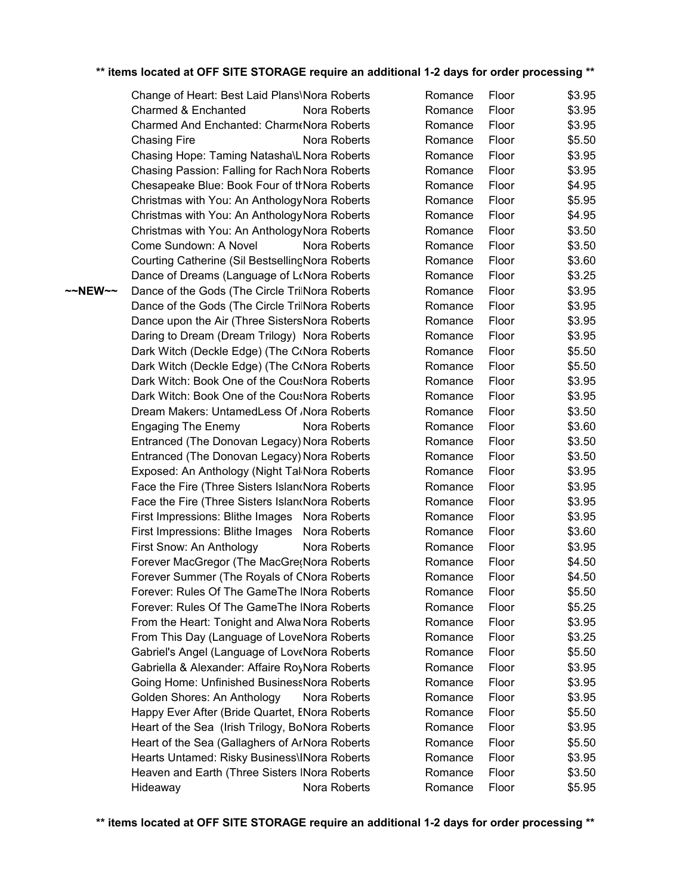**\*\* items located at OFF SITE STORAGE require an additional 1-2 days for order processing \*\***

| | | | | | |
|---|---|---|---|---|---|
| | Change of Heart: Best Laid Plans\ | Nora Roberts | Romance | Floor | $3.95 |
| | Charmed & Enchanted | Nora Roberts | Romance | Floor | $3.95 |
| | Charmed And Enchanted: Charme | Nora Roberts | Romance | Floor | $3.95 |
| | Chasing Fire | Nora Roberts | Romance | Floor | $5.50 |
| | Chasing Hope: Taming Natasha\L | Nora Roberts | Romance | Floor | $3.95 |
| | Chasing Passion: Falling for Rach | Nora Roberts | Romance | Floor | $3.95 |
| | Chesapeake Blue: Book Four of th | Nora Roberts | Romance | Floor | $4.95 |
| | Christmas with You: An Anthology | Nora Roberts | Romance | Floor | $5.95 |
| | Christmas with You: An Anthology | Nora Roberts | Romance | Floor | $4.95 |
| | Christmas with You: An Anthology | Nora Roberts | Romance | Floor | $3.50 |
| | Come Sundown: A Novel | Nora Roberts | Romance | Floor | $3.50 |
| | Courting Catherine (Sil Bestselling | Nora Roberts | Romance | Floor | $3.60 |
| | Dance of Dreams (Language of L | Nora Roberts | Romance | Floor | $3.25 |
| ~~NEW~~ | Dance of the Gods (The Circle Tri | Nora Roberts | Romance | Floor | $3.95 |
| | Dance of the Gods (The Circle Tri | Nora Roberts | Romance | Floor | $3.95 |
| | Dance upon the Air (Three Sisters | Nora Roberts | Romance | Floor | $3.95 |
| | Daring to Dream (Dream Trilogy) | Nora Roberts | Romance | Floor | $3.95 |
| | Dark Witch (Deckle Edge) (The C | Nora Roberts | Romance | Floor | $5.50 |
| | Dark Witch (Deckle Edge) (The C | Nora Roberts | Romance | Floor | $5.50 |
| | Dark Witch: Book One of the Cous | Nora Roberts | Romance | Floor | $3.95 |
| | Dark Witch: Book One of the Cous | Nora Roberts | Romance | Floor | $3.95 |
| | Dream Makers: UntamedLess Of | Nora Roberts | Romance | Floor | $3.50 |
| | Engaging The Enemy | Nora Roberts | Romance | Floor | $3.60 |
| | Entranced (The Donovan Legacy) | Nora Roberts | Romance | Floor | $3.50 |
| | Entranced (The Donovan Legacy) | Nora Roberts | Romance | Floor | $3.50 |
| | Exposed: An Anthology (Night Tal | Nora Roberts | Romance | Floor | $3.95 |
| | Face the Fire (Three Sisters Islan | Nora Roberts | Romance | Floor | $3.95 |
| | Face the Fire (Three Sisters Islan | Nora Roberts | Romance | Floor | $3.95 |
| | First Impressions: Blithe Images | Nora Roberts | Romance | Floor | $3.95 |
| | First Impressions: Blithe Images | Nora Roberts | Romance | Floor | $3.60 |
| | First Snow: An Anthology | Nora Roberts | Romance | Floor | $3.95 |
| | Forever MacGregor (The MacGre | Nora Roberts | Romance | Floor | $4.50 |
| | Forever Summer (The Royals of C | Nora Roberts | Romance | Floor | $4.50 |
| | Forever: Rules Of The GameThe I | Nora Roberts | Romance | Floor | $5.50 |
| | Forever: Rules Of The GameThe I | Nora Roberts | Romance | Floor | $5.25 |
| | From the Heart: Tonight and Alwa | Nora Roberts | Romance | Floor | $3.95 |
| | From This Day (Language of Love | Nora Roberts | Romance | Floor | $3.25 |
| | Gabriel's Angel (Language of Love | Nora Roberts | Romance | Floor | $5.50 |
| | Gabriella & Alexander: Affaire Ro | Nora Roberts | Romance | Floor | $3.95 |
| | Going Home: Unfinished Business | Nora Roberts | Romance | Floor | $3.95 |
| | Golden Shores: An Anthology | Nora Roberts | Romance | Floor | $3.95 |
| | Happy Ever After (Bride Quartet, E | Nora Roberts | Romance | Floor | $5.50 |
| | Heart of the Sea (Irish Trilogy, Bo | Nora Roberts | Romance | Floor | $3.95 |
| | Heart of the Sea (Gallaghers of Ar | Nora Roberts | Romance | Floor | $5.50 |
| | Hearts Untamed: Risky Business\I | Nora Roberts | Romance | Floor | $3.95 |
| | Heaven and Earth (Three Sisters I | Nora Roberts | Romance | Floor | $3.50 |
| | Hideaway | Nora Roberts | Romance | Floor | $5.95 |

**\*\* items located at OFF SITE STORAGE require an additional 1-2 days for order processing \*\***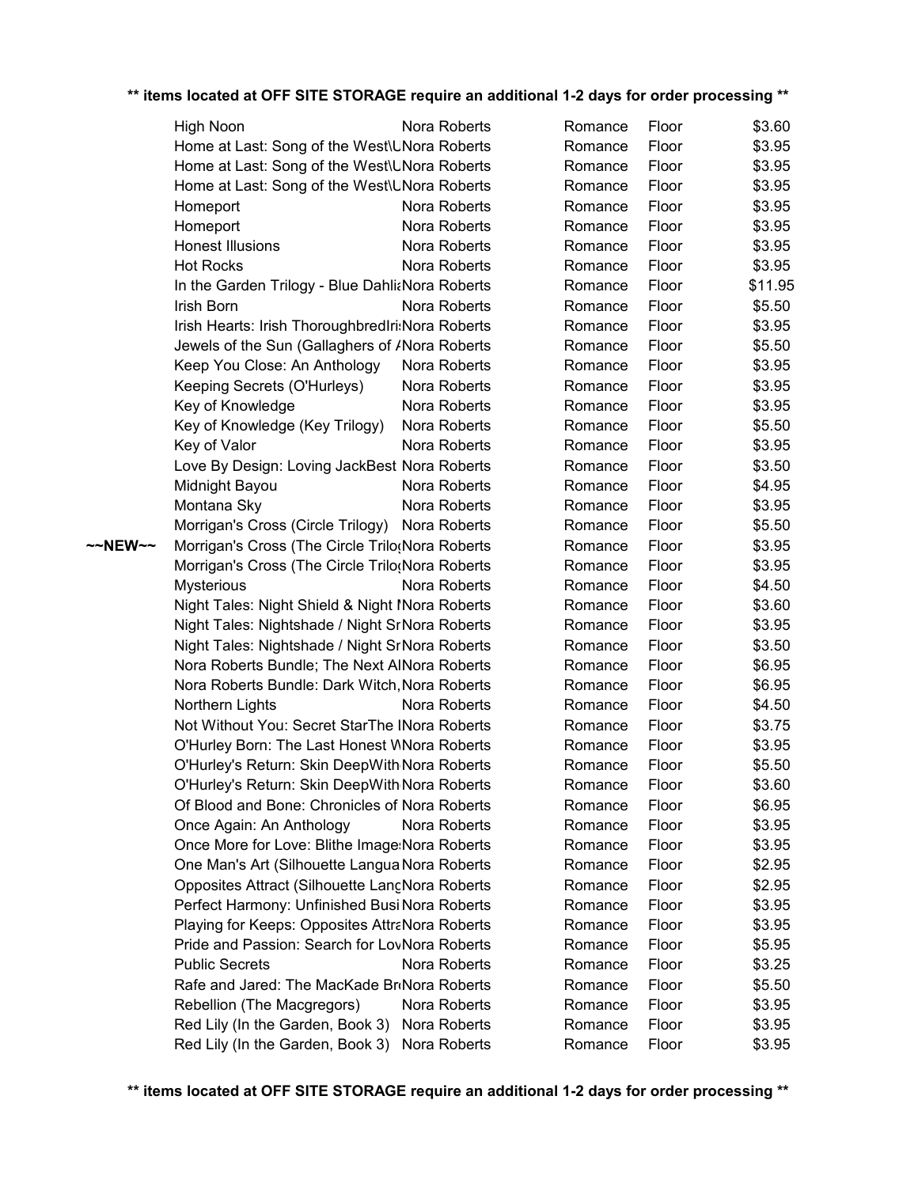** items located at OFF SITE STORAGE require an additional 1-2 days for order processing **

| | Title | Author | Genre | Location | Price |
|---|---|---|---|---|---|
| | High Noon | Nora Roberts | Romance | Floor | $3.60 |
| | Home at Last: Song of the West\UNora Roberts | Nora Roberts | Romance | Floor | $3.95 |
| | Home at Last: Song of the West\UNora Roberts | Nora Roberts | Romance | Floor | $3.95 |
| | Home at Last: Song of the West\UNora Roberts | Nora Roberts | Romance | Floor | $3.95 |
| | Homeport | Nora Roberts | Romance | Floor | $3.95 |
| | Homeport | Nora Roberts | Romance | Floor | $3.95 |
| | Honest Illusions | Nora Roberts | Romance | Floor | $3.95 |
| | Hot Rocks | Nora Roberts | Romance | Floor | $3.95 |
| | In the Garden Trilogy - Blue Dahlia | Nora Roberts | Romance | Floor | $11.95 |
| | Irish Born | Nora Roberts | Romance | Floor | $5.50 |
| | Irish Hearts: Irish ThoroughbredIri | Nora Roberts | Romance | Floor | $3.95 |
| | Jewels of the Sun (Gallaghers of A | Nora Roberts | Romance | Floor | $5.50 |
| | Keep You Close: An Anthology | Nora Roberts | Romance | Floor | $3.95 |
| | Keeping Secrets (O'Hurleys) | Nora Roberts | Romance | Floor | $3.95 |
| | Key of Knowledge | Nora Roberts | Romance | Floor | $3.95 |
| | Key of Knowledge (Key Trilogy) | Nora Roberts | Romance | Floor | $5.50 |
| | Key of Valor | Nora Roberts | Romance | Floor | $3.95 |
| | Love By Design: Loving JackBest | Nora Roberts | Romance | Floor | $3.50 |
| | Midnight Bayou | Nora Roberts | Romance | Floor | $4.95 |
| | Montana Sky | Nora Roberts | Romance | Floor | $3.95 |
| | Morrigan's Cross (Circle Trilogy) | Nora Roberts | Romance | Floor | $5.50 |
| ~~NEW~~ | Morrigan's Cross (The Circle Trilo | Nora Roberts | Romance | Floor | $3.95 |
| | Morrigan's Cross (The Circle Trilo | Nora Roberts | Romance | Floor | $3.95 |
| | Mysterious | Nora Roberts | Romance | Floor | $4.50 |
| | Night Tales: Night Shield & Night I | Nora Roberts | Romance | Floor | $3.60 |
| | Night Tales: Nightshade / Night Sr | Nora Roberts | Romance | Floor | $3.95 |
| | Night Tales: Nightshade / Night Sr | Nora Roberts | Romance | Floor | $3.50 |
| | Nora Roberts Bundle; The Next Al | Nora Roberts | Romance | Floor | $6.95 |
| | Nora Roberts Bundle: Dark Witch, | Nora Roberts | Romance | Floor | $6.95 |
| | Northern Lights | Nora Roberts | Romance | Floor | $4.50 |
| | Not Without You: Secret StarThe I | Nora Roberts | Romance | Floor | $3.75 |
| | O'Hurley Born: The Last Honest W | Nora Roberts | Romance | Floor | $3.95 |
| | O'Hurley's Return: Skin DeepWith | Nora Roberts | Romance | Floor | $5.50 |
| | O'Hurley's Return: Skin DeepWith | Nora Roberts | Romance | Floor | $3.60 |
| | Of Blood and Bone: Chronicles of | Nora Roberts | Romance | Floor | $6.95 |
| | Once Again: An Anthology | Nora Roberts | Romance | Floor | $3.95 |
| | Once More for Love: Blithe Image | Nora Roberts | Romance | Floor | $3.95 |
| | One Man's Art (Silhouette Langua | Nora Roberts | Romance | Floor | $2.95 |
| | Opposites Attract (Silhouette Lang | Nora Roberts | Romance | Floor | $2.95 |
| | Perfect Harmony: Unfinished Busi | Nora Roberts | Romance | Floor | $3.95 |
| | Playing for Keeps: Opposites Attra | Nora Roberts | Romance | Floor | $3.95 |
| | Pride and Passion: Search for Lov | Nora Roberts | Romance | Floor | $5.95 |
| | Public Secrets | Nora Roberts | Romance | Floor | $3.25 |
| | Rafe and Jared: The MacKade Br | Nora Roberts | Romance | Floor | $5.50 |
| | Rebellion (The Macgregors) | Nora Roberts | Romance | Floor | $3.95 |
| | Red Lily (In the Garden, Book 3) | Nora Roberts | Romance | Floor | $3.95 |
| | Red Lily (In the Garden, Book 3) | Nora Roberts | Romance | Floor | $3.95 |

** items located at OFF SITE STORAGE require an additional 1-2 days for order processing **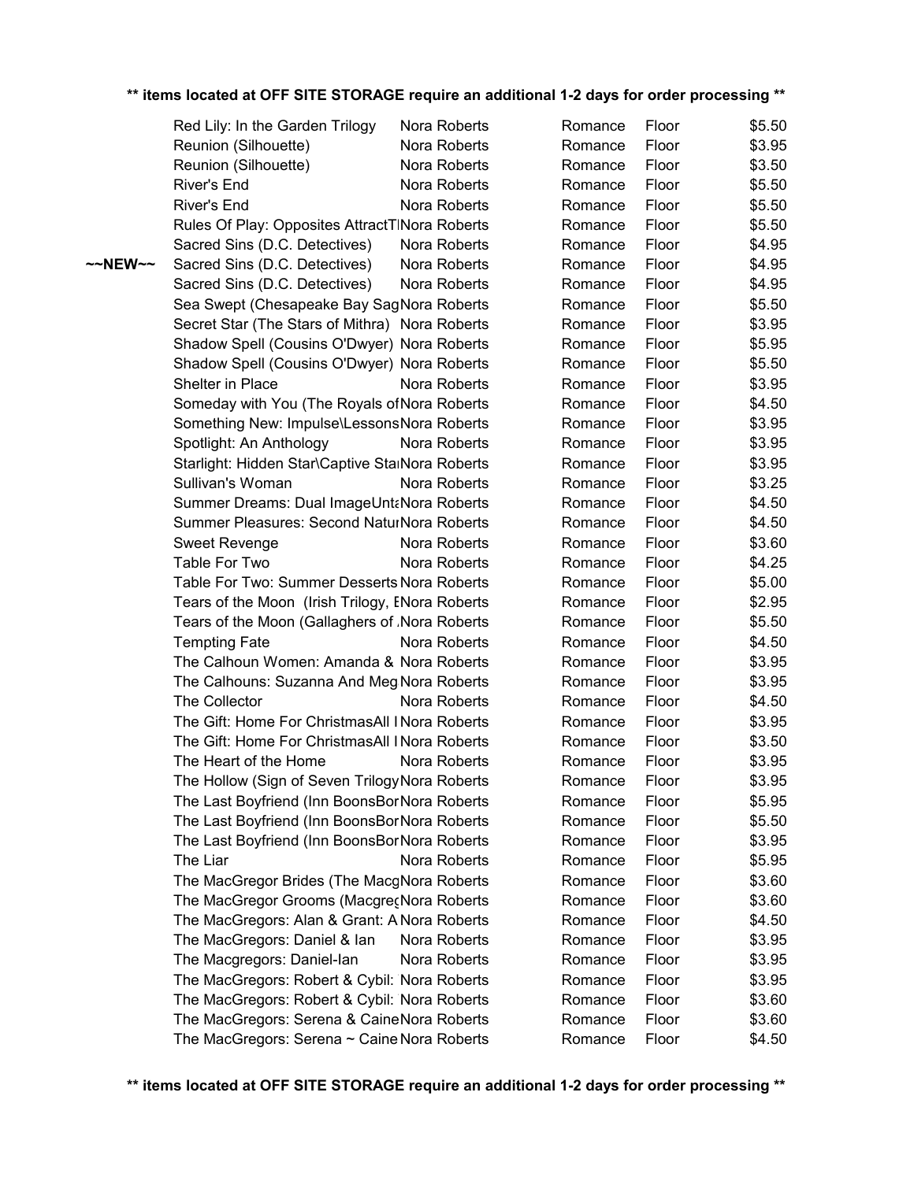** items located at OFF SITE STORAGE require an additional 1-2 days for order processing **

| | Title | Author | Genre | Location | Price |
|---|---|---|---|---|---|
| | Red Lily: In the Garden Trilogy | Nora Roberts | Romance | Floor | $5.50 |
| | Reunion (Silhouette) | Nora Roberts | Romance | Floor | $3.95 |
| | Reunion (Silhouette) | Nora Roberts | Romance | Floor | $3.50 |
| | River's End | Nora Roberts | Romance | Floor | $5.50 |
| | River's End | Nora Roberts | Romance | Floor | $5.50 |
| | Rules Of Play: Opposites AttractT | Nora Roberts | Romance | Floor | $5.50 |
| | Sacred Sins (D.C. Detectives) | Nora Roberts | Romance | Floor | $4.95 |
| ~~NEW~~ | Sacred Sins (D.C. Detectives) | Nora Roberts | Romance | Floor | $4.95 |
| | Sacred Sins (D.C. Detectives) | Nora Roberts | Romance | Floor | $4.95 |
| | Sea Swept (Chesapeake Bay Sag | Nora Roberts | Romance | Floor | $5.50 |
| | Secret Star (The Stars of Mithra) | Nora Roberts | Romance | Floor | $3.95 |
| | Shadow Spell (Cousins O'Dwyer) | Nora Roberts | Romance | Floor | $5.95 |
| | Shadow Spell (Cousins O'Dwyer) | Nora Roberts | Romance | Floor | $5.50 |
| | Shelter in Place | Nora Roberts | Romance | Floor | $3.95 |
| | Someday with You (The Royals of | Nora Roberts | Romance | Floor | $4.50 |
| | Something New: Impulse\Lessons | Nora Roberts | Romance | Floor | $3.95 |
| | Spotlight: An Anthology | Nora Roberts | Romance | Floor | $3.95 |
| | Starlight: Hidden Star\Captive Sta | Nora Roberts | Romance | Floor | $3.95 |
| | Sullivan's Woman | Nora Roberts | Romance | Floor | $3.25 |
| | Summer Dreams: Dual ImageUnta | Nora Roberts | Romance | Floor | $4.50 |
| | Summer Pleasures: Second Natur | Nora Roberts | Romance | Floor | $4.50 |
| | Sweet Revenge | Nora Roberts | Romance | Floor | $3.60 |
| | Table For Two | Nora Roberts | Romance | Floor | $4.25 |
| | Table For Two: Summer Desserts | Nora Roberts | Romance | Floor | $5.00 |
| | Tears of the Moon (Irish Trilogy, E | Nora Roberts | Romance | Floor | $2.95 |
| | Tears of the Moon (Gallaghers of | Nora Roberts | Romance | Floor | $5.50 |
| | Tempting Fate | Nora Roberts | Romance | Floor | $4.50 |
| | The Calhoun Women: Amanda & | Nora Roberts | Romance | Floor | $3.95 |
| | The Calhouns: Suzanna And Meg | Nora Roberts | Romance | Floor | $3.95 |
| | The Collector | Nora Roberts | Romance | Floor | $4.50 |
| | The Gift: Home For ChristmasAll I | Nora Roberts | Romance | Floor | $3.95 |
| | The Gift: Home For ChristmasAll I | Nora Roberts | Romance | Floor | $3.50 |
| | The Heart of the Home | Nora Roberts | Romance | Floor | $3.95 |
| | The Hollow (Sign of Seven Trilogy | Nora Roberts | Romance | Floor | $3.95 |
| | The Last Boyfriend (Inn BoonsBor | Nora Roberts | Romance | Floor | $5.95 |
| | The Last Boyfriend (Inn BoonsBor | Nora Roberts | Romance | Floor | $5.50 |
| | The Last Boyfriend (Inn BoonsBor | Nora Roberts | Romance | Floor | $3.95 |
| | The Liar | Nora Roberts | Romance | Floor | $5.95 |
| | The MacGregor Brides (The Macg | Nora Roberts | Romance | Floor | $3.60 |
| | The MacGregor Grooms (Macgreg | Nora Roberts | Romance | Floor | $3.60 |
| | The MacGregors: Alan & Grant: A | Nora Roberts | Romance | Floor | $4.50 |
| | The MacGregors: Daniel & Ian | Nora Roberts | Romance | Floor | $3.95 |
| | The Macgregors: Daniel-Ian | Nora Roberts | Romance | Floor | $3.95 |
| | The MacGregors: Robert & Cybil: | Nora Roberts | Romance | Floor | $3.95 |
| | The MacGregors: Robert & Cybil: | Nora Roberts | Romance | Floor | $3.60 |
| | The MacGregors: Serena & Caine | Nora Roberts | Romance | Floor | $3.60 |
| | The MacGregors: Serena ~ Caine | Nora Roberts | Romance | Floor | $4.50 |

** items located at OFF SITE STORAGE require an additional 1-2 days for order processing **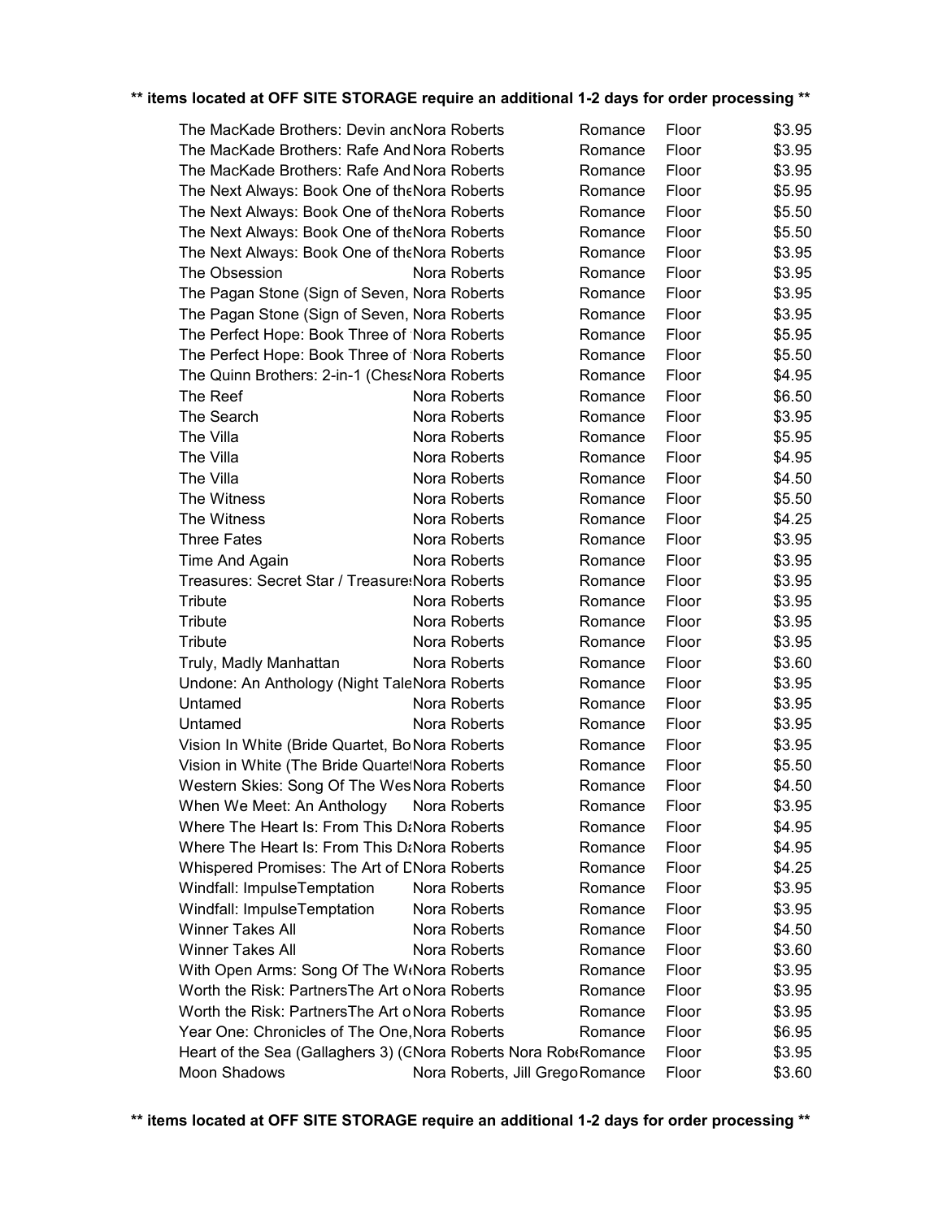**\*\* items located at OFF SITE STORAGE require an additional 1-2 days for order processing \*\***

| | | | | |
|---|---|---|---|---|
| The MacKade Brothers: Devin and | Nora Roberts | Romance | Floor | $3.95 |
| The MacKade Brothers: Rafe And | Nora Roberts | Romance | Floor | $3.95 |
| The MacKade Brothers: Rafe And | Nora Roberts | Romance | Floor | $3.95 |
| The Next Always: Book One of the | Nora Roberts | Romance | Floor | $5.95 |
| The Next Always: Book One of the | Nora Roberts | Romance | Floor | $5.50 |
| The Next Always: Book One of the | Nora Roberts | Romance | Floor | $5.50 |
| The Next Always: Book One of the | Nora Roberts | Romance | Floor | $3.95 |
| The Obsession | Nora Roberts | Romance | Floor | $3.95 |
| The Pagan Stone (Sign of Seven, | Nora Roberts | Romance | Floor | $3.95 |
| The Pagan Stone (Sign of Seven, | Nora Roberts | Romance | Floor | $3.95 |
| The Perfect Hope: Book Three of | Nora Roberts | Romance | Floor | $5.95 |
| The Perfect Hope: Book Three of | Nora Roberts | Romance | Floor | $5.50 |
| The Quinn Brothers: 2-in-1 (Chesa | Nora Roberts | Romance | Floor | $4.95 |
| The Reef | Nora Roberts | Romance | Floor | $6.50 |
| The Search | Nora Roberts | Romance | Floor | $3.95 |
| The Villa | Nora Roberts | Romance | Floor | $5.95 |
| The Villa | Nora Roberts | Romance | Floor | $4.95 |
| The Villa | Nora Roberts | Romance | Floor | $4.50 |
| The Witness | Nora Roberts | Romance | Floor | $5.50 |
| The Witness | Nora Roberts | Romance | Floor | $4.25 |
| Three Fates | Nora Roberts | Romance | Floor | $3.95 |
| Time And Again | Nora Roberts | Romance | Floor | $3.95 |
| Treasures: Secret Star / Treasures | Nora Roberts | Romance | Floor | $3.95 |
| Tribute | Nora Roberts | Romance | Floor | $3.95 |
| Tribute | Nora Roberts | Romance | Floor | $3.95 |
| Tribute | Nora Roberts | Romance | Floor | $3.95 |
| Truly, Madly Manhattan | Nora Roberts | Romance | Floor | $3.60 |
| Undone: An Anthology (Night Tale | Nora Roberts | Romance | Floor | $3.95 |
| Untamed | Nora Roberts | Romance | Floor | $3.95 |
| Untamed | Nora Roberts | Romance | Floor | $3.95 |
| Vision In White (Bride Quartet, Bo | Nora Roberts | Romance | Floor | $3.95 |
| Vision in White (The Bride Quartet | Nora Roberts | Romance | Floor | $5.50 |
| Western Skies: Song Of The Wes | Nora Roberts | Romance | Floor | $4.50 |
| When We Meet: An Anthology | Nora Roberts | Romance | Floor | $3.95 |
| Where The Heart Is: From This Da | Nora Roberts | Romance | Floor | $4.95 |
| Where The Heart Is: From This Da | Nora Roberts | Romance | Floor | $4.95 |
| Whispered Promises: The Art of D | Nora Roberts | Romance | Floor | $4.25 |
| Windfall: ImpulseTemptation | Nora Roberts | Romance | Floor | $3.95 |
| Windfall: ImpulseTemptation | Nora Roberts | Romance | Floor | $3.95 |
| Winner Takes All | Nora Roberts | Romance | Floor | $4.50 |
| Winner Takes All | Nora Roberts | Romance | Floor | $3.60 |
| With Open Arms: Song Of The We | Nora Roberts | Romance | Floor | $3.95 |
| Worth the Risk: PartnersThe Art o | Nora Roberts | Romance | Floor | $3.95 |
| Worth the Risk: PartnersThe Art o | Nora Roberts | Romance | Floor | $3.95 |
| Year One: Chronicles of The One, | Nora Roberts | Romance | Floor | $6.95 |
| Heart of the Sea (Gallaghers 3) (C | Nora Roberts Nora Robe | Romance | Floor | $3.95 |
| Moon Shadows | Nora Roberts, Jill Grego | Romance | Floor | $3.60 |

**\*\* items located at OFF SITE STORAGE require an additional 1-2 days for order processing \*\***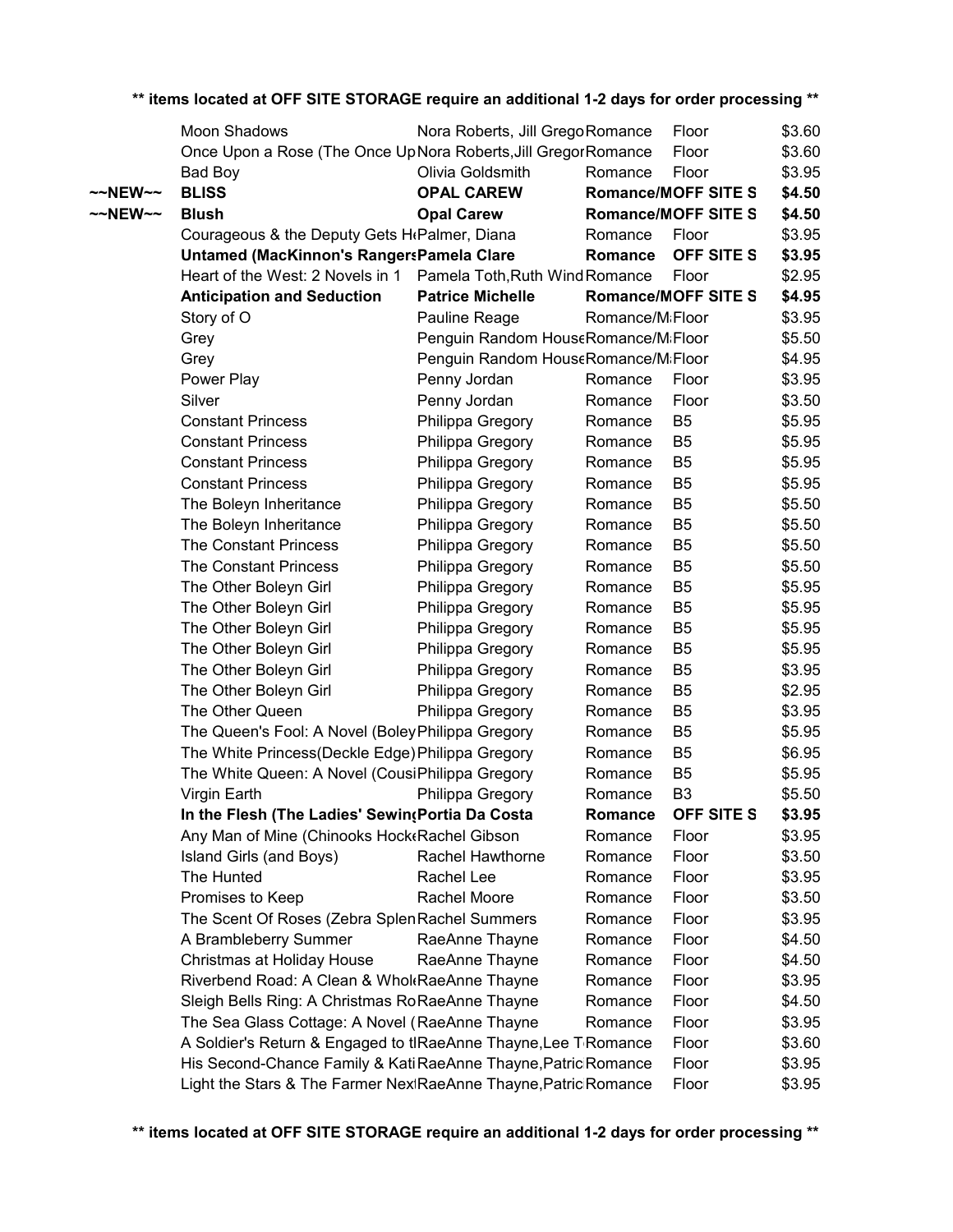**\*\* items located at OFF SITE STORAGE require an additional 1-2 days for order processing \*\***

| | Title | Author | Genre | Location | Price |
|---|---|---|---|---|---|
| | Moon Shadows | Nora Roberts, Jill Grego | Romance | Floor | $3.60 |
| | Once Upon a Rose (The Once Up | Nora Roberts,Jill Gregor | Romance | Floor | $3.60 |
| | Bad Boy | Olivia Goldsmith | Romance | Floor | $3.95 |
| **~~NEW~~** | **BLISS** | **OPAL CAREW** | **Romance/M** | **OFF SITE S** | **$4.50** |
| **~~NEW~~** | **Blush** | **Opal Carew** | **Romance/M** | **OFF SITE S** | **$4.50** |
| | Courageous & the Deputy Gets H | Palmer, Diana | Romance | Floor | $3.95 |
| | **Untamed (MacKinnon's Rangers** | **Pamela Clare** | **Romance** | **OFF SITE S** | **$3.95** |
| | Heart of the West: 2 Novels in 1 | Pamela Toth,Ruth Wind | Romance | Floor | $2.95 |
| | **Anticipation and Seduction** | **Patrice Michelle** | **Romance/M** | **OFF SITE S** | **$4.95** |
| | Story of O | Pauline Reage | Romance/M | Floor | $3.95 |
| | Grey | Penguin Random House | Romance/M | Floor | $5.50 |
| | Grey | Penguin Random House | Romance/M | Floor | $4.95 |
| | Power Play | Penny Jordan | Romance | Floor | $3.95 |
| | Silver | Penny Jordan | Romance | Floor | $3.50 |
| | Constant Princess | Philippa Gregory | Romance | B5 | $5.95 |
| | Constant Princess | Philippa Gregory | Romance | B5 | $5.95 |
| | Constant Princess | Philippa Gregory | Romance | B5 | $5.95 |
| | Constant Princess | Philippa Gregory | Romance | B5 | $5.95 |
| | The Boleyn Inheritance | Philippa Gregory | Romance | B5 | $5.50 |
| | The Boleyn Inheritance | Philippa Gregory | Romance | B5 | $5.50 |
| | The Constant Princess | Philippa Gregory | Romance | B5 | $5.50 |
| | The Constant Princess | Philippa Gregory | Romance | B5 | $5.50 |
| | The Other Boleyn Girl | Philippa Gregory | Romance | B5 | $5.95 |
| | The Other Boleyn Girl | Philippa Gregory | Romance | B5 | $5.95 |
| | The Other Boleyn Girl | Philippa Gregory | Romance | B5 | $5.95 |
| | The Other Boleyn Girl | Philippa Gregory | Romance | B5 | $5.95 |
| | The Other Boleyn Girl | Philippa Gregory | Romance | B5 | $3.95 |
| | The Other Boleyn Girl | Philippa Gregory | Romance | B5 | $2.95 |
| | The Other Queen | Philippa Gregory | Romance | B5 | $3.95 |
| | The Queen's Fool: A Novel (Boley | Philippa Gregory | Romance | B5 | $5.95 |
| | The White Princess(Deckle Edge) | Philippa Gregory | Romance | B5 | $6.95 |
| | The White Queen: A Novel (Cousi | Philippa Gregory | Romance | B5 | $5.95 |
| | Virgin Earth | Philippa Gregory | Romance | B3 | $5.50 |
| | **In the Flesh (The Ladies' Sewin** | **Portia Da Costa** | **Romance** | **OFF SITE S** | **$3.95** |
| | Any Man of Mine (Chinooks Hock | Rachel Gibson | Romance | Floor | $3.95 |
| | Island Girls (and Boys) | Rachel Hawthorne | Romance | Floor | $3.50 |
| | The Hunted | Rachel Lee | Romance | Floor | $3.95 |
| | Promises to Keep | Rachel Moore | Romance | Floor | $3.50 |
| | The Scent Of Roses (Zebra Splen | Rachel Summers | Romance | Floor | $3.95 |
| | A Brambleberry Summer | RaeAnne Thayne | Romance | Floor | $4.50 |
| | Christmas at Holiday House | RaeAnne Thayne | Romance | Floor | $4.50 |
| | Riverbend Road: A Clean & Whol | RaeAnne Thayne | Romance | Floor | $3.95 |
| | Sleigh Bells Ring: A Christmas Ro | RaeAnne Thayne | Romance | Floor | $4.50 |
| | The Sea Glass Cottage: A Novel ( | RaeAnne Thayne | Romance | Floor | $3.95 |
| | A Soldier's Return & Engaged to t | RaeAnne Thayne,Lee T | Romance | Floor | $3.60 |
| | His Second-Chance Family & Kati | RaeAnne Thayne,Patric | Romance | Floor | $3.95 |
| | Light the Stars & The Farmer Nex | RaeAnne Thayne,Patric | Romance | Floor | $3.95 |

**\*\* items located at OFF SITE STORAGE require an additional 1-2 days for order processing \*\***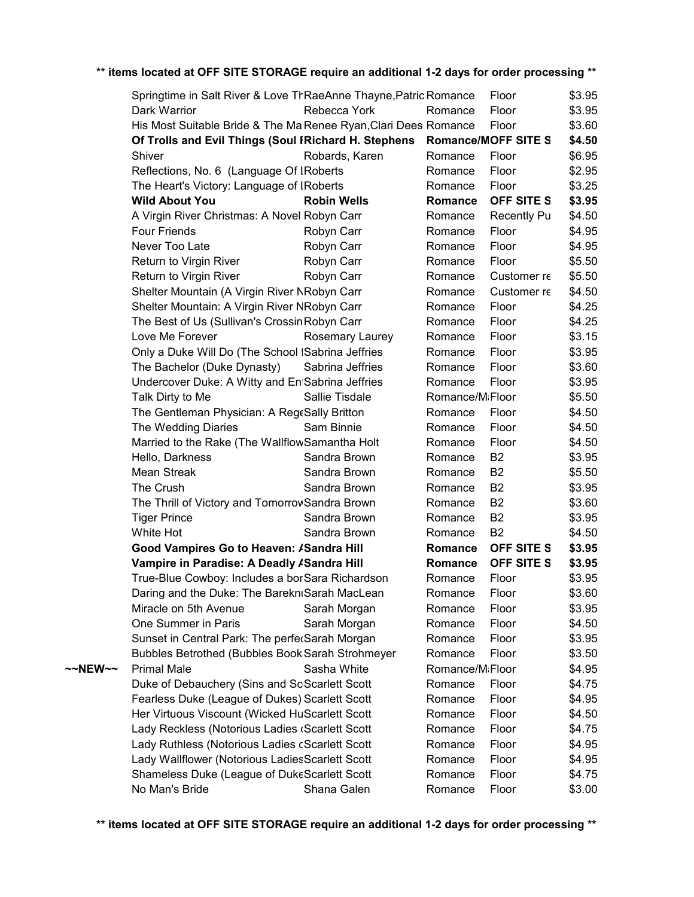**\*\* items located at OFF SITE STORAGE require an additional 1-2 days for order processing \*\***

| | Title | Author | Genre | Location | Price |
|---|---|---|---|---|---|
| | Springtime in Salt River & Love Th | RaeAnne Thayne,Patric | Romance | Floor | $3.95 |
| | Dark Warrior | Rebecca York | Romance | Floor | $3.95 |
| | His Most Suitable Bride & The Ma | Renee Ryan,Clari Dees | Romance | Floor | $3.60 |
| | **Of Trolls and Evil Things (Soul I** | **Richard H. Stephens** | **Romance/M** | **OFF SITE S** | **$4.50** |
| | Shiver | Robards, Karen | Romance | Floor | $6.95 |
| | Reflections, No. 6 (Language Of I | Roberts | Romance | Floor | $2.95 |
| | The Heart's Victory: Language of I | Roberts | Romance | Floor | $3.25 |
| | **Wild About You** | **Robin Wells** | **Romance** | **OFF SITE S** | **$3.95** |
| | A Virgin River Christmas: A Novel | Robyn Carr | Romance | Recently Pu | $4.50 |
| | Four Friends | Robyn Carr | Romance | Floor | $4.95 |
| | Never Too Late | Robyn Carr | Romance | Floor | $4.95 |
| | Return to Virgin River | Robyn Carr | Romance | Floor | $5.50 |
| | Return to Virgin River | Robyn Carr | Romance | Customer re | $5.50 |
| | Shelter Mountain (A Virgin River N | Robyn Carr | Romance | Customer re | $4.50 |
| | Shelter Mountain: A Virgin River N | Robyn Carr | Romance | Floor | $4.25 |
| | The Best of Us (Sullivan's Crossin | Robyn Carr | Romance | Floor | $4.25 |
| | Love Me Forever | Rosemary Laurey | Romance | Floor | $3.15 |
| | Only a Duke Will Do (The School f | Sabrina Jeffries | Romance | Floor | $3.95 |
| | The Bachelor (Duke Dynasty) | Sabrina Jeffries | Romance | Floor | $3.60 |
| | Undercover Duke: A Witty and En | Sabrina Jeffries | Romance | Floor | $3.95 |
| | Talk Dirty to Me | Sallie Tisdale | Romance/M | Floor | $5.50 |
| | The Gentleman Physician: A Rege | Sally Britton | Romance | Floor | $4.50 |
| | The Wedding Diaries | Sam Binnie | Romance | Floor | $4.50 |
| | Married to the Rake (The Wallflow | Samantha Holt | Romance | Floor | $4.50 |
| | Hello, Darkness | Sandra Brown | Romance | B2 | $3.95 |
| | Mean Streak | Sandra Brown | Romance | B2 | $5.50 |
| | The Crush | Sandra Brown | Romance | B2 | $3.95 |
| | The Thrill of Victory and Tomorrov | Sandra Brown | Romance | B2 | $3.60 |
| | Tiger Prince | Sandra Brown | Romance | B2 | $3.95 |
| | White Hot | Sandra Brown | Romance | B2 | $4.50 |
| | **Good Vampires Go to Heaven: A** | **Sandra Hill** | **Romance** | **OFF SITE S** | **$3.95** |
| | **Vampire in Paradise: A Deadly A** | **Sandra Hill** | **Romance** | **OFF SITE S** | **$3.95** |
| | True-Blue Cowboy: Includes a bor | Sara Richardson | Romance | Floor | $3.95 |
| | Daring and the Duke: The Barekn | Sarah MacLean | Romance | Floor | $3.60 |
| | Miracle on 5th Avenue | Sarah Morgan | Romance | Floor | $3.95 |
| | One Summer in Paris | Sarah Morgan | Romance | Floor | $4.50 |
| | Sunset in Central Park: The perfe | Sarah Morgan | Romance | Floor | $3.95 |
| | Bubbles Betrothed (Bubbles Book | Sarah Strohmeyer | Romance | Floor | $3.50 |
| ~~NEW~~ | Primal Male | Sasha White | Romance/M | Floor | $4.95 |
| | Duke of Debauchery (Sins and Sc | Scarlett Scott | Romance | Floor | $4.75 |
| | Fearless Duke (League of Dukes) | Scarlett Scott | Romance | Floor | $4.95 |
| | Her Virtuous Viscount (Wicked Hu | Scarlett Scott | Romance | Floor | $4.50 |
| | Lady Reckless (Notorious Ladies ( | Scarlett Scott | Romance | Floor | $4.75 |
| | Lady Ruthless (Notorious Ladies c | Scarlett Scott | Romance | Floor | $4.95 |
| | Lady Wallflower (Notorious Ladies | Scarlett Scott | Romance | Floor | $4.95 |
| | Shameless Duke (League of Duke | Scarlett Scott | Romance | Floor | $4.75 |
| | No Man's Bride | Shana Galen | Romance | Floor | $3.00 |

**\*\* items located at OFF SITE STORAGE require an additional 1-2 days for order processing \*\***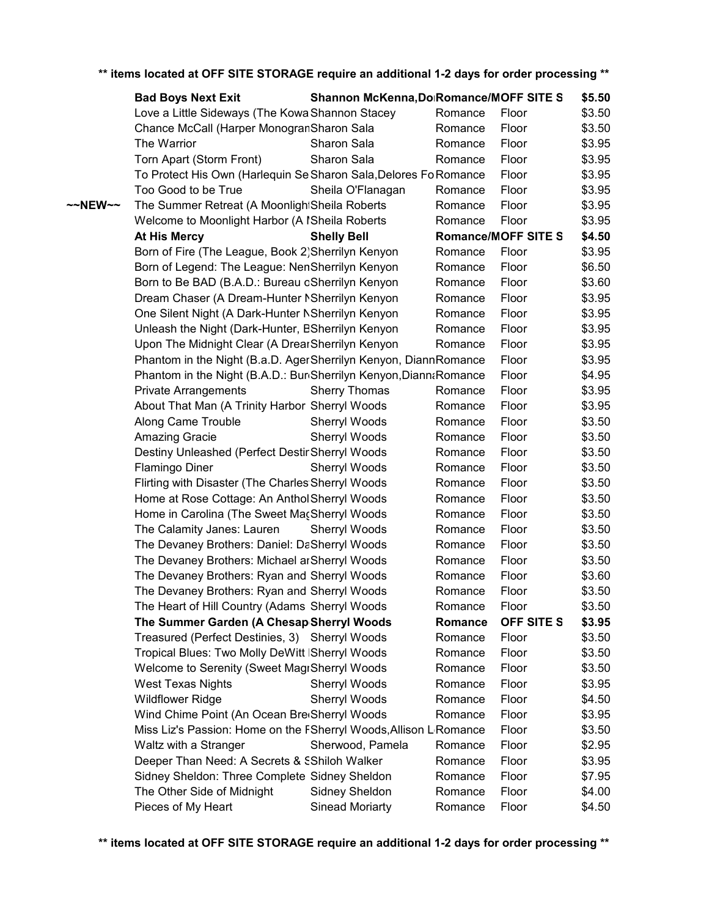**\*\* items located at OFF SITE STORAGE require an additional 1-2 days for order processing \*\***

| | Title | Author | Genre | Location | Price |
|---|---|---|---|---|---|
| | **Bad Boys Next Exit** | **Shannon McKenna,Do** | **Romance/M** | **OFF SITE S** | **$5.50** |
| | Love a Little Sideways (The Kowa | Shannon Stacey | Romance | Floor | $3.50 |
| | Chance McCall (Harper Monogran | Sharon Sala | Romance | Floor | $3.50 |
| | The Warrior | Sharon Sala | Romance | Floor | $3.95 |
| | Torn Apart (Storm Front) | Sharon Sala | Romance | Floor | $3.95 |
| | To Protect His Own (Harlequin Se | Sharon Sala,Delores Fo | Romance | Floor | $3.95 |
| | Too Good to be True | Sheila O'Flanagan | Romance | Floor | $3.95 |
| ~~NEW~~ | The Summer Retreat (A Moonlight | Sheila Roberts | Romance | Floor | $3.95 |
| | Welcome to Moonlight Harbor (A I | Sheila Roberts | Romance | Floor | $3.95 |
| | **At His Mercy** | **Shelly Bell** | **Romance/M** | **OFF SITE S** | **$4.50** |
| | Born of Fire (The League, Book 2) | Sherrilyn Kenyon | Romance | Floor | $3.95 |
| | Born of Legend: The League: Nen | Sherrilyn Kenyon | Romance | Floor | $6.50 |
| | Born to Be BAD (B.A.D.: Bureau o | Sherrilyn Kenyon | Romance | Floor | $3.60 |
| | Dream Chaser (A Dream-Hunter N | Sherrilyn Kenyon | Romance | Floor | $3.95 |
| | One Silent Night (A Dark-Hunter N | Sherrilyn Kenyon | Romance | Floor | $3.95 |
| | Unleash the Night (Dark-Hunter, B | Sherrilyn Kenyon | Romance | Floor | $3.95 |
| | Upon The Midnight Clear (A Drear | Sherrilyn Kenyon | Romance | Floor | $3.95 |
| | Phantom in the Night (B.a.D. Ager | Sherrilyn Kenyon, Diann | Romance | Floor | $3.95 |
| | Phantom in the Night (B.A.D.: Bur | Sherrilyn Kenyon,Dianna | Romance | Floor | $4.95 |
| | Private Arrangements | Sherry Thomas | Romance | Floor | $3.95 |
| | About That Man (A Trinity Harbor | Sherryl Woods | Romance | Floor | $3.95 |
| | Along Came Trouble | Sherryl Woods | Romance | Floor | $3.50 |
| | Amazing Gracie | Sherryl Woods | Romance | Floor | $3.50 |
| | Destiny Unleashed (Perfect Destir | Sherryl Woods | Romance | Floor | $3.50 |
| | Flamingo Diner | Sherryl Woods | Romance | Floor | $3.50 |
| | Flirting with Disaster (The Charles | Sherryl Woods | Romance | Floor | $3.50 |
| | Home at Rose Cottage: An Anthol | Sherryl Woods | Romance | Floor | $3.50 |
| | Home in Carolina (The Sweet Mag | Sherryl Woods | Romance | Floor | $3.50 |
| | The Calamity Janes: Lauren | Sherryl Woods | Romance | Floor | $3.50 |
| | The Devaney Brothers: Daniel: Da | Sherryl Woods | Romance | Floor | $3.50 |
| | The Devaney Brothers: Michael ar | Sherryl Woods | Romance | Floor | $3.50 |
| | The Devaney Brothers: Ryan and | Sherryl Woods | Romance | Floor | $3.60 |
| | The Devaney Brothers: Ryan and | Sherryl Woods | Romance | Floor | $3.50 |
| | The Heart of Hill Country (Adams | Sherryl Woods | Romance | Floor | $3.50 |
| | **The Summer Garden (A Chesap** | **Sherryl Woods** | **Romance** | **OFF SITE S** | **$3.95** |
| | Treasured (Perfect Destinies, 3) | Sherryl Woods | Romance | Floor | $3.50 |
| | Tropical Blues: Two Molly DeWitt I | Sherryl Woods | Romance | Floor | $3.50 |
| | Welcome to Serenity (Sweet Magr | Sherryl Woods | Romance | Floor | $3.50 |
| | West Texas Nights | Sherryl Woods | Romance | Floor | $3.95 |
| | Wildflower Ridge | Sherryl Woods | Romance | Floor | $4.50 |
| | Wind Chime Point (An Ocean Bre | Sherryl Woods | Romance | Floor | $3.95 |
| | Miss Liz's Passion: Home on the F | Sherryl Woods,Allison L | Romance | Floor | $3.50 |
| | Waltz with a Stranger | Sherwood, Pamela | Romance | Floor | $2.95 |
| | Deeper Than Need: A Secrets & S | Shiloh Walker | Romance | Floor | $3.95 |
| | Sidney Sheldon: Three Complete | Sidney Sheldon | Romance | Floor | $7.95 |
| | The Other Side of Midnight | Sidney Sheldon | Romance | Floor | $4.00 |
| | Pieces of My Heart | Sinead Moriarty | Romance | Floor | $4.50 |

**\*\* items located at OFF SITE STORAGE require an additional 1-2 days for order processing \*\***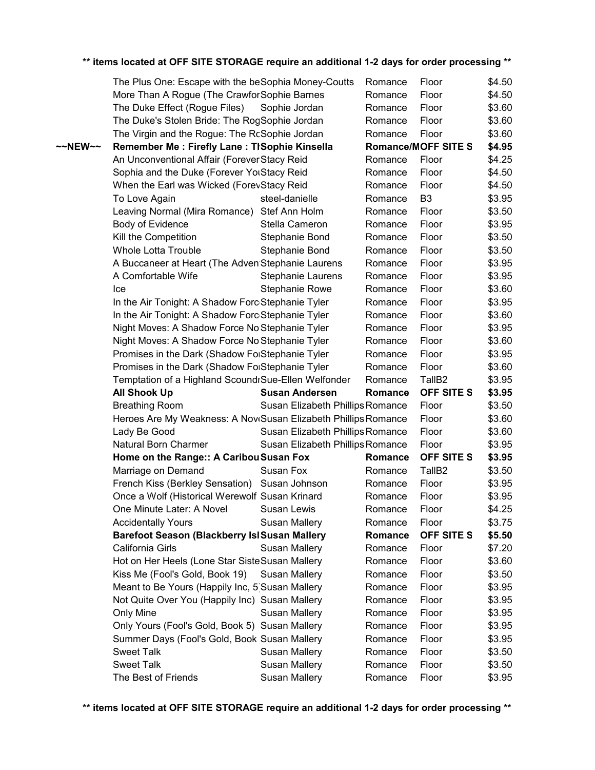**\*\* items located at OFF SITE STORAGE require an additional 1-2 days for order processing \*\***

| | Title | Author | Genre | Location | Price |
|---|---|---|---|---|---|
| | The Plus One: Escape with the be | Sophia Money-Coutts | Romance | Floor | $4.50 |
| | More Than A Rogue (The Crawfor | Sophie Barnes | Romance | Floor | $4.50 |
| | The Duke Effect (Rogue Files) | Sophie Jordan | Romance | Floor | $3.60 |
| | The Duke's Stolen Bride: The Rog | Sophie Jordan | Romance | Floor | $3.60 |
| | The Virgin and the Rogue: The Ro | Sophie Jordan | Romance | Floor | $3.60 |
| **~~NEW~~** | **Remember Me : Firefly Lane : Th** | **Sophie Kinsella** | **Romance/M** | **OFF SITE S** | **$4.95** |
| | An Unconventional Affair (Forever | Stacy Reid | Romance | Floor | $4.25 |
| | Sophia and the Duke (Forever Yo | Stacy Reid | Romance | Floor | $4.50 |
| | When the Earl was Wicked (Forev | Stacy Reid | Romance | Floor | $4.50 |
| | To Love Again | steel-danielle | Romance | B3 | $3.95 |
| | Leaving Normal (Mira Romance) | Stef Ann Holm | Romance | Floor | $3.50 |
| | Body of Evidence | Stella Cameron | Romance | Floor | $3.95 |
| | Kill the Competition | Stephanie Bond | Romance | Floor | $3.50 |
| | Whole Lotta Trouble | Stephanie Bond | Romance | Floor | $3.50 |
| | A Buccaneer at Heart (The Adven | Stephanie Laurens | Romance | Floor | $3.95 |
| | A Comfortable Wife | Stephanie Laurens | Romance | Floor | $3.95 |
| | Ice | Stephanie Rowe | Romance | Floor | $3.60 |
| | In the Air Tonight: A Shadow Forc | Stephanie Tyler | Romance | Floor | $3.95 |
| | In the Air Tonight: A Shadow Forc | Stephanie Tyler | Romance | Floor | $3.60 |
| | Night Moves: A Shadow Force No | Stephanie Tyler | Romance | Floor | $3.95 |
| | Night Moves: A Shadow Force No | Stephanie Tyler | Romance | Floor | $3.60 |
| | Promises in the Dark (Shadow Fo | Stephanie Tyler | Romance | Floor | $3.95 |
| | Promises in the Dark (Shadow Fo | Stephanie Tyler | Romance | Floor | $3.60 |
| | Temptation of a Highland Scound | Sue-Ellen Welfonder | Romance | TallB2 | $3.95 |
| | **All Shook Up** | **Susan Andersen** | **Romance** | **OFF SITE S** | **$3.95** |
| | Breathing Room | Susan Elizabeth Phillips | Romance | Floor | $3.50 |
| | Heroes Are My Weakness: A Nov | Susan Elizabeth Phillips | Romance | Floor | $3.60 |
| | Lady Be Good | Susan Elizabeth Phillips | Romance | Floor | $3.60 |
| | Natural Born Charmer | Susan Elizabeth Phillips | Romance | Floor | $3.95 |
| | **Home on the Range:: A Caribou** | **Susan Fox** | **Romance** | **OFF SITE S** | **$3.95** |
| | Marriage on Demand | Susan Fox | Romance | TallB2 | $3.50 |
| | French Kiss (Berkley Sensation) | Susan Johnson | Romance | Floor | $3.95 |
| | Once a Wolf (Historical Werewolf | Susan Krinard | Romance | Floor | $3.95 |
| | One Minute Later: A Novel | Susan Lewis | Romance | Floor | $4.25 |
| | Accidentally Yours | Susan Mallery | Romance | Floor | $3.75 |
| | **Barefoot Season (Blackberry Isl** | **Susan Mallery** | **Romance** | **OFF SITE S** | **$5.50** |
| | California Girls | Susan Mallery | Romance | Floor | $7.20 |
| | Hot on Her Heels (Lone Star Siste | Susan Mallery | Romance | Floor | $3.60 |
| | Kiss Me (Fool's Gold, Book 19) | Susan Mallery | Romance | Floor | $3.50 |
| | Meant to Be Yours (Happily Inc, 5 | Susan Mallery | Romance | Floor | $3.95 |
| | Not Quite Over You (Happily Inc) | Susan Mallery | Romance | Floor | $3.95 |
| | Only Mine | Susan Mallery | Romance | Floor | $3.95 |
| | Only Yours (Fool's Gold, Book 5) | Susan Mallery | Romance | Floor | $3.95 |
| | Summer Days (Fool's Gold, Book | Susan Mallery | Romance | Floor | $3.95 |
| | Sweet Talk | Susan Mallery | Romance | Floor | $3.50 |
| | Sweet Talk | Susan Mallery | Romance | Floor | $3.50 |
| | The Best of Friends | Susan Mallery | Romance | Floor | $3.95 |

**\*\* items located at OFF SITE STORAGE require an additional 1-2 days for order processing \*\***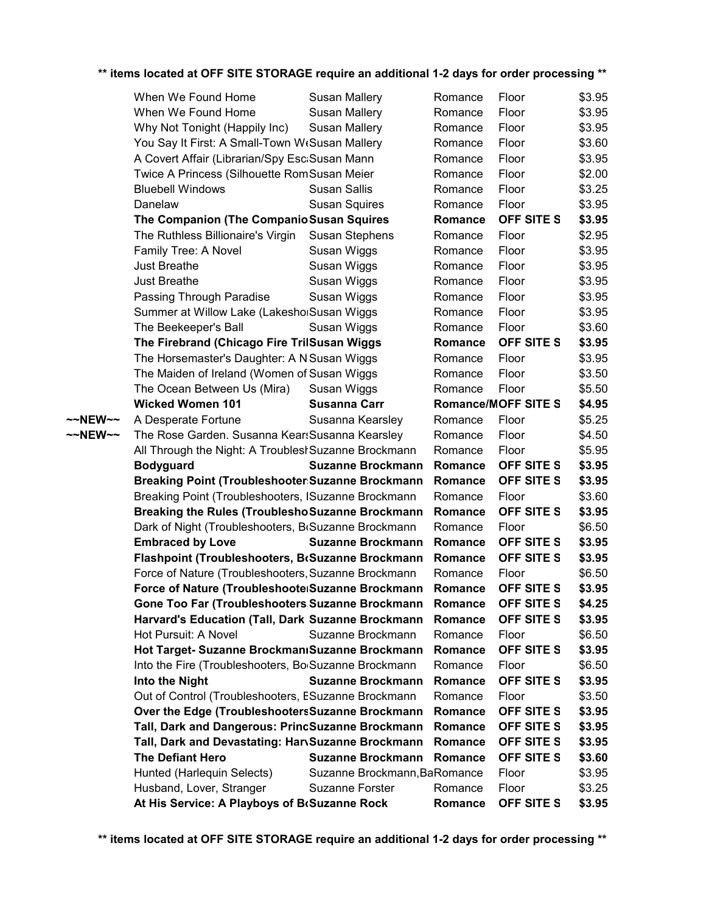**\*\* items located at OFF SITE STORAGE require an additional 1-2 days for order processing \*\***

| | Title | Author | Genre | Location | Price |
|---|---|---|---|---|---|
| | When We Found Home | Susan Mallery | Romance | Floor | $3.95 |
| | When We Found Home | Susan Mallery | Romance | Floor | $3.95 |
| | Why Not Tonight (Happily Inc) | Susan Mallery | Romance | Floor | $3.95 |
| | You Say It First: A Small-Town W | Susan Mallery | Romance | Floor | $3.60 |
| | A Covert Affair (Librarian/Spy Esc | Susan Mann | Romance | Floor | $3.95 |
| | Twice A Princess (Silhouette Rom | Susan Meier | Romance | Floor | $2.00 |
| | Bluebell Windows | Susan Sallis | Romance | Floor | $3.25 |
| | Danelaw | Susan Squires | Romance | Floor | $3.95 |
| | **The Companion (The Companio** | **Susan Squires** | **Romance** | **OFF SITE S** | **$3.95** |
| | The Ruthless Billionaire's Virgin | Susan Stephens | Romance | Floor | $2.95 |
| | Family Tree: A Novel | Susan Wiggs | Romance | Floor | $3.95 |
| | Just Breathe | Susan Wiggs | Romance | Floor | $3.95 |
| | Just Breathe | Susan Wiggs | Romance | Floor | $3.95 |
| | Passing Through Paradise | Susan Wiggs | Romance | Floor | $3.95 |
| | Summer at Willow Lake (Lakesho | Susan Wiggs | Romance | Floor | $3.95 |
| | The Beekeeper's Ball | Susan Wiggs | Romance | Floor | $3.60 |
| | **The Firebrand (Chicago Fire Tril** | **Susan Wiggs** | **Romance** | **OFF SITE S** | **$3.95** |
| | The Horsemaster's Daughter: A N | Susan Wiggs | Romance | Floor | $3.95 |
| | The Maiden of Ireland (Women of | Susan Wiggs | Romance | Floor | $3.50 |
| | The Ocean Between Us (Mira) | Susan Wiggs | Romance | Floor | $5.50 |
| | **Wicked Women 101** | **Susanna Carr** | **Romance/M** | **OFF SITE S** | **$4.95** |
| ~~NEW~~ | A Desperate Fortune | Susanna Kearsley | Romance | Floor | $5.25 |
| ~~NEW~~ | The Rose Garden. Susanna Kears | Susanna Kearsley | Romance | Floor | $4.50 |
| | All Through the Night: A Troublesh | Suzanne Brockmann | Romance | Floor | $5.95 |
| | **Bodyguard** | **Suzanne Brockmann** | **Romance** | **OFF SITE S** | **$3.95** |
| | **Breaking Point (Troubleshooter** | **Suzanne Brockmann** | **Romance** | **OFF SITE S** | **$3.95** |
| | Breaking Point (Troubleshooters, I | Suzanne Brockmann | Romance | Floor | $3.60 |
| | **Breaking the Rules (Troublesho** | **Suzanne Brockmann** | **Romance** | **OFF SITE S** | **$3.95** |
| | Dark of Night (Troubleshooters, B | Suzanne Brockmann | Romance | Floor | $6.50 |
| | **Embraced by Love** | **Suzanne Brockmann** | **Romance** | **OFF SITE S** | **$3.95** |
| | **Flashpoint (Troubleshooters, B** | **Suzanne Brockmann** | **Romance** | **OFF SITE S** | **$3.95** |
| | Force of Nature (Troubleshooters, | Suzanne Brockmann | Romance | Floor | $6.50 |
| | **Force of Nature (Troubleshoote** | **Suzanne Brockmann** | **Romance** | **OFF SITE S** | **$3.95** |
| | **Gone Too Far (Troubleshooters** | **Suzanne Brockmann** | **Romance** | **OFF SITE S** | **$4.25** |
| | **Harvard's Education (Tall, Dark** | **Suzanne Brockmann** | **Romance** | **OFF SITE S** | **$3.95** |
| | Hot Pursuit: A Novel | Suzanne Brockmann | Romance | Floor | $6.50 |
| | **Hot Target- Suzanne Brockman** | **Suzanne Brockmann** | **Romance** | **OFF SITE S** | **$3.95** |
| | Into the Fire (Troubleshooters, Bo | Suzanne Brockmann | Romance | Floor | $6.50 |
| | **Into the Night** | **Suzanne Brockmann** | **Romance** | **OFF SITE S** | **$3.95** |
| | Out of Control (Troubleshooters, E | Suzanne Brockmann | Romance | Floor | $3.50 |
| | **Over the Edge (Troubleshooters** | **Suzanne Brockmann** | **Romance** | **OFF SITE S** | **$3.95** |
| | **Tall, Dark and Dangerous: Princ** | **Suzanne Brockmann** | **Romance** | **OFF SITE S** | **$3.95** |
| | **Tall, Dark and Devastating: Har** | **Suzanne Brockmann** | **Romance** | **OFF SITE S** | **$3.95** |
| | **The Defiant Hero** | **Suzanne Brockmann** | **Romance** | **OFF SITE S** | **$3.60** |
| | Hunted (Harlequin Selects) | Suzanne Brockmann,Ba | Romance | Floor | $3.95 |
| | Husband, Lover, Stranger | Suzanne Forster | Romance | Floor | $3.25 |
| | **At His Service: A Playboys of B** | **Suzanne Rock** | **Romance** | **OFF SITE S** | **$3.95** |

**\*\* items located at OFF SITE STORAGE require an additional 1-2 days for order processing \*\***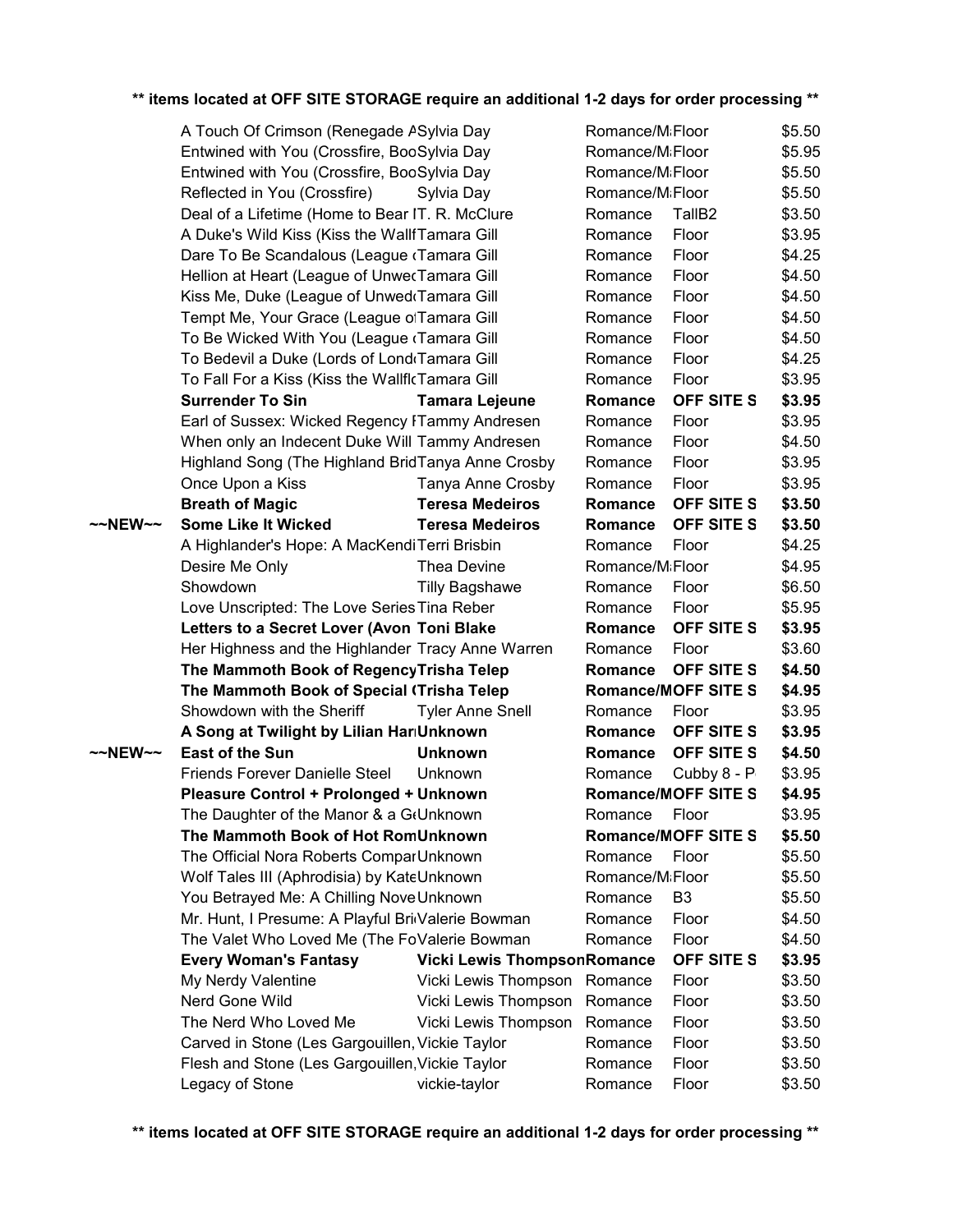** items located at OFF SITE STORAGE require an additional 1-2 days for order processing **

| | Title | Author | Genre | Location | Price |
|---|---|---|---|---|---|
| | A Touch Of Crimson (Renegade A | Sylvia Day | Romance/M | Floor | $5.50 |
| | Entwined with You (Crossfire, Boo | Sylvia Day | Romance/M | Floor | $5.95 |
| | Entwined with You (Crossfire, Boo | Sylvia Day | Romance/M | Floor | $5.50 |
| | Reflected in You (Crossfire) | Sylvia Day | Romance/M | Floor | $5.50 |
| | Deal of a Lifetime (Home to Bear I | T. R. McClure | Romance | TallB2 | $3.50 |
| | A Duke's Wild Kiss (Kiss the Wallf | Tamara Gill | Romance | Floor | $3.95 |
| | Dare To Be Scandalous (League ( | Tamara Gill | Romance | Floor | $4.25 |
| | Hellion at Heart (League of Unwe | Tamara Gill | Romance | Floor | $4.50 |
| | Kiss Me, Duke (League of Unwed | Tamara Gill | Romance | Floor | $4.50 |
| | Tempt Me, Your Grace (League o | Tamara Gill | Romance | Floor | $4.50 |
| | To Be Wicked With You (League ( | Tamara Gill | Romance | Floor | $4.50 |
| | To Bedevil a Duke (Lords of Lond | Tamara Gill | Romance | Floor | $4.25 |
| | To Fall For a Kiss (Kiss the Wallfl | Tamara Gill | Romance | Floor | $3.95 |
| | **Surrender To Sin** | **Tamara Lejeune** | **Romance** | **OFF SITE S** | **$3.95** |
| | Earl of Sussex: Wicked Regency I | Tammy Andresen | Romance | Floor | $3.95 |
| | When only an Indecent Duke Will | Tammy Andresen | Romance | Floor | $4.50 |
| | Highland Song (The Highland Brid | Tanya Anne Crosby | Romance | Floor | $3.95 |
| | Once Upon a Kiss | Tanya Anne Crosby | Romance | Floor | $3.95 |
| | **Breath of Magic** | **Teresa Medeiros** | **Romance** | **OFF SITE S** | **$3.50** |
| **~~NEW~~** | **Some Like It Wicked** | **Teresa Medeiros** | **Romance** | **OFF SITE S** | **$3.50** |
| | A Highlander's Hope: A MacKendi | Terri Brisbin | Romance | Floor | $4.25 |
| | Desire Me Only | Thea Devine | Romance/M | Floor | $4.95 |
| | Showdown | Tilly Bagshawe | Romance | Floor | $6.50 |
| | Love Unscripted: The Love Series | Tina Reber | Romance | Floor | $5.95 |
| | **Letters to a Secret Lover (Avon** | **Toni Blake** | **Romance** | **OFF SITE S** | **$3.95** |
| | Her Highness and the Highlander | Tracy Anne Warren | Romance | Floor | $3.60 |
| | **The Mammoth Book of Regency** | **Trisha Telep** | **Romance** | **OFF SITE S** | **$4.50** |
| | **The Mammoth Book of Special (** | **Trisha Telep** | **Romance/M** | **OFF SITE S** | **$4.95** |
| | Showdown with the Sheriff | Tyler Anne Snell | Romance | Floor | $3.95 |
| | **A Song at Twilight by Lilian Har** | **Unknown** | **Romance** | **OFF SITE S** | **$3.95** |
| **~~NEW~~** | **East of the Sun** | **Unknown** | **Romance** | **OFF SITE S** | **$4.50** |
| | Friends Forever Danielle Steel | Unknown | Romance | Cubby 8 - P | $3.95 |
| | **Pleasure Control + Prolonged +** | **Unknown** | **Romance/M** | **OFF SITE S** | **$4.95** |
| | The Daughter of the Manor & a G | Unknown | Romance | Floor | $3.95 |
| | **The Mammoth Book of Hot Rom** | **Unknown** | **Romance/M** | **OFF SITE S** | **$5.50** |
| | The Official Nora Roberts Compar | Unknown | Romance | Floor | $5.50 |
| | Wolf Tales III (Aphrodisia) by Kate | Unknown | Romance/M | Floor | $5.50 |
| | You Betrayed Me: A Chilling Nove | Unknown | Romance | B3 | $5.50 |
| | Mr. Hunt, I Presume: A Playful Bri | Valerie Bowman | Romance | Floor | $4.50 |
| | The Valet Who Loved Me (The Fo | Valerie Bowman | Romance | Floor | $4.50 |
| | **Every Woman's Fantasy** | **Vicki Lewis Thompson** | **Romance** | **OFF SITE S** | **$3.95** |
| | My Nerdy Valentine | Vicki Lewis Thompson | Romance | Floor | $3.50 |
| | Nerd Gone Wild | Vicki Lewis Thompson | Romance | Floor | $3.50 |
| | The Nerd Who Loved Me | Vicki Lewis Thompson | Romance | Floor | $3.50 |
| | Carved in Stone (Les Gargouillen, | Vickie Taylor | Romance | Floor | $3.50 |
| | Flesh and Stone (Les Gargouillen, | Vickie Taylor | Romance | Floor | $3.50 |
| | Legacy of Stone | vickie-taylor | Romance | Floor | $3.50 |

** items located at OFF SITE STORAGE require an additional 1-2 days for order processing **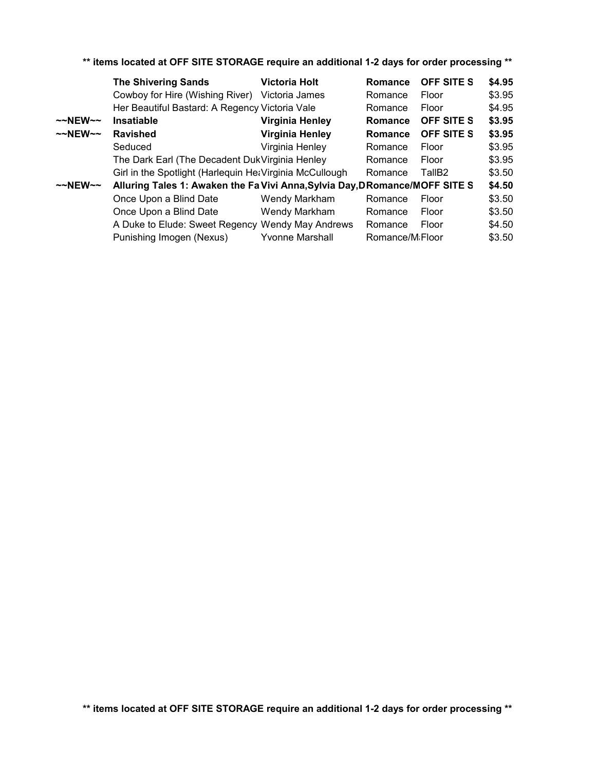| | | | | | |
|---|---|---|---|---|---|
| | **The Shivering Sands** | **Victoria Holt** | **Romance** | **OFF SITE S** | **$4.95** |
| | Cowboy for Hire (Wishing River) | Victoria James | Romance | Floor | $3.95 |
| | Her Beautiful Bastard: A Regency | Victoria Vale | Romance | Floor | $4.95 |
| **~~NEW~~** | **Insatiable** | **Virginia Henley** | **Romance** | **OFF SITE S** | **$3.95** |
| **~~NEW~~** | **Ravished** | **Virginia Henley** | **Romance** | **OFF SITE S** | **$3.95** |
| | Seduced | Virginia Henley | Romance | Floor | $3.95 |
| | The Dark Earl (The Decadent Duk | Virginia Henley | Romance | Floor | $3.95 |
| | Girl in the Spotlight (Harlequin He | Virginia McCullough | Romance | TallB2 | $3.50 |
| **~~NEW~~** | **Alluring Tales 1: Awaken the Fa** | **Vivi Anna,Sylvia Day,D** | **Romance/M** | **OFF SITE S** | **$4.50** |
| | Once Upon a Blind Date | Wendy Markham | Romance | Floor | $3.50 |
| | Once Upon a Blind Date | Wendy Markham | Romance | Floor | $3.50 |
| | A Duke to Elude: Sweet Regency | Wendy May Andrews | Romance | Floor | $4.50 |
| | Punishing Imogen (Nexus) | Yvonne Marshall | Romance/M | Floor | $3.50 |